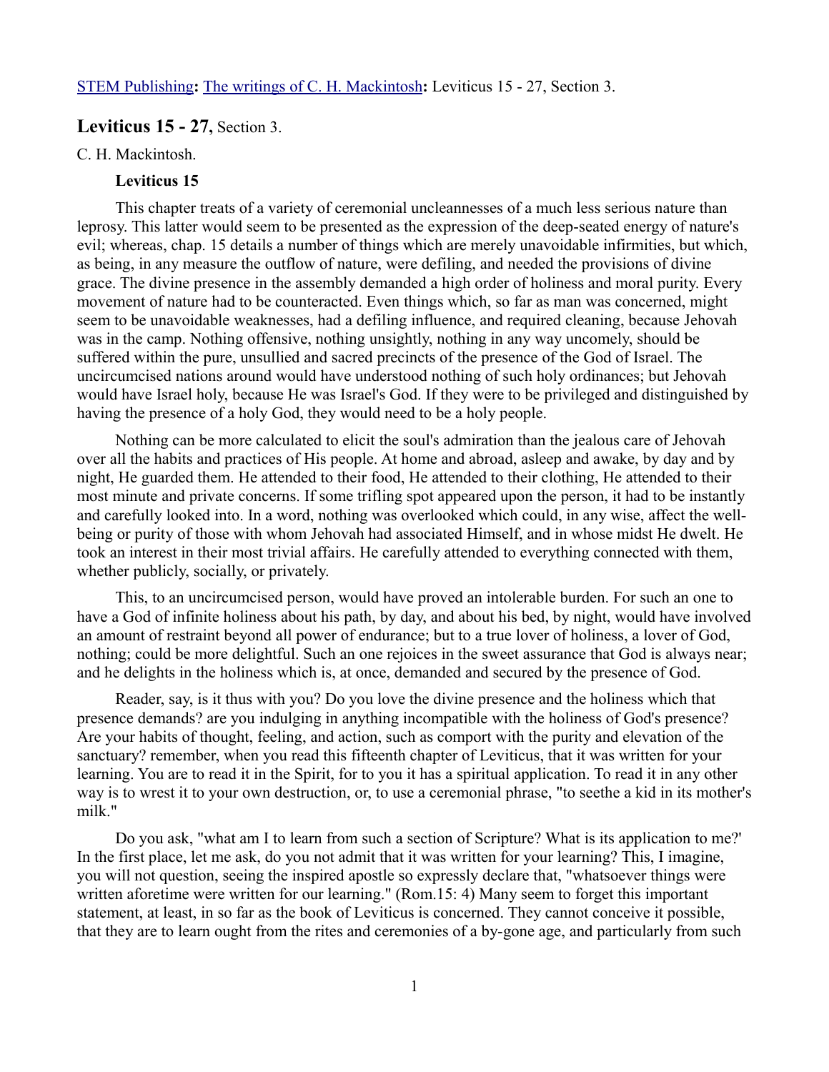STEM Publishing**:** The writings of C. H. Mackintosh**:** Leviticus 15 - 27, Section 3.

## Leviticus 15 - 27, Section 3.

C. H. Mackintosh.

### Leviticus 15

This chapter treats of a variety of ceremonial uncleannesses of a much less serious nature than leprosy. This latter would seem to be presented as the expression of the deep-seated energy of nature's evil; whereas, chap. 15 details a number of things which are merely unavoidable infirmities, but which, as being, in any measure the outflow of nature, were defiling, and needed the provisions of divine grace. The divine presence in the assembly demanded a high order of holiness and moral purity. Every movement of nature had to be counteracted. Even things which, so far as man was concerned, might seem to be unavoidable weaknesses, had a defiling influence, and required cleaning, because Jehovah was in the camp. Nothing offensive, nothing unsightly, nothing in any way uncomely, should be suffered within the pure, unsullied and sacred precincts of the presence of the God of Israel. The uncircumcised nations around would have understood nothing of such holy ordinances; but Jehovah would have Israel holy, because He was Israel's God. If they were to be privileged and distinguished by having the presence of a holy God, they would need to be a holy people.

Nothing can be more calculated to elicit the soul's admiration than the jealous care of Jehovah over all the habits and practices of His people. At home and abroad, asleep and awake, by day and by night, He guarded them. He attended to their food, He attended to their clothing, He attended to their most minute and private concerns. If some trifling spot appeared upon the person, it had to be instantly and carefully looked into. In a word, nothing was overlooked which could, in any wise, affect the well-being or purity of those with whom Jehovah had associated Himself, and in whose midst He dwelt. He took an interest in their most trivial affairs. He carefully attended to everything connected with them, whether publicly, socially, or privately.

This, to an uncircumcised person, would have proved an intolerable burden. For such an one to have a God of infinite holiness about his path, by day, and about his bed, by night, would have involved an amount of restraint beyond all power of endurance; but to a true lover of holiness, a lover of God, nothing; could be more delightful. Such an one rejoices in the sweet assurance that God is always near; and he delights in the holiness which is, at once, demanded and secured by the presence of God.

Reader, say, is it thus with you? Do you love the divine presence and the holiness which that presence demands? are you indulging in anything incompatible with the holiness of God's presence? Are your habits of thought, feeling, and action, such as comport with the purity and elevation of the sanctuary? remember, when you read this fifteenth chapter of Leviticus, that it was written for your learning. You are to read it in the Spirit, for to you it has a spiritual application. To read it in any other way is to wrest it to your own destruction, or, to use a ceremonial phrase, "to seethe a kid in its mother's milk."

Do you ask, "what am I to learn from such a section of Scripture? What is its application to me?' In the first place, let me ask, do you not admit that it was written for your learning? This, I imagine, you will not question, seeing the inspired apostle so expressly declare that, "whatsoever things were written aforetime were written for our learning." (Rom.15: 4) Many seem to forget this important statement, at least, in so far as the book of Leviticus is concerned. They cannot conceive it possible, that they are to learn ought from the rites and ceremonies of a by-gone age, and particularly from such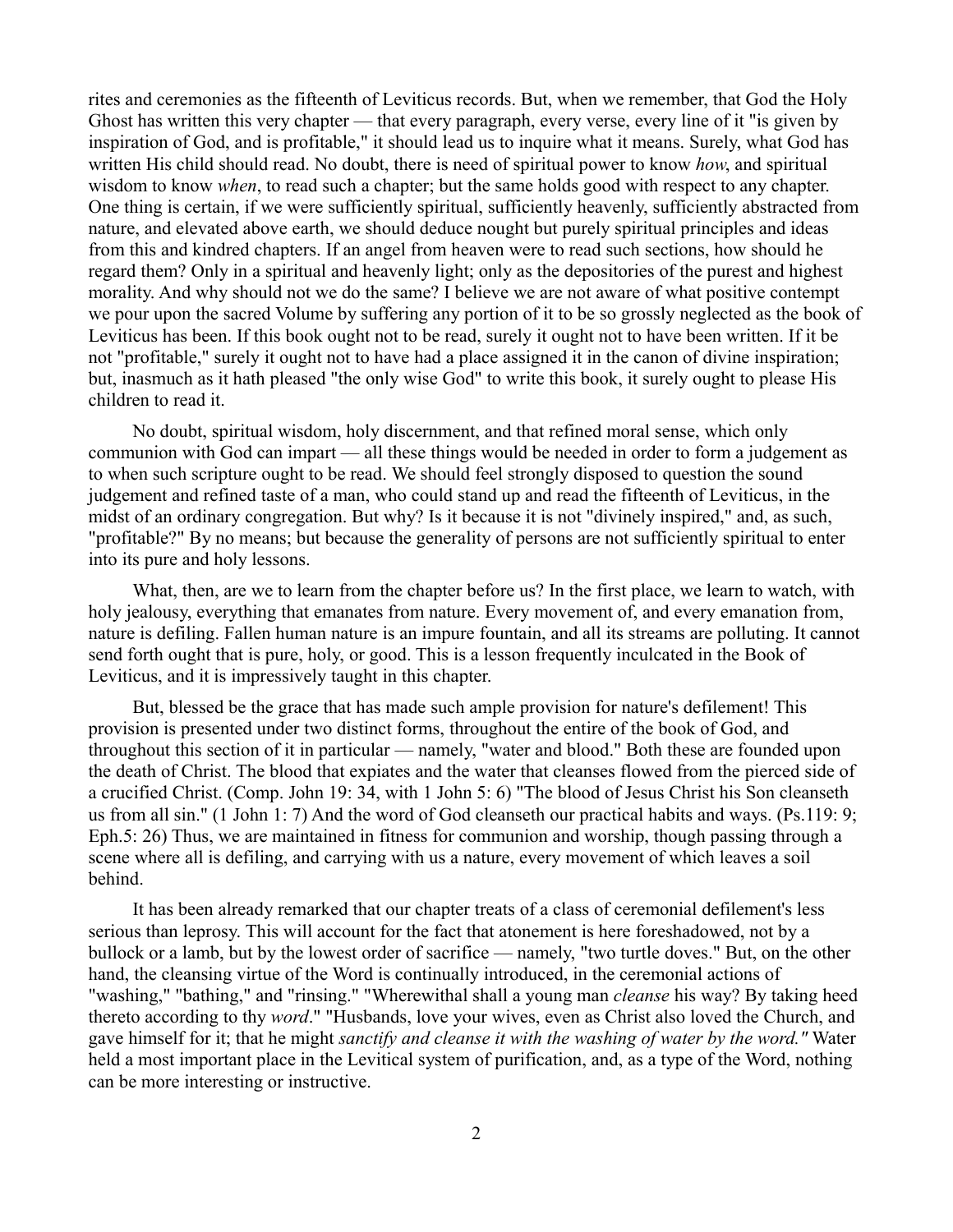rites and ceremonies as the fifteenth of Leviticus records. But, when we remember, that God the Holy Ghost has written this very chapter — that every paragraph, every verse, every line of it "is given by inspiration of God, and is profitable," it should lead us to inquire what it means. Surely, what God has written His child should read. No doubt, there is need of spiritual power to know *how*, and spiritual wisdom to know *when*, to read such a chapter; but the same holds good with respect to any chapter. One thing is certain, if we were sufficiently spiritual, sufficiently heavenly, sufficiently abstracted from nature, and elevated above earth, we should deduce nought but purely spiritual principles and ideas from this and kindred chapters. If an angel from heaven were to read such sections, how should he regard them? Only in a spiritual and heavenly light; only as the depositories of the purest and highest morality. And why should not we do the same? I believe we are not aware of what positive contempt we pour upon the sacred Volume by suffering any portion of it to be so grossly neglected as the book of Leviticus has been. If this book ought not to be read, surely it ought not to have been written. If it be not "profitable," surely it ought not to have had a place assigned it in the canon of divine inspiration; but, inasmuch as it hath pleased "the only wise God" to write this book, it surely ought to please His children to read it.

No doubt, spiritual wisdom, holy discernment, and that refined moral sense, which only communion with God can impart — all these things would be needed in order to form a judgement as to when such scripture ought to be read. We should feel strongly disposed to question the sound judgement and refined taste of a man, who could stand up and read the fifteenth of Leviticus, in the midst of an ordinary congregation. But why? Is it because it is not "divinely inspired," and, as such, "profitable?" By no means; but because the generality of persons are not sufficiently spiritual to enter into its pure and holy lessons.

What, then, are we to learn from the chapter before us? In the first place, we learn to watch, with holy jealousy, everything that emanates from nature. Every movement of, and every emanation from, nature is defiling. Fallen human nature is an impure fountain, and all its streams are polluting. It cannot send forth ought that is pure, holy, or good. This is a lesson frequently inculcated in the Book of Leviticus, and it is impressively taught in this chapter.

But, blessed be the grace that has made such ample provision for nature's defilement! This provision is presented under two distinct forms, throughout the entire of the book of God, and throughout this section of it in particular — namely, "water and blood." Both these are founded upon the death of Christ. The blood that expiates and the water that cleanses flowed from the pierced side of a crucified Christ. (Comp. John 19: 34, with 1 John 5: 6) "The blood of Jesus Christ his Son cleanseth us from all sin." (1 John 1: 7) And the word of God cleanseth our practical habits and ways. (Ps.119: 9; Eph.5: 26) Thus, we are maintained in fitness for communion and worship, though passing through a scene where all is defiling, and carrying with us a nature, every movement of which leaves a soil behind.

It has been already remarked that our chapter treats of a class of ceremonial defilement's less serious than leprosy. This will account for the fact that atonement is here foreshadowed, not by a bullock or a lamb, but by the lowest order of sacrifice — namely, "two turtle doves." But, on the other hand, the cleansing virtue of the Word is continually introduced, in the ceremonial actions of "washing," "bathing," and "rinsing." "Wherewithal shall a young man *cleanse* his way? By taking heed thereto according to thy *word*." "Husbands, love your wives, even as Christ also loved the Church, and gave himself for it; that he might *sanctify and cleanse it with the washing of water by the word."* Water held a most important place in the Levitical system of purification, and, as a type of the Word, nothing can be more interesting or instructive.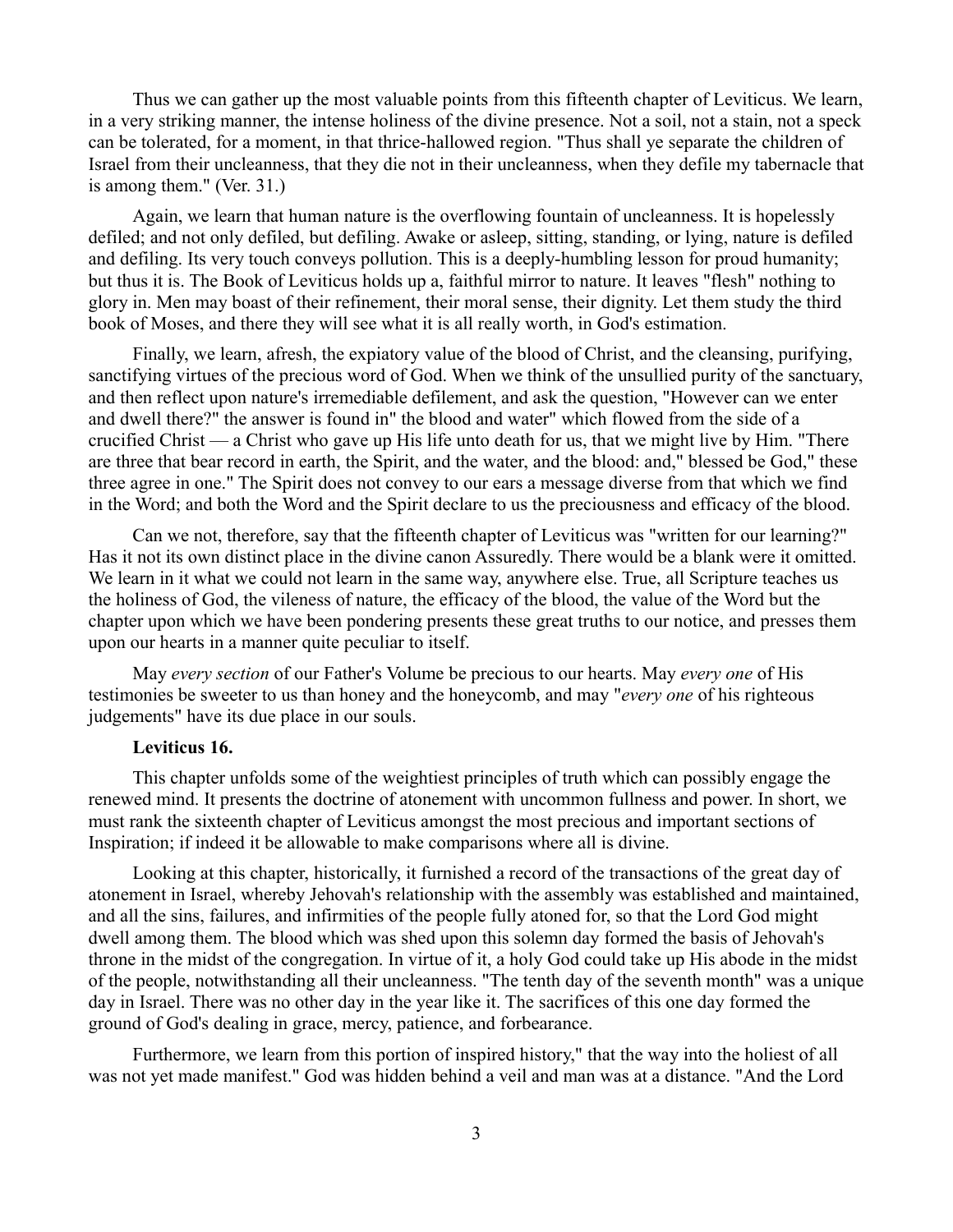Thus we can gather up the most valuable points from this fifteenth chapter of Leviticus. We learn, in a very striking manner, the intense holiness of the divine presence. Not a soil, not a stain, not a speck can be tolerated, for a moment, in that thrice-hallowed region. "Thus shall ye separate the children of Israel from their uncleanness, that they die not in their uncleanness, when they defile my tabernacle that is among them." (Ver. 31.)

Again, we learn that human nature is the overflowing fountain of uncleanness. It is hopelessly defiled; and not only defiled, but defiling. Awake or asleep, sitting, standing, or lying, nature is defiled and defiling. Its very touch conveys pollution. This is a deeply-humbling lesson for proud humanity; but thus it is. The Book of Leviticus holds up a, faithful mirror to nature. It leaves "flesh" nothing to glory in. Men may boast of their refinement, their moral sense, their dignity. Let them study the third book of Moses, and there they will see what it is all really worth, in God's estimation.

Finally, we learn, afresh, the expiatory value of the blood of Christ, and the cleansing, purifying, sanctifying virtues of the precious word of God. When we think of the unsullied purity of the sanctuary, and then reflect upon nature's irremediable defilement, and ask the question, "However can we enter and dwell there?" the answer is found in" the blood and water" which flowed from the side of a crucified Christ — a Christ who gave up His life unto death for us, that we might live by Him. "There are three that bear record in earth, the Spirit, and the water, and the blood: and," blessed be God," these three agree in one." The Spirit does not convey to our ears a message diverse from that which we find in the Word; and both the Word and the Spirit declare to us the preciousness and efficacy of the blood.

Can we not, therefore, say that the fifteenth chapter of Leviticus was "written for our learning?" Has it not its own distinct place in the divine canon Assuredly. There would be a blank were it omitted. We learn in it what we could not learn in the same way, anywhere else. True, all Scripture teaches us the holiness of God, the vileness of nature, the efficacy of the blood, the value of the Word but the chapter upon which we have been pondering presents these great truths to our notice, and presses them upon our hearts in a manner quite peculiar to itself.

May *every section* of our Father's Volume be precious to our hearts. May *every one* of His testimonies be sweeter to us than honey and the honeycomb, and may "*every one* of his righteous judgements" have its due place in our souls.

**Leviticus 16.**

This chapter unfolds some of the weightiest principles of truth which can possibly engage the renewed mind. It presents the doctrine of atonement with uncommon fullness and power. In short, we must rank the sixteenth chapter of Leviticus amongst the most precious and important sections of Inspiration; if indeed it be allowable to make comparisons where all is divine.

Looking at this chapter, historically, it furnished a record of the transactions of the great day of atonement in Israel, whereby Jehovah's relationship with the assembly was established and maintained, and all the sins, failures, and infirmities of the people fully atoned for, so that the Lord God might dwell among them. The blood which was shed upon this solemn day formed the basis of Jehovah's throne in the midst of the congregation. In virtue of it, a holy God could take up His abode in the midst of the people, notwithstanding all their uncleanness. "The tenth day of the seventh month" was a unique day in Israel. There was no other day in the year like it. The sacrifices of this one day formed the ground of God's dealing in grace, mercy, patience, and forbearance.

Furthermore, we learn from this portion of inspired history," that the way into the holiest of all was not yet made manifest." God was hidden behind a veil and man was at a distance. "And the Lord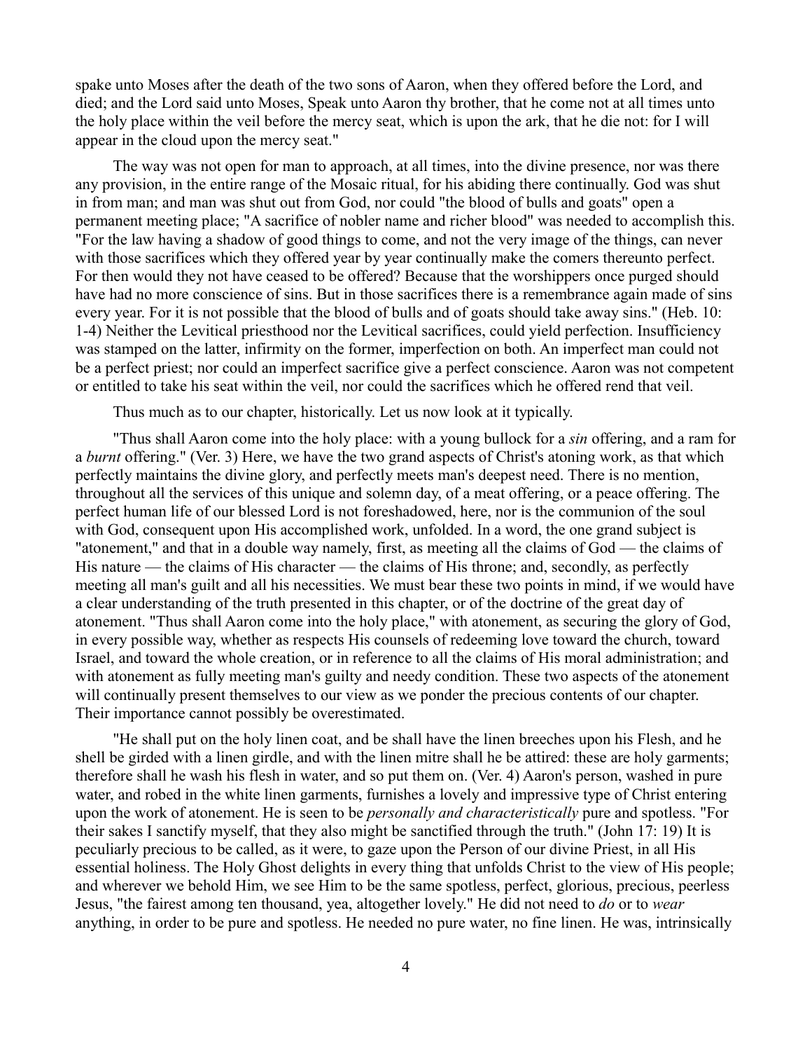spake unto Moses after the death of the two sons of Aaron, when they offered before the Lord, and died; and the Lord said unto Moses, Speak unto Aaron thy brother, that he come not at all times unto the holy place within the veil before the mercy seat, which is upon the ark, that he die not: for I will appear in the cloud upon the mercy seat."

The way was not open for man to approach, at all times, into the divine presence, nor was there any provision, in the entire range of the Mosaic ritual, for his abiding there continually. God was shut in from man; and man was shut out from God, nor could "the blood of bulls and goats" open a permanent meeting place; "A sacrifice of nobler name and richer blood" was needed to accomplish this. "For the law having a shadow of good things to come, and not the very image of the things, can never with those sacrifices which they offered year by year continually make the comers thereunto perfect. For then would they not have ceased to be offered? Because that the worshippers once purged should have had no more conscience of sins. But in those sacrifices there is a remembrance again made of sins every year. For it is not possible that the blood of bulls and of goats should take away sins." (Heb. 10: 1-4) Neither the Levitical priesthood nor the Levitical sacrifices, could yield perfection. Insufficiency was stamped on the latter, infirmity on the former, imperfection on both. An imperfect man could not be a perfect priest; nor could an imperfect sacrifice give a perfect conscience. Aaron was not competent or entitled to take his seat within the veil, nor could the sacrifices which he offered rend that veil.

Thus much as to our chapter, historically. Let us now look at it typically.

"Thus shall Aaron come into the holy place: with a young bullock for a *sin* offering, and a ram for a *burnt* offering." (Ver. 3) Here, we have the two grand aspects of Christ's atoning work, as that which perfectly maintains the divine glory, and perfectly meets man's deepest need. There is no mention, throughout all the services of this unique and solemn day, of a meat offering, or a peace offering. The perfect human life of our blessed Lord is not foreshadowed, here, nor is the communion of the soul with God, consequent upon His accomplished work, unfolded. In a word, the one grand subject is "atonement," and that in a double way namely, first, as meeting all the claims of God — the claims of His nature — the claims of His character — the claims of His throne; and, secondly, as perfectly meeting all man's guilt and all his necessities. We must bear these two points in mind, if we would have a clear understanding of the truth presented in this chapter, or of the doctrine of the great day of atonement. "Thus shall Aaron come into the holy place," with atonement, as securing the glory of God, in every possible way, whether as respects His counsels of redeeming love toward the church, toward Israel, and toward the whole creation, or in reference to all the claims of His moral administration; and with atonement as fully meeting man's guilty and needy condition. These two aspects of the atonement will continually present themselves to our view as we ponder the precious contents of our chapter. Their importance cannot possibly be overestimated.

"He shall put on the holy linen coat, and be shall have the linen breeches upon his Flesh, and he shell be girded with a linen girdle, and with the linen mitre shall he be attired: these are holy garments; therefore shall he wash his flesh in water, and so put them on. (Ver. 4) Aaron's person, washed in pure water, and robed in the white linen garments, furnishes a lovely and impressive type of Christ entering upon the work of atonement. He is seen to be *personally and characteristically* pure and spotless. "For their sakes I sanctify myself, that they also might be sanctified through the truth." (John 17: 19) It is peculiarly precious to be called, as it were, to gaze upon the Person of our divine Priest, in all His essential holiness. The Holy Ghost delights in every thing that unfolds Christ to the view of His people; and wherever we behold Him, we see Him to be the same spotless, perfect, glorious, precious, peerless Jesus, "the fairest among ten thousand, yea, altogether lovely." He did not need to *do* or to *wear* anything, in order to be pure and spotless. He needed no pure water, no fine linen. He was, intrinsically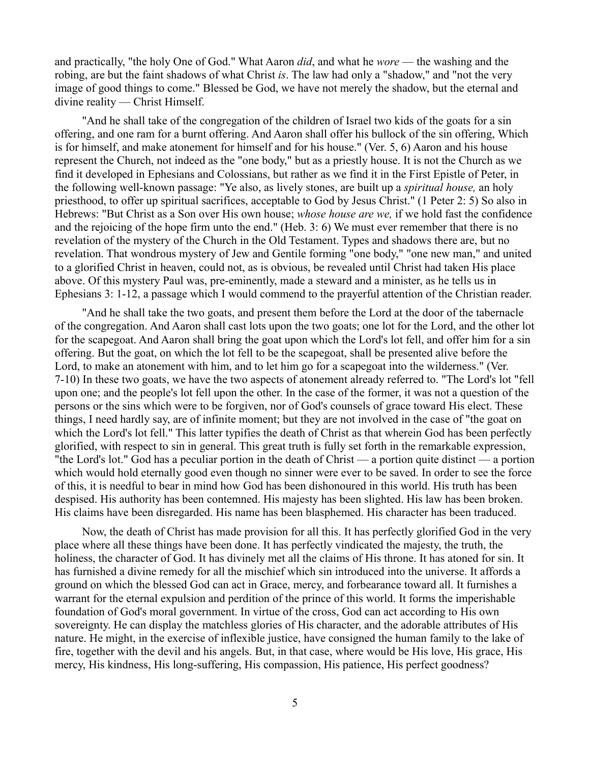and practically, "the holy One of God." What Aaron *did*, and what he *wore* — the washing and the robing, are but the faint shadows of what Christ *is*. The law had only a "shadow," and "not the very image of good things to come." Blessed be God, we have not merely the shadow, but the eternal and divine reality — Christ Himself.

"And he shall take of the congregation of the children of Israel two kids of the goats for a sin offering, and one ram for a burnt offering. And Aaron shall offer his bullock of the sin offering, Which is for himself, and make atonement for himself and for his house." (Ver. 5, 6) Aaron and his house represent the Church, not indeed as the "one body," but as a priestly house. It is not the Church as we find it developed in Ephesians and Colossians, but rather as we find it in the First Epistle of Peter, in the following well-known passage: "Ye also, as lively stones, are built up a *spiritual house,* an holy priesthood, to offer up spiritual sacrifices, acceptable to God by Jesus Christ." (1 Peter 2: 5) So also in Hebrews: "But Christ as a Son over His own house; *whose house are we,* if we hold fast the confidence and the rejoicing of the hope firm unto the end." (Heb. 3: 6) We must ever remember that there is no revelation of the mystery of the Church in the Old Testament. Types and shadows there are, but no revelation. That wondrous mystery of Jew and Gentile forming "one body," "one new man," and united to a glorified Christ in heaven, could not, as is obvious, be revealed until Christ had taken His place above. Of this mystery Paul was, pre-eminently, made a steward and a minister, as he tells us in Ephesians 3: 1-12, a passage which I would commend to the prayerful attention of the Christian reader.

"And he shall take the two goats, and present them before the Lord at the door of the tabernacle of the congregation. And Aaron shall cast lots upon the two goats; one lot for the Lord, and the other lot for the scapegoat. And Aaron shall bring the goat upon which the Lord's lot fell, and offer him for a sin offering. But the goat, on which the lot fell to be the scapegoat, shall be presented alive before the Lord, to make an atonement with him, and to let him go for a scapegoat into the wilderness." (Ver. 7-10) In these two goats, we have the two aspects of atonement already referred to. "The Lord's lot "fell upon one; and the people's lot fell upon the other. In the case of the former, it was not a question of the persons or the sins which were to be forgiven, nor of God's counsels of grace toward His elect. These things, I need hardly say, are of infinite moment; but they are not involved in the case of "the goat on which the Lord's lot fell." This latter typifies the death of Christ as that wherein God has been perfectly glorified, with respect to sin in general. This great truth is fully set forth in the remarkable expression, "the Lord's lot." God has a peculiar portion in the death of Christ — a portion quite distinct — a portion which would hold eternally good even though no sinner were ever to be saved. In order to see the force of this, it is needful to bear in mind how God has been dishonoured in this world. His truth has been despised. His authority has been contemned. His majesty has been slighted. His law has been broken. His claims have been disregarded. His name has been blasphemed. His character has been traduced.

Now, the death of Christ has made provision for all this. It has perfectly glorified God in the very place where all these things have been done. It has perfectly vindicated the majesty, the truth, the holiness, the character of God. It has divinely met all the claims of His throne. It has atoned for sin. It has furnished a divine remedy for all the mischief which sin introduced into the universe. It affords a ground on which the blessed God can act in Grace, mercy, and forbearance toward all. It furnishes a warrant for the eternal expulsion and perdition of the prince of this world. It forms the imperishable foundation of God's moral government. In virtue of the cross, God can act according to His own sovereignty. He can display the matchless glories of His character, and the adorable attributes of His nature. He might, in the exercise of inflexible justice, have consigned the human family to the lake of fire, together with the devil and his angels. But, in that case, where would be His love, His grace, His mercy, His kindness, His long-suffering, His compassion, His patience, His perfect goodness?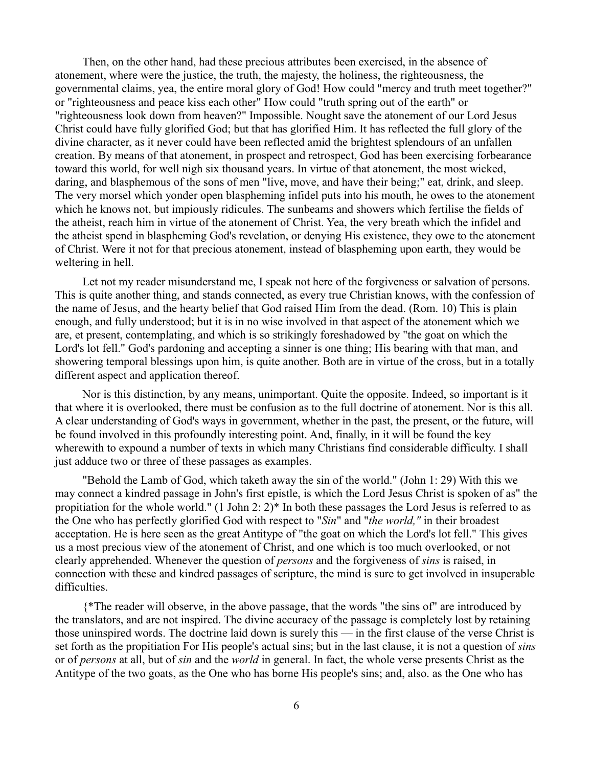Then, on the other hand, had these precious attributes been exercised, in the absence of atonement, where were the justice, the truth, the majesty, the holiness, the righteousness, the governmental claims, yea, the entire moral glory of God! How could "mercy and truth meet together?" or "righteousness and peace kiss each other" How could "truth spring out of the earth" or "righteousness look down from heaven?" Impossible. Nought save the atonement of our Lord Jesus Christ could have fully glorified God; but that has glorified Him. It has reflected the full glory of the divine character, as it never could have been reflected amid the brightest splendours of an unfallen creation. By means of that atonement, in prospect and retrospect, God has been exercising forbearance toward this world, for well nigh six thousand years. In virtue of that atonement, the most wicked, daring, and blasphemous of the sons of men "live, move, and have their being;" eat, drink, and sleep. The very morsel which yonder open blaspheming infidel puts into his mouth, he owes to the atonement which he knows not, but impiously ridicules. The sunbeams and showers which fertilise the fields of the atheist, reach him in virtue of the atonement of Christ. Yea, the very breath which the infidel and the atheist spend in blaspheming God's revelation, or denying His existence, they owe to the atonement of Christ. Were it not for that precious atonement, instead of blaspheming upon earth, they would be weltering in hell.

Let not my reader misunderstand me, I speak not here of the forgiveness or salvation of persons. This is quite another thing, and stands connected, as every true Christian knows, with the confession of the name of Jesus, and the hearty belief that God raised Him from the dead. (Rom. 10) This is plain enough, and fully understood; but it is in no wise involved in that aspect of the atonement which we are, et present, contemplating, and which is so strikingly foreshadowed by "the goat on which the Lord's lot fell." God's pardoning and accepting a sinner is one thing; His bearing with that man, and showering temporal blessings upon him, is quite another. Both are in virtue of the cross, but in a totally different aspect and application thereof.

Nor is this distinction, by any means, unimportant. Quite the opposite. Indeed, so important is it that where it is overlooked, there must be confusion as to the full doctrine of atonement. Nor is this all. A clear understanding of God's ways in government, whether in the past, the present, or the future, will be found involved in this profoundly interesting point. And, finally, in it will be found the key wherewith to expound a number of texts in which many Christians find considerable difficulty. I shall just adduce two or three of these passages as examples.

"Behold the Lamb of God, which taketh away the sin of the world." (John 1: 29) With this we may connect a kindred passage in John's first epistle, is which the Lord Jesus Christ is spoken of as" the propitiation for the whole world." (1 John 2: 2)* In both these passages the Lord Jesus is referred to as the One who has perfectly glorified God with respect to "*Sin*" and "*the world,"* in their broadest acceptation. He is here seen as the great Antitype of "the goat on which the Lord's lot fell." This gives us a most precious view of the atonement of Christ, and one which is too much overlooked, or not clearly apprehended. Whenever the question of *persons* and the forgiveness of *sins* is raised, in connection with these and kindred passages of scripture, the mind is sure to get involved in insuperable difficulties.

{*The reader will observe, in the above passage, that the words "the sins of" are introduced by the translators, and are not inspired. The divine accuracy of the passage is completely lost by retaining those uninspired words. The doctrine laid down is surely this — in the first clause of the verse Christ is set forth as the propitiation For His people's actual sins; but in the last clause, it is not a question of *sins* or of *persons* at all, but of *sin* and the *world* in general. In fact, the whole verse presents Christ as the Antitype of the two goats, as the One who has borne His people's sins; and, also. as the One who has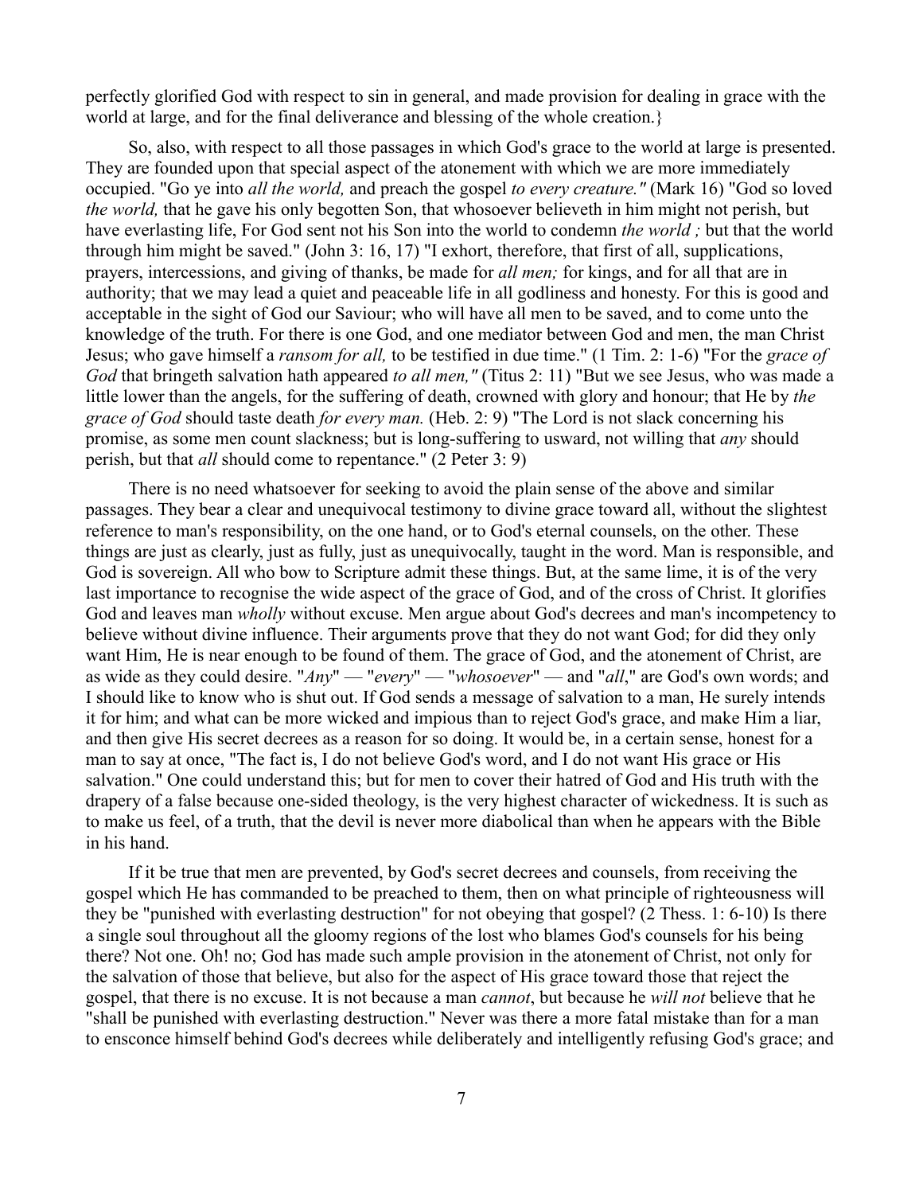perfectly glorified God with respect to sin in general, and made provision for dealing in grace with the world at large, and for the final deliverance and blessing of the whole creation.}

So, also, with respect to all those passages in which God's grace to the world at large is presented. They are founded upon that special aspect of the atonement with which we are more immediately occupied. "Go ye into *all the world,* and preach the gospel *to every creature."* (Mark 16) "God so loved *the world,* that he gave his only begotten Son, that whosoever believeth in him might not perish, but have everlasting life, For God sent not his Son into the world to condemn *the world ;* but that the world through him might be saved." (John 3: 16, 17) "I exhort, therefore, that first of all, supplications, prayers, intercessions, and giving of thanks, be made for *all men;* for kings, and for all that are in authority; that we may lead a quiet and peaceable life in all godliness and honesty. For this is good and acceptable in the sight of God our Saviour; who will have all men to be saved, and to come unto the knowledge of the truth. For there is one God, and one mediator between God and men, the man Christ Jesus; who gave himself a *ransom for all,* to be testified in due time." (1 Tim. 2: 1-6) "For the *grace of God* that bringeth salvation hath appeared *to all men,"* (Titus 2: 11) "But we see Jesus, who was made a little lower than the angels, for the suffering of death, crowned with glory and honour; that He by *the grace of God* should taste death *for every man.* (Heb. 2: 9) "The Lord is not slack concerning his promise, as some men count slackness; but is long-suffering to usward, not willing that *any* should perish, but that *all* should come to repentance." (2 Peter 3: 9)

There is no need whatsoever for seeking to avoid the plain sense of the above and similar passages. They bear a clear and unequivocal testimony to divine grace toward all, without the slightest reference to man's responsibility, on the one hand, or to God's eternal counsels, on the other. These things are just as clearly, just as fully, just as unequivocally, taught in the word. Man is responsible, and God is sovereign. All who bow to Scripture admit these things. But, at the same lime, it is of the very last importance to recognise the wide aspect of the grace of God, and of the cross of Christ. It glorifies God and leaves man *wholly* without excuse. Men argue about God's decrees and man's incompetency to believe without divine influence. Their arguments prove that they do not want God; for did they only want Him, He is near enough to be found of them. The grace of God, and the atonement of Christ, are as wide as they could desire. "*Any*" — "*every*" — "*whosoever*" — and "*all*," are God's own words; and I should like to know who is shut out. If God sends a message of salvation to a man, He surely intends it for him; and what can be more wicked and impious than to reject God's grace, and make Him a liar, and then give His secret decrees as a reason for so doing. It would be, in a certain sense, honest for a man to say at once, "The fact is, I do not believe God's word, and I do not want His grace or His salvation." One could understand this; but for men to cover their hatred of God and His truth with the drapery of a false because one-sided theology, is the very highest character of wickedness. It is such as to make us feel, of a truth, that the devil is never more diabolical than when he appears with the Bible in his hand.

If it be true that men are prevented, by God's secret decrees and counsels, from receiving the gospel which He has commanded to be preached to them, then on what principle of righteousness will they be "punished with everlasting destruction" for not obeying that gospel? (2 Thess. 1: 6-10) Is there a single soul throughout all the gloomy regions of the lost who blames God's counsels for his being there? Not one. Oh! no; God has made such ample provision in the atonement of Christ, not only for the salvation of those that believe, but also for the aspect of His grace toward those that reject the gospel, that there is no excuse. It is not because a man *cannot*, but because he *will not* believe that he "shall be punished with everlasting destruction." Never was there a more fatal mistake than for a man to ensconce himself behind God's decrees while deliberately and intelligently refusing God's grace; and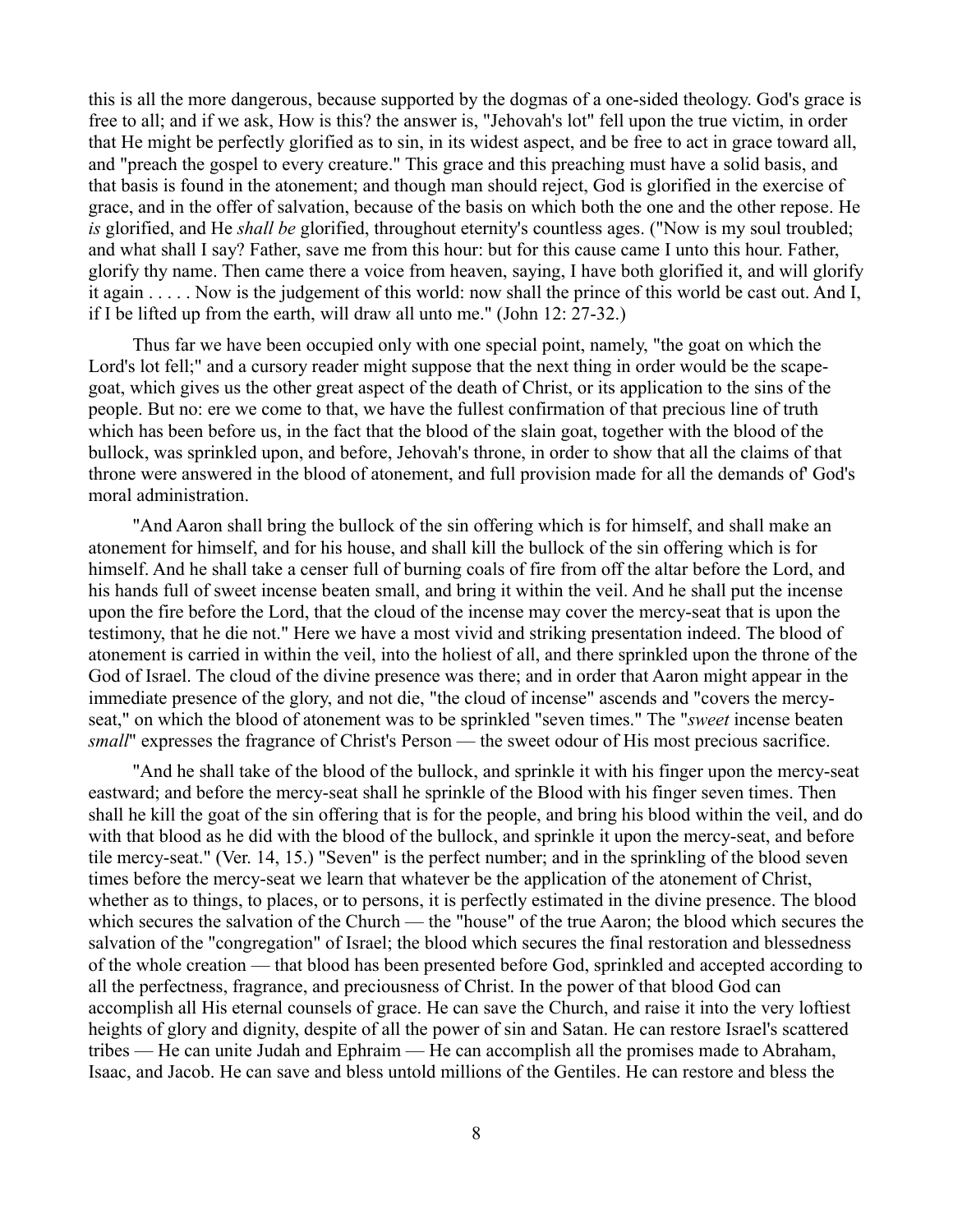this is all the more dangerous, because supported by the dogmas of a one-sided theology. God's grace is free to all; and if we ask, How is this? the answer is, "Jehovah's lot" fell upon the true victim, in order that He might be perfectly glorified as to sin, in its widest aspect, and be free to act in grace toward all, and "preach the gospel to every creature." This grace and this preaching must have a solid basis, and that basis is found in the atonement; and though man should reject, God is glorified in the exercise of grace, and in the offer of salvation, because of the basis on which both the one and the other repose. He *is* glorified, and He *shall be* glorified, throughout eternity's countless ages. ("Now is my soul troubled; and what shall I say? Father, save me from this hour: but for this cause came I unto this hour. Father, glorify thy name. Then came there a voice from heaven, saying, I have both glorified it, and will glorify it again . . . . . Now is the judgement of this world: now shall the prince of this world be cast out. And I, if I be lifted up from the earth, will draw all unto me." (John 12: 27-32.)

Thus far we have been occupied only with one special point, namely, "the goat on which the Lord's lot fell;" and a cursory reader might suppose that the next thing in order would be the scape-goat, which gives us the other great aspect of the death of Christ, or its application to the sins of the people. But no: ere we come to that, we have the fullest confirmation of that precious line of truth which has been before us, in the fact that the blood of the slain goat, together with the blood of the bullock, was sprinkled upon, and before, Jehovah's throne, in order to show that all the claims of that throne were answered in the blood of atonement, and full provision made for all the demands of' God's moral administration.

"And Aaron shall bring the bullock of the sin offering which is for himself, and shall make an atonement for himself, and for his house, and shall kill the bullock of the sin offering which is for himself. And he shall take a censer full of burning coals of fire from off the altar before the Lord, and his hands full of sweet incense beaten small, and bring it within the veil. And he shall put the incense upon the fire before the Lord, that the cloud of the incense may cover the mercy-seat that is upon the testimony, that he die not." Here we have a most vivid and striking presentation indeed. The blood of atonement is carried in within the veil, into the holiest of all, and there sprinkled upon the throne of the God of Israel. The cloud of the divine presence was there; and in order that Aaron might appear in the immediate presence of the glory, and not die, "the cloud of incense" ascends and "covers the mercy-seat," on which the blood of atonement was to be sprinkled "seven times." The "*sweet* incense beaten *small*" expresses the fragrance of Christ's Person — the sweet odour of His most precious sacrifice.

"And he shall take of the blood of the bullock, and sprinkle it with his finger upon the mercy-seat eastward; and before the mercy-seat shall he sprinkle of the Blood with his finger seven times. Then shall he kill the goat of the sin offering that is for the people, and bring his blood within the veil, and do with that blood as he did with the blood of the bullock, and sprinkle it upon the mercy-seat, and before tile mercy-seat." (Ver. 14, 15.) "Seven" is the perfect number; and in the sprinkling of the blood seven times before the mercy-seat we learn that whatever be the application of the atonement of Christ, whether as to things, to places, or to persons, it is perfectly estimated in the divine presence. The blood which secures the salvation of the Church — the "house" of the true Aaron; the blood which secures the salvation of the "congregation" of Israel; the blood which secures the final restoration and blessedness of the whole creation — that blood has been presented before God, sprinkled and accepted according to all the perfectness, fragrance, and preciousness of Christ. In the power of that blood God can accomplish all His eternal counsels of grace. He can save the Church, and raise it into the very loftiest heights of glory and dignity, despite of all the power of sin and Satan. He can restore Israel's scattered tribes — He can unite Judah and Ephraim — He can accomplish all the promises made to Abraham, Isaac, and Jacob. He can save and bless untold millions of the Gentiles. He can restore and bless the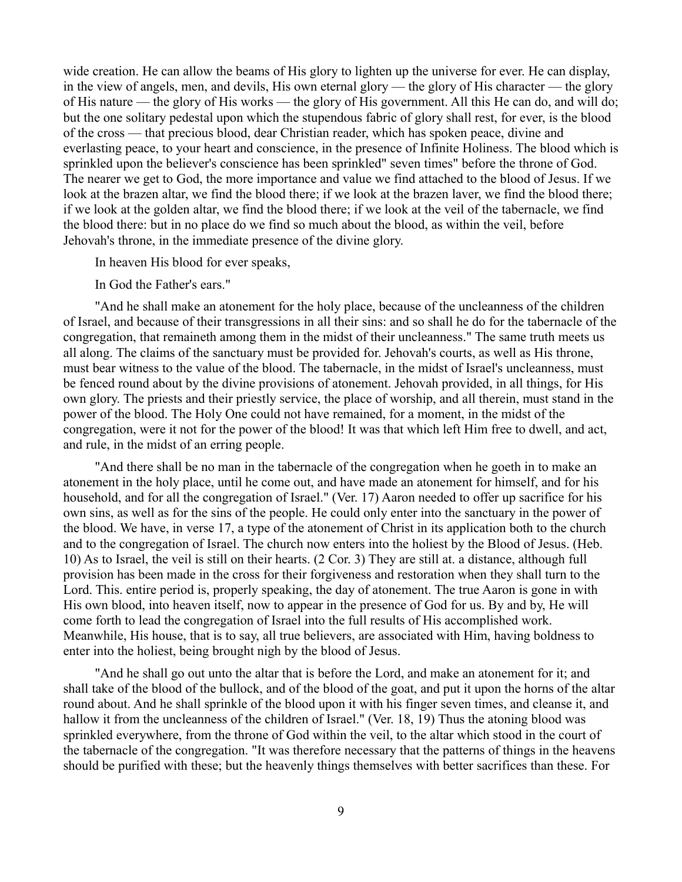wide creation. He can allow the beams of His glory to lighten up the universe for ever. He can display, in the view of angels, men, and devils, His own eternal glory — the glory of His character — the glory of His nature — the glory of His works — the glory of His government. All this He can do, and will do; but the one solitary pedestal upon which the stupendous fabric of glory shall rest, for ever, is the blood of the cross — that precious blood, dear Christian reader, which has spoken peace, divine and everlasting peace, to your heart and conscience, in the presence of Infinite Holiness. The blood which is sprinkled upon the believer's conscience has been sprinkled" seven times" before the throne of God. The nearer we get to God, the more importance and value we find attached to the blood of Jesus. If we look at the brazen altar, we find the blood there; if we look at the brazen laver, we find the blood there; if we look at the golden altar, we find the blood there; if we look at the veil of the tabernacle, we find the blood there: but in no place do we find so much about the blood, as within the veil, before Jehovah's throne, in the immediate presence of the divine glory.

In heaven His blood for ever speaks,

In God the Father's ears."

"And he shall make an atonement for the holy place, because of the uncleanness of the children of Israel, and because of their transgressions in all their sins: and so shall he do for the tabernacle of the congregation, that remaineth among them in the midst of their uncleanness." The same truth meets us all along. The claims of the sanctuary must be provided for. Jehovah's courts, as well as His throne, must bear witness to the value of the blood. The tabernacle, in the midst of Israel's uncleanness, must be fenced round about by the divine provisions of atonement. Jehovah provided, in all things, for His own glory. The priests and their priestly service, the place of worship, and all therein, must stand in the power of the blood. The Holy One could not have remained, for a moment, in the midst of the congregation, were it not for the power of the blood! It was that which left Him free to dwell, and act, and rule, in the midst of an erring people.

"And there shall be no man in the tabernacle of the congregation when he goeth in to make an atonement in the holy place, until he come out, and have made an atonement for himself, and for his household, and for all the congregation of Israel." (Ver. 17) Aaron needed to offer up sacrifice for his own sins, as well as for the sins of the people. He could only enter into the sanctuary in the power of the blood. We have, in verse 17, a type of the atonement of Christ in its application both to the church and to the congregation of Israel. The church now enters into the holiest by the Blood of Jesus. (Heb. 10) As to Israel, the veil is still on their hearts. (2 Cor. 3) They are still at. a distance, although full provision has been made in the cross for their forgiveness and restoration when they shall turn to the Lord. This. entire period is, properly speaking, the day of atonement. The true Aaron is gone in with His own blood, into heaven itself, now to appear in the presence of God for us. By and by, He will come forth to lead the congregation of Israel into the full results of His accomplished work. Meanwhile, His house, that is to say, all true believers, are associated with Him, having boldness to enter into the holiest, being brought nigh by the blood of Jesus.

"And he shall go out unto the altar that is before the Lord, and make an atonement for it; and shall take of the blood of the bullock, and of the blood of the goat, and put it upon the horns of the altar round about. And he shall sprinkle of the blood upon it with his finger seven times, and cleanse it, and hallow it from the uncleanness of the children of Israel." (Ver. 18, 19) Thus the atoning blood was sprinkled everywhere, from the throne of God within the veil, to the altar which stood in the court of the tabernacle of the congregation. "It was therefore necessary that the patterns of things in the heavens should be purified with these; but the heavenly things themselves with better sacrifices than these. For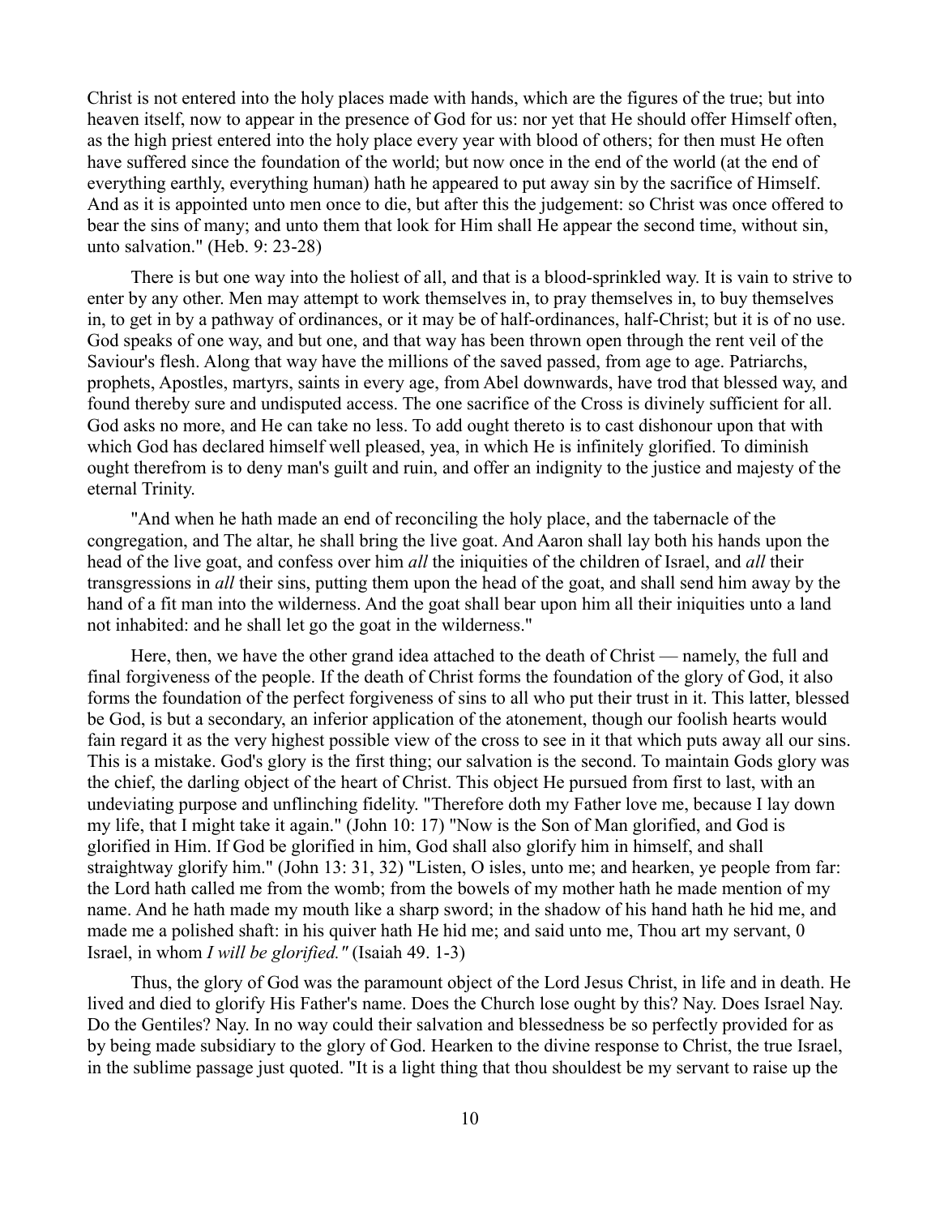Christ is not entered into the holy places made with hands, which are the figures of the true; but into heaven itself, now to appear in the presence of God for us: nor yet that He should offer Himself often, as the high priest entered into the holy place every year with blood of others; for then must He often have suffered since the foundation of the world; but now once in the end of the world (at the end of everything earthly, everything human) hath he appeared to put away sin by the sacrifice of Himself. And as it is appointed unto men once to die, but after this the judgement: so Christ was once offered to bear the sins of many; and unto them that look for Him shall He appear the second time, without sin, unto salvation." (Heb. 9: 23-28)

There is but one way into the holiest of all, and that is a blood-sprinkled way. It is vain to strive to enter by any other. Men may attempt to work themselves in, to pray themselves in, to buy themselves in, to get in by a pathway of ordinances, or it may be of half-ordinances, half-Christ; but it is of no use. God speaks of one way, and but one, and that way has been thrown open through the rent veil of the Saviour's flesh. Along that way have the millions of the saved passed, from age to age. Patriarchs, prophets, Apostles, martyrs, saints in every age, from Abel downwards, have trod that blessed way, and found thereby sure and undisputed access. The one sacrifice of the Cross is divinely sufficient for all. God asks no more, and He can take no less. To add ought thereto is to cast dishonour upon that with which God has declared himself well pleased, yea, in which He is infinitely glorified. To diminish ought therefrom is to deny man's guilt and ruin, and offer an indignity to the justice and majesty of the eternal Trinity.

"And when he hath made an end of reconciling the holy place, and the tabernacle of the congregation, and The altar, he shall bring the live goat. And Aaron shall lay both his hands upon the head of the live goat, and confess over him *all* the iniquities of the children of Israel, and *all* their transgressions in *all* their sins, putting them upon the head of the goat, and shall send him away by the hand of a fit man into the wilderness. And the goat shall bear upon him all their iniquities unto a land not inhabited: and he shall let go the goat in the wilderness."

Here, then, we have the other grand idea attached to the death of Christ — namely, the full and final forgiveness of the people. If the death of Christ forms the foundation of the glory of God, it also forms the foundation of the perfect forgiveness of sins to all who put their trust in it. This latter, blessed be God, is but a secondary, an inferior application of the atonement, though our foolish hearts would fain regard it as the very highest possible view of the cross to see in it that which puts away all our sins. This is a mistake. God's glory is the first thing; our salvation is the second. To maintain Gods glory was the chief, the darling object of the heart of Christ. This object He pursued from first to last, with an undeviating purpose and unflinching fidelity. "Therefore doth my Father love me, because I lay down my life, that I might take it again." (John 10: 17) "Now is the Son of Man glorified, and God is glorified in Him. If God be glorified in him, God shall also glorify him in himself, and shall straightway glorify him." (John 13: 31, 32) "Listen, O isles, unto me; and hearken, ye people from far: the Lord hath called me from the womb; from the bowels of my mother hath he made mention of my name. And he hath made my mouth like a sharp sword; in the shadow of his hand hath he hid me, and made me a polished shaft: in his quiver hath He hid me; and said unto me, Thou art my servant, 0 Israel, in whom *I will be glorified."* (Isaiah 49. 1-3)

Thus, the glory of God was the paramount object of the Lord Jesus Christ, in life and in death. He lived and died to glorify His Father's name. Does the Church lose ought by this? Nay. Does Israel Nay. Do the Gentiles? Nay. In no way could their salvation and blessedness be so perfectly provided for as by being made subsidiary to the glory of God. Hearken to the divine response to Christ, the true Israel, in the sublime passage just quoted. "It is a light thing that thou shouldest be my servant to raise up the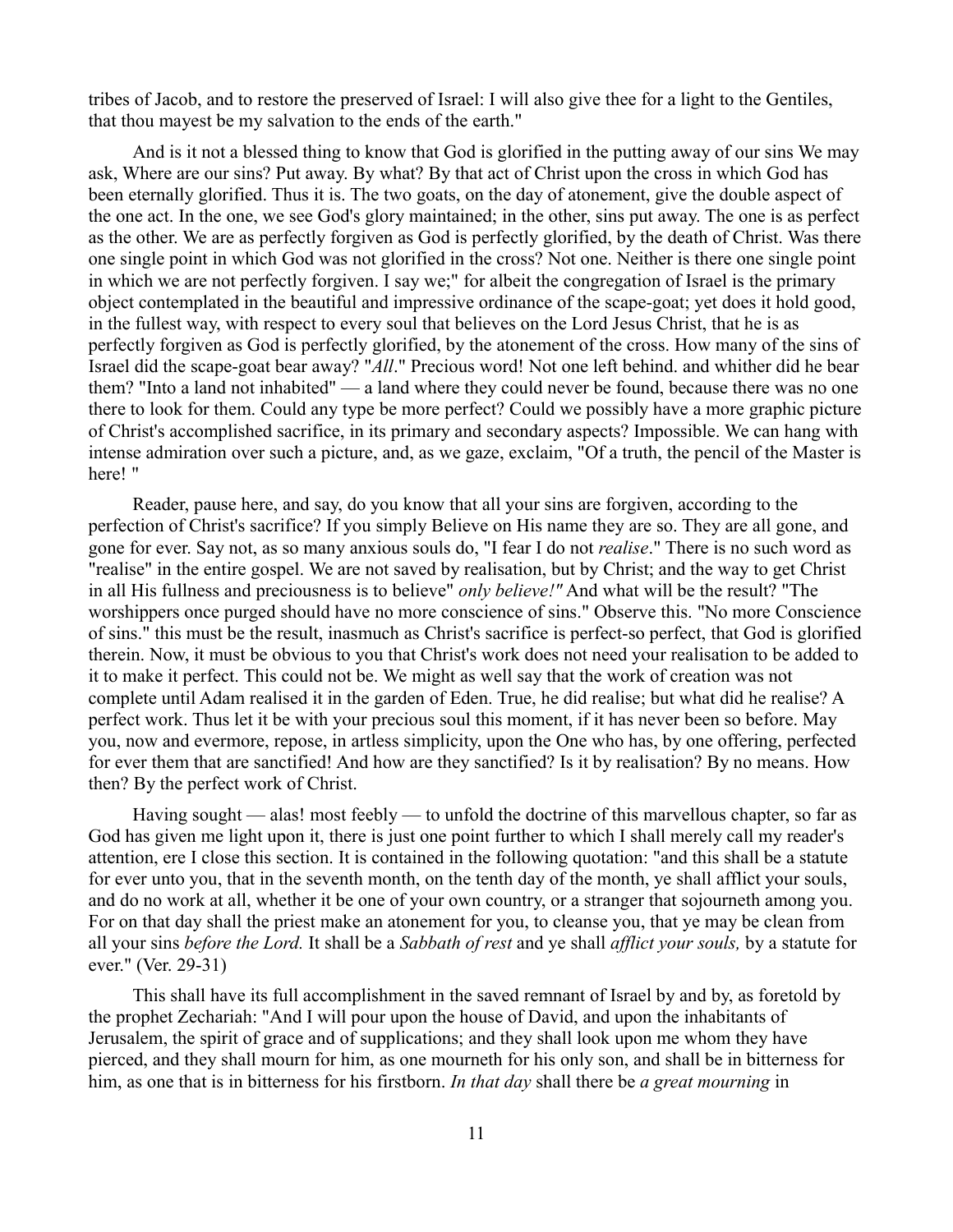tribes of Jacob, and to restore the preserved of Israel: I will also give thee for a light to the Gentiles, that thou mayest be my salvation to the ends of the earth."

And is it not a blessed thing to know that God is glorified in the putting away of our sins We may ask, Where are our sins? Put away. By what? By that act of Christ upon the cross in which God has been eternally glorified. Thus it is. The two goats, on the day of atonement, give the double aspect of the one act. In the one, we see God's glory maintained; in the other, sins put away. The one is as perfect as the other. We are as perfectly forgiven as God is perfectly glorified, by the death of Christ. Was there one single point in which God was not glorified in the cross? Not one. Neither is there one single point in which we are not perfectly forgiven. I say we;" for albeit the congregation of Israel is the primary object contemplated in the beautiful and impressive ordinance of the scape-goat; yet does it hold good, in the fullest way, with respect to every soul that believes on the Lord Jesus Christ, that he is as perfectly forgiven as God is perfectly glorified, by the atonement of the cross. How many of the sins of Israel did the scape-goat bear away? "*All*." Precious word! Not one left behind. and whither did he bear them? "Into a land not inhabited" — a land where they could never be found, because there was no one there to look for them. Could any type be more perfect? Could we possibly have a more graphic picture of Christ's accomplished sacrifice, in its primary and secondary aspects? Impossible. We can hang with intense admiration over such a picture, and, as we gaze, exclaim, "Of a truth, the pencil of the Master is here! "

Reader, pause here, and say, do you know that all your sins are forgiven, according to the perfection of Christ's sacrifice? If you simply Believe on His name they are so. They are all gone, and gone for ever. Say not, as so many anxious souls do, "I fear I do not *realise*." There is no such word as "realise" in the entire gospel. We are not saved by realisation, but by Christ; and the way to get Christ in all His fullness and preciousness is to believe" *only believe!"* And what will be the result? "The worshippers once purged should have no more conscience of sins." Observe this. "No more Conscience of sins." this must be the result, inasmuch as Christ's sacrifice is perfect-so perfect, that God is glorified therein. Now, it must be obvious to you that Christ's work does not need your realisation to be added to it to make it perfect. This could not be. We might as well say that the work of creation was not complete until Adam realised it in the garden of Eden. True, he did realise; but what did he realise? A perfect work. Thus let it be with your precious soul this moment, if it has never been so before. May you, now and evermore, repose, in artless simplicity, upon the One who has, by one offering, perfected for ever them that are sanctified! And how are they sanctified? Is it by realisation? By no means. How then? By the perfect work of Christ.

Having sought — alas! most feebly — to unfold the doctrine of this marvellous chapter, so far as God has given me light upon it, there is just one point further to which I shall merely call my reader's attention, ere I close this section. It is contained in the following quotation: "and this shall be a statute for ever unto you, that in the seventh month, on the tenth day of the month, ye shall afflict your souls, and do no work at all, whether it be one of your own country, or a stranger that sojourneth among you. For on that day shall the priest make an atonement for you, to cleanse you, that ye may be clean from all your sins *before the Lord.* It shall be a *Sabbath of rest* and ye shall *afflict your souls,* by a statute for ever." (Ver. 29-31)

This shall have its full accomplishment in the saved remnant of Israel by and by, as foretold by the prophet Zechariah: "And I will pour upon the house of David, and upon the inhabitants of Jerusalem, the spirit of grace and of supplications; and they shall look upon me whom they have pierced, and they shall mourn for him, as one mourneth for his only son, and shall be in bitterness for him, as one that is in bitterness for his firstborn. *In that day* shall there be *a great mourning* in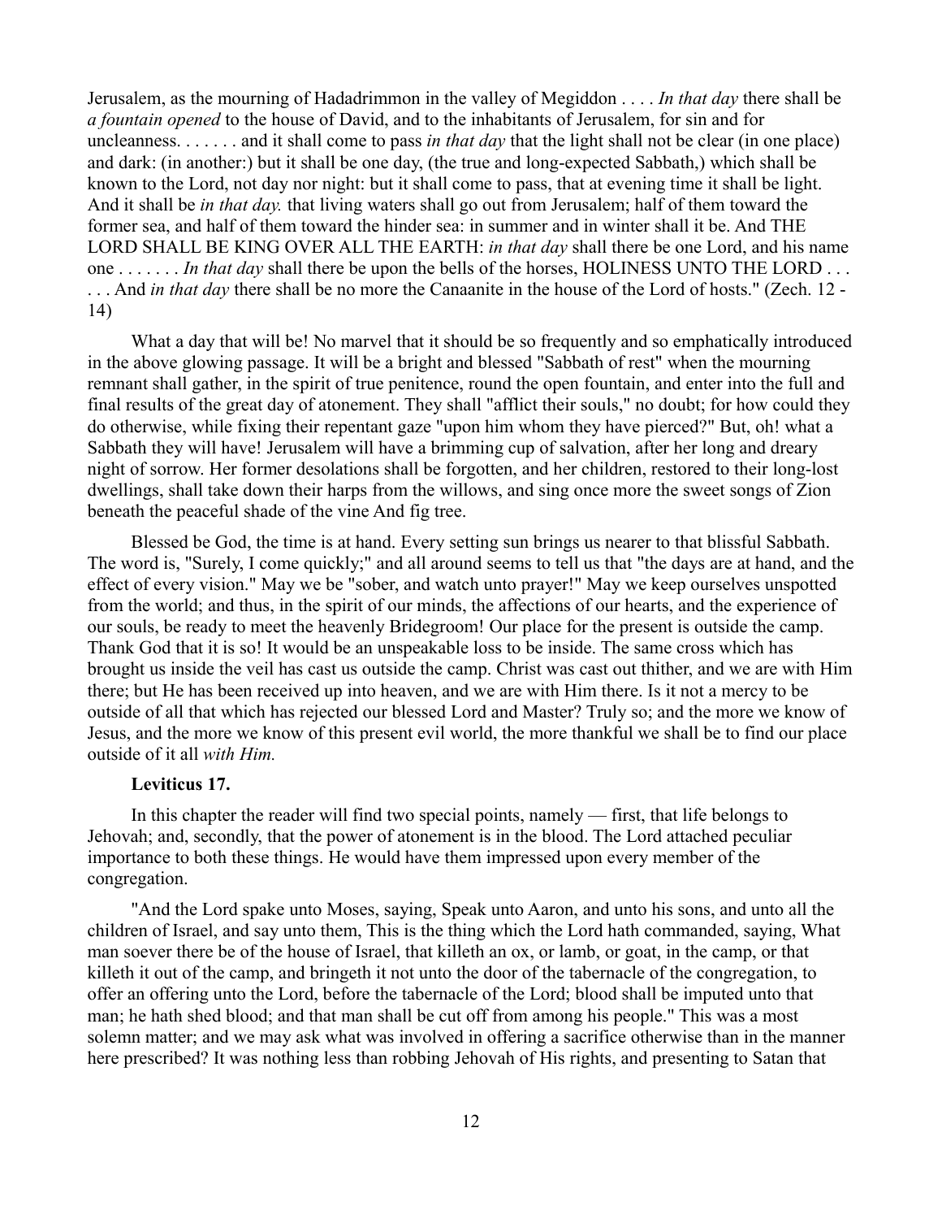Jerusalem, as the mourning of Hadadrimmon in the valley of Megiddon . . . . *In that day* there shall be *a fountain opened* to the house of David, and to the inhabitants of Jerusalem, for sin and for uncleanness. . . . . . . and it shall come to pass *in that day* that the light shall not be clear (in one place) and dark: (in another:) but it shall be one day, (the true and long-expected Sabbath,) which shall be known to the Lord, not day nor night: but it shall come to pass, that at evening time it shall be light. And it shall be *in that day.* that living waters shall go out from Jerusalem; half of them toward the former sea, and half of them toward the hinder sea: in summer and in winter shall it be. And THE LORD SHALL BE KING OVER ALL THE EARTH: *in that day* shall there be one Lord, and his name one . . . . . . . *In that day* shall there be upon the bells of the horses, HOLINESS UNTO THE LORD . . . . . . And *in that day* there shall be no more the Canaanite in the house of the Lord of hosts." (Zech. 12 - 14)

What a day that will be! No marvel that it should be so frequently and so emphatically introduced in the above glowing passage. It will be a bright and blessed "Sabbath of rest" when the mourning remnant shall gather, in the spirit of true penitence, round the open fountain, and enter into the full and final results of the great day of atonement. They shall "afflict their souls," no doubt; for how could they do otherwise, while fixing their repentant gaze "upon him whom they have pierced?" But, oh! what a Sabbath they will have! Jerusalem will have a brimming cup of salvation, after her long and dreary night of sorrow. Her former desolations shall be forgotten, and her children, restored to their long-lost dwellings, shall take down their harps from the willows, and sing once more the sweet songs of Zion beneath the peaceful shade of the vine And fig tree.

Blessed be God, the time is at hand. Every setting sun brings us nearer to that blissful Sabbath. The word is, "Surely, I come quickly;" and all around seems to tell us that "the days are at hand, and the effect of every vision." May we be "sober, and watch unto prayer!" May we keep ourselves unspotted from the world; and thus, in the spirit of our minds, the affections of our hearts, and the experience of our souls, be ready to meet the heavenly Bridegroom! Our place for the present is outside the camp. Thank God that it is so! It would be an unspeakable loss to be inside. The same cross which has brought us inside the veil has cast us outside the camp. Christ was cast out thither, and we are with Him there; but He has been received up into heaven, and we are with Him there. Is it not a mercy to be outside of all that which has rejected our blessed Lord and Master? Truly so; and the more we know of Jesus, and the more we know of this present evil world, the more thankful we shall be to find our place outside of it all *with Him.*

**Leviticus 17.**

In this chapter the reader will find two special points, namely — first, that life belongs to Jehovah; and, secondly, that the power of atonement is in the blood. The Lord attached peculiar importance to both these things. He would have them impressed upon every member of the congregation.

"And the Lord spake unto Moses, saying, Speak unto Aaron, and unto his sons, and unto all the children of Israel, and say unto them, This is the thing which the Lord hath commanded, saying, What man soever there be of the house of Israel, that killeth an ox, or lamb, or goat, in the camp, or that killeth it out of the camp, and bringeth it not unto the door of the tabernacle of the congregation, to offer an offering unto the Lord, before the tabernacle of the Lord; blood shall be imputed unto that man; he hath shed blood; and that man shall be cut off from among his people." This was a most solemn matter; and we may ask what was involved in offering a sacrifice otherwise than in the manner here prescribed? It was nothing less than robbing Jehovah of His rights, and presenting to Satan that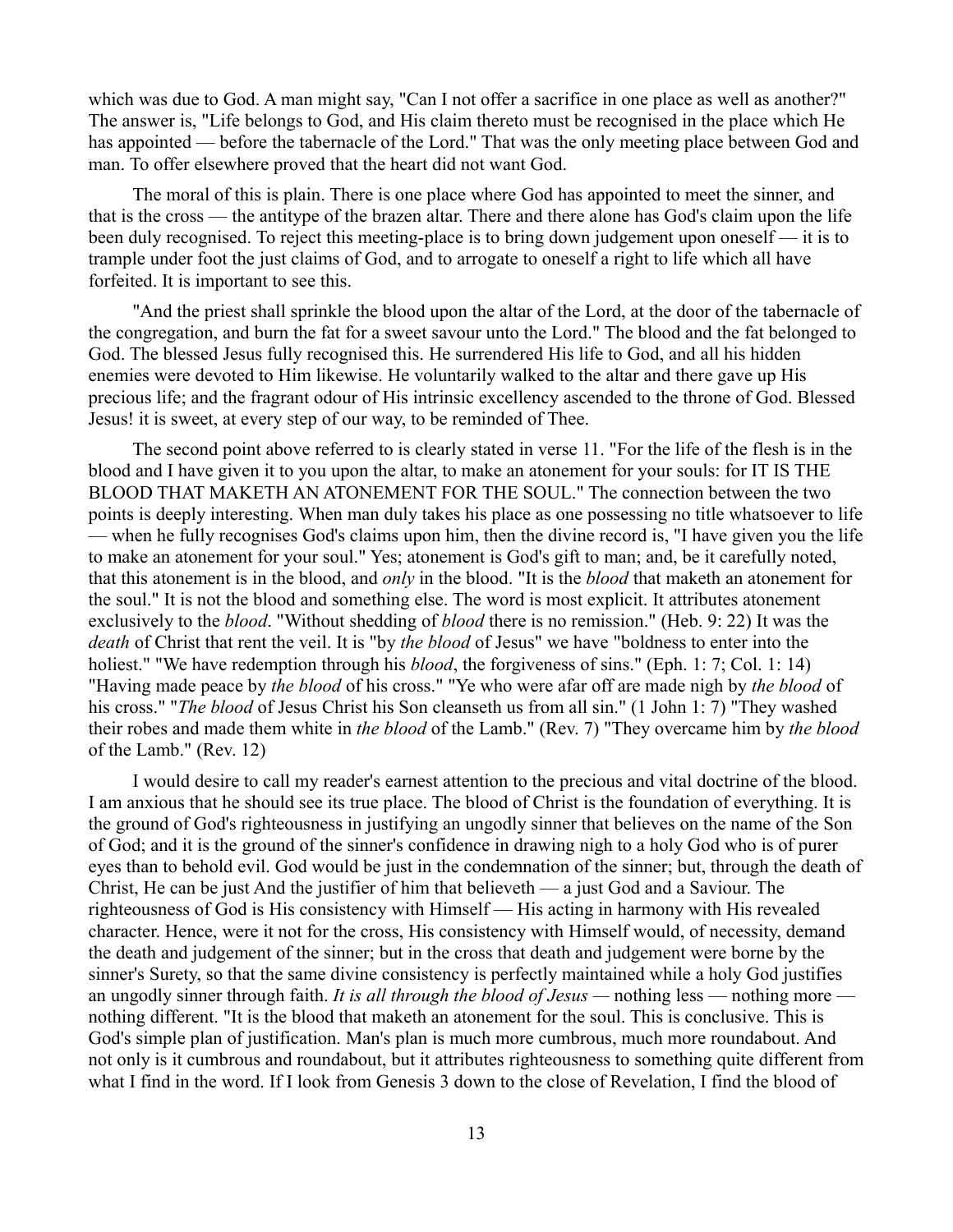which was due to God. A man might say, "Can I not offer a sacrifice in one place as well as another?" The answer is, "Life belongs to God, and His claim thereto must be recognised in the place which He has appointed — before the tabernacle of the Lord." That was the only meeting place between God and man. To offer elsewhere proved that the heart did not want God.

The moral of this is plain. There is one place where God has appointed to meet the sinner, and that is the cross — the antitype of the brazen altar. There and there alone has God's claim upon the life been duly recognised. To reject this meeting-place is to bring down judgement upon oneself — it is to trample under foot the just claims of God, and to arrogate to oneself a right to life which all have forfeited. It is important to see this.

"And the priest shall sprinkle the blood upon the altar of the Lord, at the door of the tabernacle of the congregation, and burn the fat for a sweet savour unto the Lord." The blood and the fat belonged to God. The blessed Jesus fully recognised this. He surrendered His life to God, and all his hidden enemies were devoted to Him likewise. He voluntarily walked to the altar and there gave up His precious life; and the fragrant odour of His intrinsic excellency ascended to the throne of God. Blessed Jesus! it is sweet, at every step of our way, to be reminded of Thee.

The second point above referred to is clearly stated in verse 11. "For the life of the flesh is in the blood and I have given it to you upon the altar, to make an atonement for your souls: for IT IS THE BLOOD THAT MAKETH AN ATONEMENT FOR THE SOUL." The connection between the two points is deeply interesting. When man duly takes his place as one possessing no title whatsoever to life — when he fully recognises God's claims upon him, then the divine record is, "I have given you the life to make an atonement for your soul." Yes; atonement is God's gift to man; and, be it carefully noted, that this atonement is in the blood, and *only* in the blood. "It is the *blood* that maketh an atonement for the soul." It is not the blood and something else. The word is most explicit. It attributes atonement exclusively to the *blood*. "Without shedding of *blood* there is no remission." (Heb. 9: 22) It was the *death* of Christ that rent the veil. It is "by *the blood* of Jesus" we have "boldness to enter into the holiest." "We have redemption through his *blood*, the forgiveness of sins." (Eph. 1: 7; Col. 1: 14) "Having made peace by *the blood* of his cross." "Ye who were afar off are made nigh by *the blood* of his cross." "*The blood* of Jesus Christ his Son cleanseth us from all sin." (1 John 1: 7) "They washed their robes and made them white in *the blood* of the Lamb." (Rev. 7) "They overcame him by *the blood* of the Lamb." (Rev. 12)

I would desire to call my reader's earnest attention to the precious and vital doctrine of the blood. I am anxious that he should see its true place. The blood of Christ is the foundation of everything. It is the ground of God's righteousness in justifying an ungodly sinner that believes on the name of the Son of God; and it is the ground of the sinner's confidence in drawing nigh to a holy God who is of purer eyes than to behold evil. God would be just in the condemnation of the sinner; but, through the death of Christ, He can be just And the justifier of him that believeth — a just God and a Saviour. The righteousness of God is His consistency with Himself — His acting in harmony with His revealed character. Hence, were it not for the cross, His consistency with Himself would, of necessity, demand the death and judgement of the sinner; but in the cross that death and judgement were borne by the sinner's Surety, so that the same divine consistency is perfectly maintained while a holy God justifies an ungodly sinner through faith. *It is all through the blood of Jesus* — nothing less — nothing more — nothing different. "It is the blood that maketh an atonement for the soul. This is conclusive. This is God's simple plan of justification. Man's plan is much more cumbrous, much more roundabout. And not only is it cumbrous and roundabout, but it attributes righteousness to something quite different from what I find in the word. If I look from Genesis 3 down to the close of Revelation, I find the blood of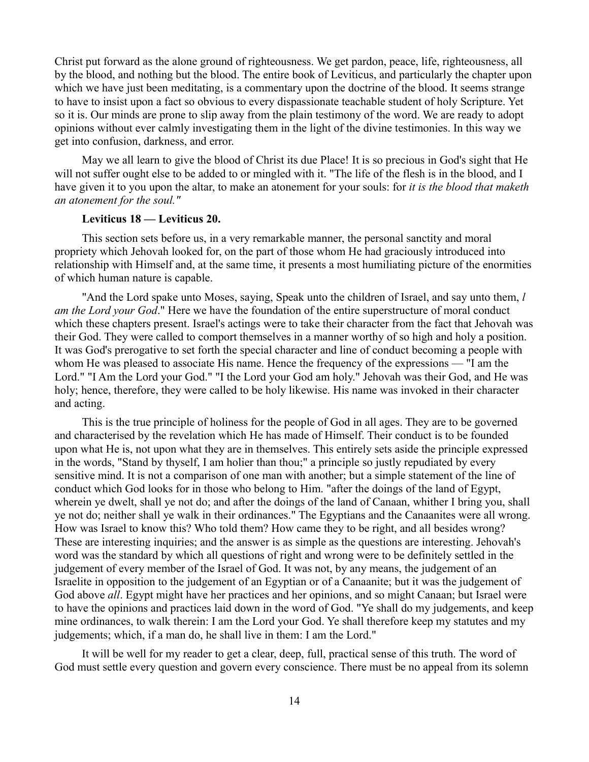Christ put forward as the alone ground of righteousness. We get pardon, peace, life, righteousness, all by the blood, and nothing but the blood. The entire book of Leviticus, and particularly the chapter upon which we have just been meditating, is a commentary upon the doctrine of the blood. It seems strange to have to insist upon a fact so obvious to every dispassionate teachable student of holy Scripture. Yet so it is. Our minds are prone to slip away from the plain testimony of the word. We are ready to adopt opinions without ever calmly investigating them in the light of the divine testimonies. In this way we get into confusion, darkness, and error.

May we all learn to give the blood of Christ its due Place! It is so precious in God's sight that He will not suffer ought else to be added to or mingled with it. "The life of the flesh is in the blood, and I have given it to you upon the altar, to make an atonement for your souls: for *it is the blood that maketh an atonement for the soul."*

**Leviticus 18 — Leviticus 20.**

This section sets before us, in a very remarkable manner, the personal sanctity and moral propriety which Jehovah looked for, on the part of those whom He had graciously introduced into relationship with Himself and, at the same time, it presents a most humiliating picture of the enormities of which human nature is capable.

"And the Lord spake unto Moses, saying, Speak unto the children of Israel, and say unto them, *I am the Lord your God*." Here we have the foundation of the entire superstructure of moral conduct which these chapters present. Israel's actings were to take their character from the fact that Jehovah was their God. They were called to comport themselves in a manner worthy of so high and holy a position. It was God's prerogative to set forth the special character and line of conduct becoming a people with whom He was pleased to associate His name. Hence the frequency of the expressions — "I am the Lord." "I Am the Lord your God." "I the Lord your God am holy." Jehovah was their God, and He was holy; hence, therefore, they were called to be holy likewise. His name was invoked in their character and acting.

This is the true principle of holiness for the people of God in all ages. They are to be governed and characterised by the revelation which He has made of Himself. Their conduct is to be founded upon what He is, not upon what they are in themselves. This entirely sets aside the principle expressed in the words, "Stand by thyself, I am holier than thou;" a principle so justly repudiated by every sensitive mind. It is not a comparison of one man with another; but a simple statement of the line of conduct which God looks for in those who belong to Him. "after the doings of the land of Egypt, wherein ye dwelt, shall ye not do; and after the doings of the land of Canaan, whither I bring you, shall ye not do; neither shall ye walk in their ordinances." The Egyptians and the Canaanites were all wrong. How was Israel to know this? Who told them? How came they to be right, and all besides wrong? These are interesting inquiries; and the answer is as simple as the questions are interesting. Jehovah's word was the standard by which all questions of right and wrong were to be definitely settled in the judgement of every member of the Israel of God. It was not, by any means, the judgement of an Israelite in opposition to the judgement of an Egyptian or of a Canaanite; but it was the judgement of God above *all*. Egypt might have her practices and her opinions, and so might Canaan; but Israel were to have the opinions and practices laid down in the word of God. "Ye shall do my judgements, and keep mine ordinances, to walk therein: I am the Lord your God. Ye shall therefore keep my statutes and my judgements; which, if a man do, he shall live in them: I am the Lord."

It will be well for my reader to get a clear, deep, full, practical sense of this truth. The word of God must settle every question and govern every conscience. There must be no appeal from its solemn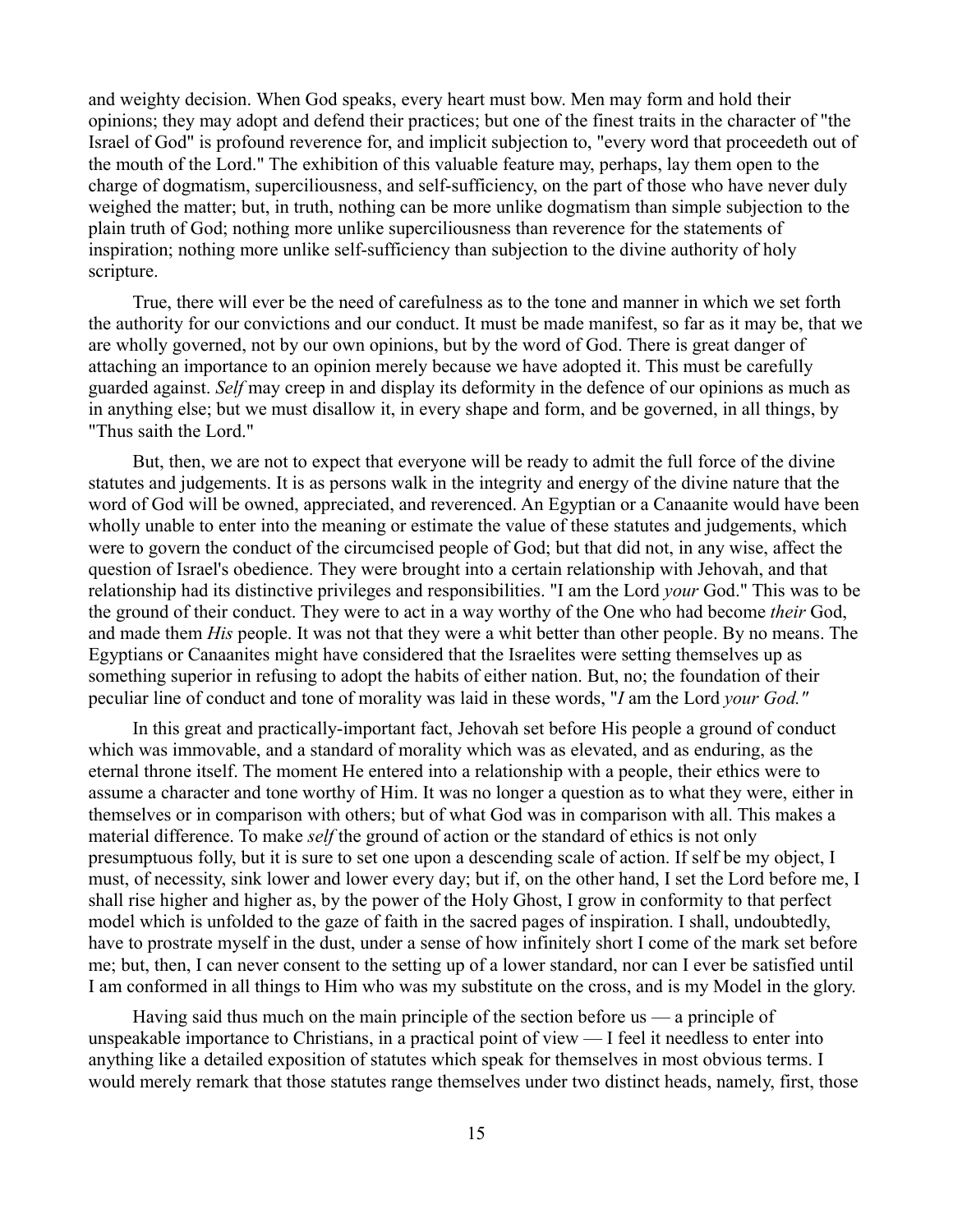and weighty decision. When God speaks, every heart must bow. Men may form and hold their opinions; they may adopt and defend their practices; but one of the finest traits in the character of "the Israel of God" is profound reverence for, and implicit subjection to, "every word that proceedeth out of the mouth of the Lord." The exhibition of this valuable feature may, perhaps, lay them open to the charge of dogmatism, superciliousness, and self-sufficiency, on the part of those who have never duly weighed the matter; but, in truth, nothing can be more unlike dogmatism than simple subjection to the plain truth of God; nothing more unlike superciliousness than reverence for the statements of inspiration; nothing more unlike self-sufficiency than subjection to the divine authority of holy scripture.

True, there will ever be the need of carefulness as to the tone and manner in which we set forth the authority for our convictions and our conduct. It must be made manifest, so far as it may be, that we are wholly governed, not by our own opinions, but by the word of God. There is great danger of attaching an importance to an opinion merely because we have adopted it. This must be carefully guarded against. *Self* may creep in and display its deformity in the defence of our opinions as much as in anything else; but we must disallow it, in every shape and form, and be governed, in all things, by "Thus saith the Lord."

But, then, we are not to expect that everyone will be ready to admit the full force of the divine statutes and judgements. It is as persons walk in the integrity and energy of the divine nature that the word of God will be owned, appreciated, and reverenced. An Egyptian or a Canaanite would have been wholly unable to enter into the meaning or estimate the value of these statutes and judgements, which were to govern the conduct of the circumcised people of God; but that did not, in any wise, affect the question of Israel's obedience. They were brought into a certain relationship with Jehovah, and that relationship had its distinctive privileges and responsibilities. "I am the Lord *your* God." This was to be the ground of their conduct. They were to act in a way worthy of the One who had become *their* God, and made them *His* people. It was not that they were a whit better than other people. By no means. The Egyptians or Canaanites might have considered that the Israelites were setting themselves up as something superior in refusing to adopt the habits of either nation. But, no; the foundation of their peculiar line of conduct and tone of morality was laid in these words, "*I* am the Lord *your God."*

In this great and practically-important fact, Jehovah set before His people a ground of conduct which was immovable, and a standard of morality which was as elevated, and as enduring, as the eternal throne itself. The moment He entered into a relationship with a people, their ethics were to assume a character and tone worthy of Him. It was no longer a question as to what they were, either in themselves or in comparison with others; but of what God was in comparison with all. This makes a material difference. To make *self* the ground of action or the standard of ethics is not only presumptuous folly, but it is sure to set one upon a descending scale of action. If self be my object, I must, of necessity, sink lower and lower every day; but if, on the other hand, I set the Lord before me, I shall rise higher and higher as, by the power of the Holy Ghost, I grow in conformity to that perfect model which is unfolded to the gaze of faith in the sacred pages of inspiration. I shall, undoubtedly, have to prostrate myself in the dust, under a sense of how infinitely short I come of the mark set before me; but, then, I can never consent to the setting up of a lower standard, nor can I ever be satisfied until I am conformed in all things to Him who was my substitute on the cross, and is my Model in the glory.

Having said thus much on the main principle of the section before us — a principle of unspeakable importance to Christians, in a practical point of view — I feel it needless to enter into anything like a detailed exposition of statutes which speak for themselves in most obvious terms. I would merely remark that those statutes range themselves under two distinct heads, namely, first, those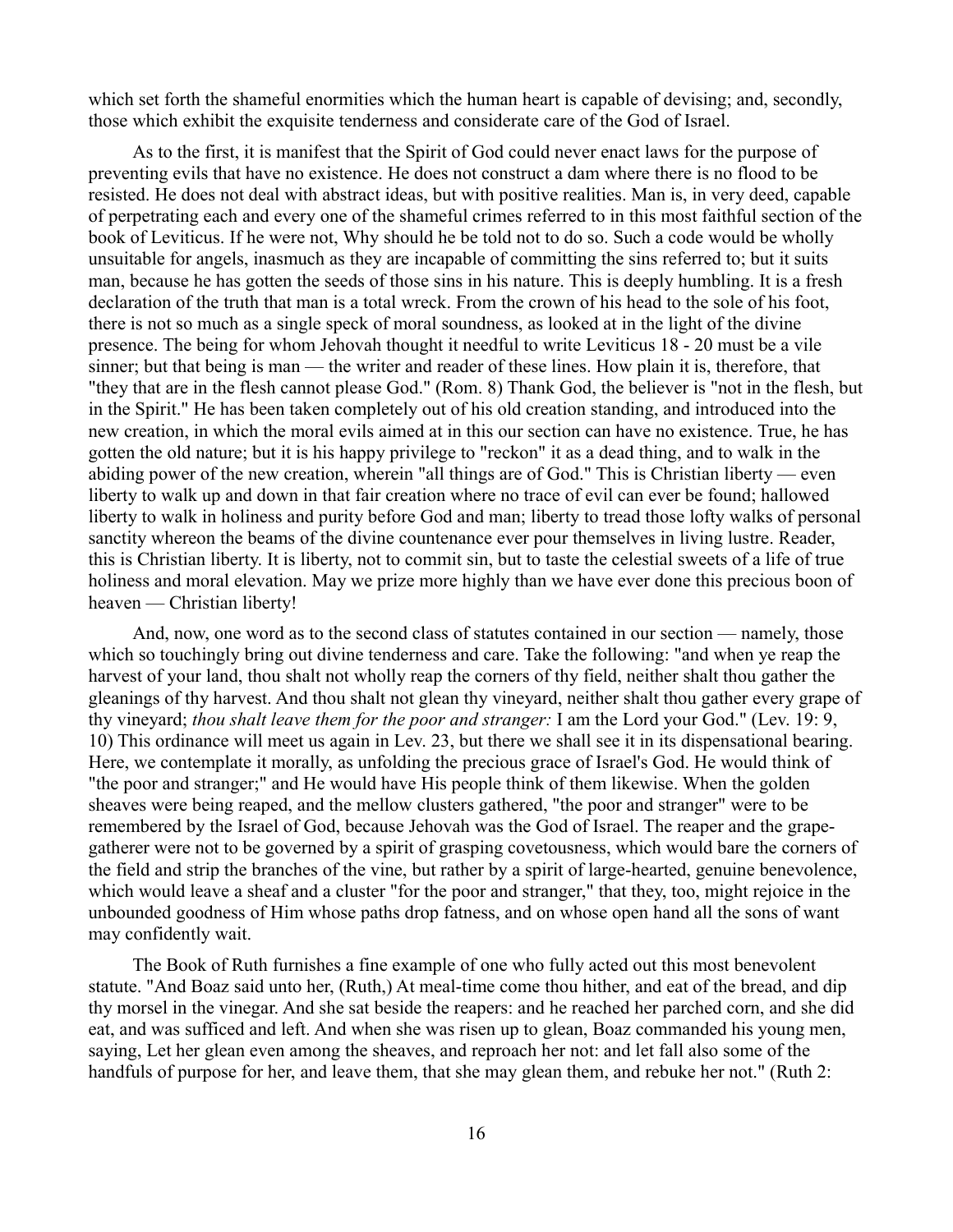which set forth the shameful enormities which the human heart is capable of devising; and, secondly, those which exhibit the exquisite tenderness and considerate care of the God of Israel.

As to the first, it is manifest that the Spirit of God could never enact laws for the purpose of preventing evils that have no existence. He does not construct a dam where there is no flood to be resisted. He does not deal with abstract ideas, but with positive realities. Man is, in very deed, capable of perpetrating each and every one of the shameful crimes referred to in this most faithful section of the book of Leviticus. If he were not, Why should he be told not to do so. Such a code would be wholly unsuitable for angels, inasmuch as they are incapable of committing the sins referred to; but it suits man, because he has gotten the seeds of those sins in his nature. This is deeply humbling. It is a fresh declaration of the truth that man is a total wreck. From the crown of his head to the sole of his foot, there is not so much as a single speck of moral soundness, as looked at in the light of the divine presence. The being for whom Jehovah thought it needful to write Leviticus 18 - 20 must be a vile sinner; but that being is man — the writer and reader of these lines. How plain it is, therefore, that "they that are in the flesh cannot please God." (Rom. 8) Thank God, the believer is "not in the flesh, but in the Spirit." He has been taken completely out of his old creation standing, and introduced into the new creation, in which the moral evils aimed at in this our section can have no existence. True, he has gotten the old nature; but it is his happy privilege to "reckon" it as a dead thing, and to walk in the abiding power of the new creation, wherein "all things are of God." This is Christian liberty — even liberty to walk up and down in that fair creation where no trace of evil can ever be found; hallowed liberty to walk in holiness and purity before God and man; liberty to tread those lofty walks of personal sanctity whereon the beams of the divine countenance ever pour themselves in living lustre. Reader, this is Christian liberty. It is liberty, not to commit sin, but to taste the celestial sweets of a life of true holiness and moral elevation. May we prize more highly than we have ever done this precious boon of heaven — Christian liberty!

And, now, one word as to the second class of statutes contained in our section — namely, those which so touchingly bring out divine tenderness and care. Take the following: "and when ye reap the harvest of your land, thou shalt not wholly reap the corners of thy field, neither shalt thou gather the gleanings of thy harvest. And thou shalt not glean thy vineyard, neither shalt thou gather every grape of thy vineyard; *thou shalt leave them for the poor and stranger:* I am the Lord your God." (Lev. 19: 9, 10) This ordinance will meet us again in Lev. 23, but there we shall see it in its dispensational bearing. Here, we contemplate it morally, as unfolding the precious grace of Israel's God. He would think of "the poor and stranger;" and He would have His people think of them likewise. When the golden sheaves were being reaped, and the mellow clusters gathered, "the poor and stranger" were to be remembered by the Israel of God, because Jehovah was the God of Israel. The reaper and the grape-gatherer were not to be governed by a spirit of grasping covetousness, which would bare the corners of the field and strip the branches of the vine, but rather by a spirit of large-hearted, genuine benevolence, which would leave a sheaf and a cluster "for the poor and stranger," that they, too, might rejoice in the unbounded goodness of Him whose paths drop fatness, and on whose open hand all the sons of want may confidently wait.

The Book of Ruth furnishes a fine example of one who fully acted out this most benevolent statute. "And Boaz said unto her, (Ruth,) At meal-time come thou hither, and eat of the bread, and dip thy morsel in the vinegar. And she sat beside the reapers: and he reached her parched corn, and she did eat, and was sufficed and left. And when she was risen up to glean, Boaz commanded his young men, saying, Let her glean even among the sheaves, and reproach her not: and let fall also some of the handfuls of purpose for her, and leave them, that she may glean them, and rebuke her not." (Ruth 2: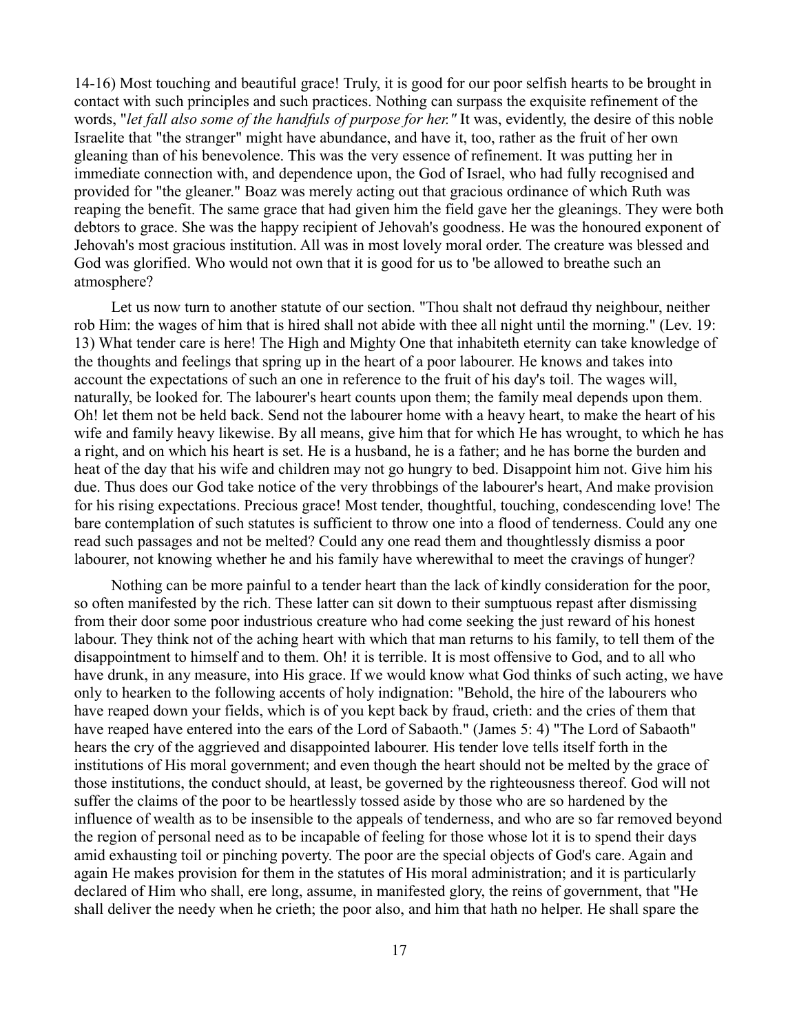14-16) Most touching and beautiful grace! Truly, it is good for our poor selfish hearts to be brought in contact with such principles and such practices. Nothing can surpass the exquisite refinement of the words, "*let fall also some of the handfuls of purpose for her."* It was, evidently, the desire of this noble Israelite that "the stranger" might have abundance, and have it, too, rather as the fruit of her own gleaning than of his benevolence. This was the very essence of refinement. It was putting her in immediate connection with, and dependence upon, the God of Israel, who had fully recognised and provided for "the gleaner." Boaz was merely acting out that gracious ordinance of which Ruth was reaping the benefit. The same grace that had given him the field gave her the gleanings. They were both debtors to grace. She was the happy recipient of Jehovah's goodness. He was the honoured exponent of Jehovah's most gracious institution. All was in most lovely moral order. The creature was blessed and God was glorified. Who would not own that it is good for us to 'be allowed to breathe such an atmosphere?

Let us now turn to another statute of our section. "Thou shalt not defraud thy neighbour, neither rob Him: the wages of him that is hired shall not abide with thee all night until the morning." (Lev. 19: 13) What tender care is here! The High and Mighty One that inhabiteth eternity can take knowledge of the thoughts and feelings that spring up in the heart of a poor labourer. He knows and takes into account the expectations of such an one in reference to the fruit of his day's toil. The wages will, naturally, be looked for. The labourer's heart counts upon them; the family meal depends upon them. Oh! let them not be held back. Send not the labourer home with a heavy heart, to make the heart of his wife and family heavy likewise. By all means, give him that for which He has wrought, to which he has a right, and on which his heart is set. He is a husband, he is a father; and he has borne the burden and heat of the day that his wife and children may not go hungry to bed. Disappoint him not. Give him his due. Thus does our God take notice of the very throbbings of the labourer's heart, And make provision for his rising expectations. Precious grace! Most tender, thoughtful, touching, condescending love! The bare contemplation of such statutes is sufficient to throw one into a flood of tenderness. Could any one read such passages and not be melted? Could any one read them and thoughtlessly dismiss a poor labourer, not knowing whether he and his family have wherewithal to meet the cravings of hunger?

Nothing can be more painful to a tender heart than the lack of kindly consideration for the poor, so often manifested by the rich. These latter can sit down to their sumptuous repast after dismissing from their door some poor industrious creature who had come seeking the just reward of his honest labour. They think not of the aching heart with which that man returns to his family, to tell them of the disappointment to himself and to them. Oh! it is terrible. It is most offensive to God, and to all who have drunk, in any measure, into His grace. If we would know what God thinks of such acting, we have only to hearken to the following accents of holy indignation: "Behold, the hire of the labourers who have reaped down your fields, which is of you kept back by fraud, crieth: and the cries of them that have reaped have entered into the ears of the Lord of Sabaoth." (James 5: 4) "The Lord of Sabaoth" hears the cry of the aggrieved and disappointed labourer. His tender love tells itself forth in the institutions of His moral government; and even though the heart should not be melted by the grace of those institutions, the conduct should, at least, be governed by the righteousness thereof. God will not suffer the claims of the poor to be heartlessly tossed aside by those who are so hardened by the influence of wealth as to be insensible to the appeals of tenderness, and who are so far removed beyond the region of personal need as to be incapable of feeling for those whose lot it is to spend their days amid exhausting toil or pinching poverty. The poor are the special objects of God's care. Again and again He makes provision for them in the statutes of His moral administration; and it is particularly declared of Him who shall, ere long, assume, in manifested glory, the reins of government, that "He shall deliver the needy when he crieth; the poor also, and him that hath no helper. He shall spare the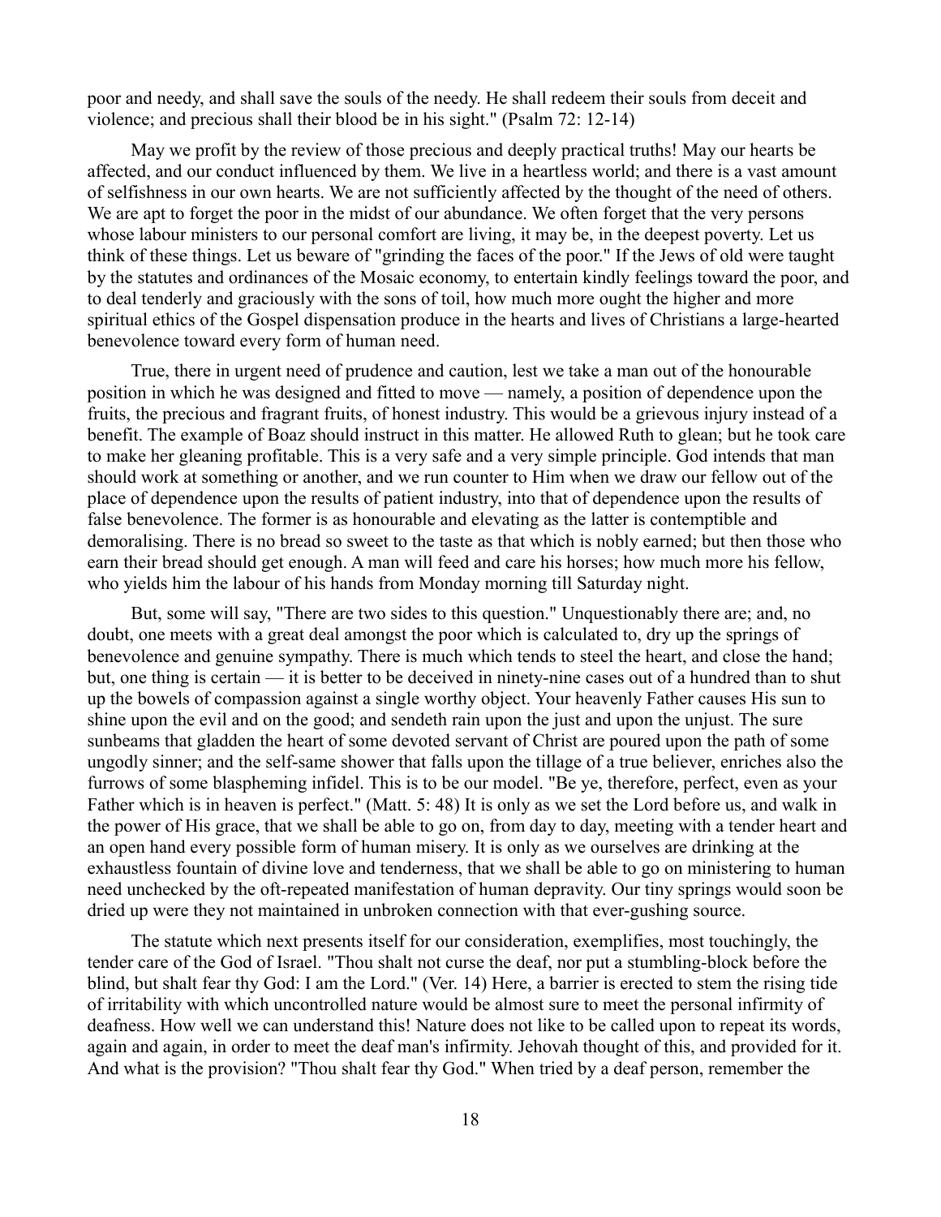poor and needy, and shall save the souls of the needy. He shall redeem their souls from deceit and violence; and precious shall their blood be in his sight." (Psalm 72: 12-14)

May we profit by the review of those precious and deeply practical truths! May our hearts be affected, and our conduct influenced by them. We live in a heartless world; and there is a vast amount of selfishness in our own hearts. We are not sufficiently affected by the thought of the need of others. We are apt to forget the poor in the midst of our abundance. We often forget that the very persons whose labour ministers to our personal comfort are living, it may be, in the deepest poverty. Let us think of these things. Let us beware of "grinding the faces of the poor." If the Jews of old were taught by the statutes and ordinances of the Mosaic economy, to entertain kindly feelings toward the poor, and to deal tenderly and graciously with the sons of toil, how much more ought the higher and more spiritual ethics of the Gospel dispensation produce in the hearts and lives of Christians a large-hearted benevolence toward every form of human need.

True, there in urgent need of prudence and caution, lest we take a man out of the honourable position in which he was designed and fitted to move — namely, a position of dependence upon the fruits, the precious and fragrant fruits, of honest industry. This would be a grievous injury instead of a benefit. The example of Boaz should instruct in this matter. He allowed Ruth to glean; but he took care to make her gleaning profitable. This is a very safe and a very simple principle. God intends that man should work at something or another, and we run counter to Him when we draw our fellow out of the place of dependence upon the results of patient industry, into that of dependence upon the results of false benevolence. The former is as honourable and elevating as the latter is contemptible and demoralising. There is no bread so sweet to the taste as that which is nobly earned; but then those who earn their bread should get enough. A man will feed and care his horses; how much more his fellow, who yields him the labour of his hands from Monday morning till Saturday night.

But, some will say, "There are two sides to this question." Unquestionably there are; and, no doubt, one meets with a great deal amongst the poor which is calculated to, dry up the springs of benevolence and genuine sympathy. There is much which tends to steel the heart, and close the hand; but, one thing is certain — it is better to be deceived in ninety-nine cases out of a hundred than to shut up the bowels of compassion against a single worthy object. Your heavenly Father causes His sun to shine upon the evil and on the good; and sendeth rain upon the just and upon the unjust. The sure sunbeams that gladden the heart of some devoted servant of Christ are poured upon the path of some ungodly sinner; and the self-same shower that falls upon the tillage of a true believer, enriches also the furrows of some blaspheming infidel. This is to be our model. "Be ye, therefore, perfect, even as your Father which is in heaven is perfect." (Matt. 5: 48) It is only as we set the Lord before us, and walk in the power of His grace, that we shall be able to go on, from day to day, meeting with a tender heart and an open hand every possible form of human misery. It is only as we ourselves are drinking at the exhaustless fountain of divine love and tenderness, that we shall be able to go on ministering to human need unchecked by the oft-repeated manifestation of human depravity. Our tiny springs would soon be dried up were they not maintained in unbroken connection with that ever-gushing source.

The statute which next presents itself for our consideration, exemplifies, most touchingly, the tender care of the God of Israel. "Thou shalt not curse the deaf, nor put a stumbling-block before the blind, but shalt fear thy God: I am the Lord." (Ver. 14) Here, a barrier is erected to stem the rising tide of irritability with which uncontrolled nature would be almost sure to meet the personal infirmity of deafness. How well we can understand this! Nature does not like to be called upon to repeat its words, again and again, in order to meet the deaf man's infirmity. Jehovah thought of this, and provided for it. And what is the provision? "Thou shalt fear thy God." When tried by a deaf person, remember the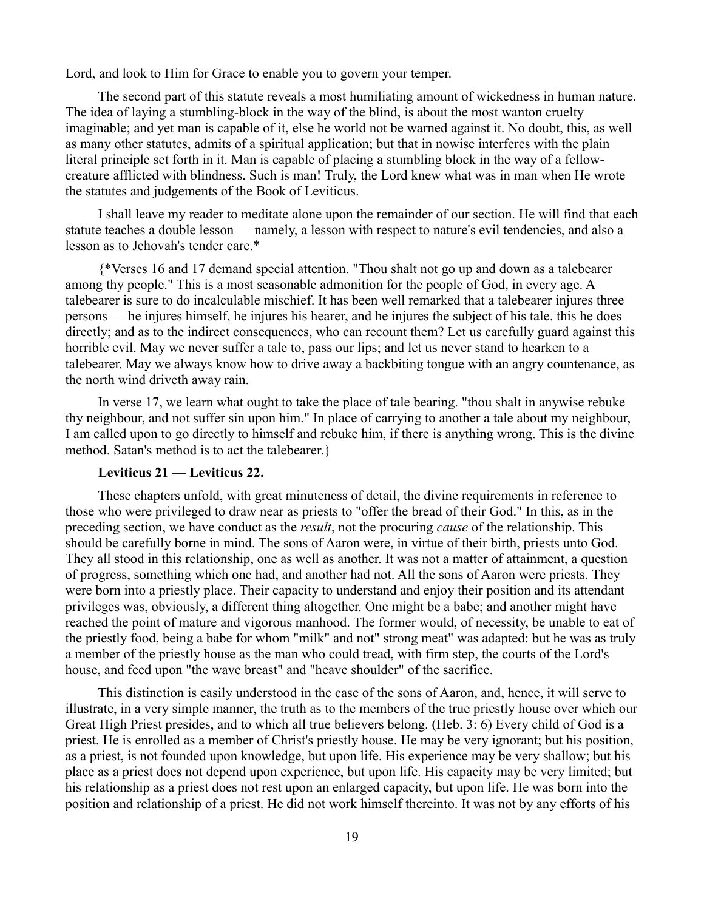Lord, and look to Him for Grace to enable you to govern your temper.

The second part of this statute reveals a most humiliating amount of wickedness in human nature. The idea of laying a stumbling-block in the way of the blind, is about the most wanton cruelty imaginable; and yet man is capable of it, else he world not be warned against it. No doubt, this, as well as many other statutes, admits of a spiritual application; but that in nowise interferes with the plain literal principle set forth in it. Man is capable of placing a stumbling block in the way of a fellow-creature afflicted with blindness. Such is man! Truly, the Lord knew what was in man when He wrote the statutes and judgements of the Book of Leviticus.

I shall leave my reader to meditate alone upon the remainder of our section. He will find that each statute teaches a double lesson — namely, a lesson with respect to nature's evil tendencies, and also a lesson as to Jehovah's tender care.*

{*Verses 16 and 17 demand special attention. "Thou shalt not go up and down as a talebearer among thy people." This is a most seasonable admonition for the people of God, in every age. A talebearer is sure to do incalculable mischief. It has been well remarked that a talebearer injures three persons — he injures himself, he injures his hearer, and he injures the subject of his tale. this he does directly; and as to the indirect consequences, who can recount them? Let us carefully guard against this horrible evil. May we never suffer a tale to, pass our lips; and let us never stand to hearken to a talebearer. May we always know how to drive away a backbiting tongue with an angry countenance, as the north wind driveth away rain.

In verse 17, we learn what ought to take the place of tale bearing. "thou shalt in anywise rebuke thy neighbour, and not suffer sin upon him." In place of carrying to another a tale about my neighbour, I am called upon to go directly to himself and rebuke him, if there is anything wrong. This is the divine method. Satan's method is to act the talebearer.}

**Leviticus 21 — Leviticus 22.**

These chapters unfold, with great minuteness of detail, the divine requirements in reference to those who were privileged to draw near as priests to "offer the bread of their God." In this, as in the preceding section, we have conduct as the *result*, not the procuring *cause* of the relationship. This should be carefully borne in mind. The sons of Aaron were, in virtue of their birth, priests unto God. They all stood in this relationship, one as well as another. It was not a matter of attainment, a question of progress, something which one had, and another had not. All the sons of Aaron were priests. They were born into a priestly place. Their capacity to understand and enjoy their position and its attendant privileges was, obviously, a different thing altogether. One might be a babe; and another might have reached the point of mature and vigorous manhood. The former would, of necessity, be unable to eat of the priestly food, being a babe for whom "milk" and not" strong meat" was adapted: but he was as truly a member of the priestly house as the man who could tread, with firm step, the courts of the Lord's house, and feed upon "the wave breast" and "heave shoulder" of the sacrifice.

This distinction is easily understood in the case of the sons of Aaron, and, hence, it will serve to illustrate, in a very simple manner, the truth as to the members of the true priestly house over which our Great High Priest presides, and to which all true believers belong. (Heb. 3: 6) Every child of God is a priest. He is enrolled as a member of Christ's priestly house. He may be very ignorant; but his position, as a priest, is not founded upon knowledge, but upon life. His experience may be very shallow; but his place as a priest does not depend upon experience, but upon life. His capacity may be very limited; but his relationship as a priest does not rest upon an enlarged capacity, but upon life. He was born into the position and relationship of a priest. He did not work himself thereinto. It was not by any efforts of his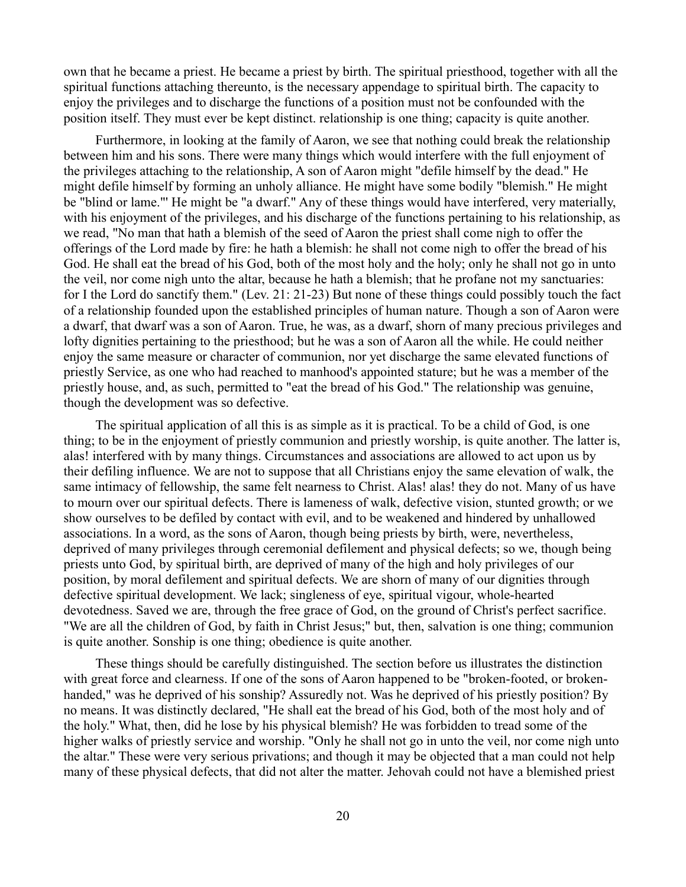own that he became a priest. He became a priest by birth. The spiritual priesthood, together with all the spiritual functions attaching thereunto, is the necessary appendage to spiritual birth. The capacity to enjoy the privileges and to discharge the functions of a position must not be confounded with the position itself. They must ever be kept distinct. relationship is one thing; capacity is quite another.

Furthermore, in looking at the family of Aaron, we see that nothing could break the relationship between him and his sons. There were many things which would interfere with the full enjoyment of the privileges attaching to the relationship, A son of Aaron might "defile himself by the dead." He might defile himself by forming an unholy alliance. He might have some bodily "blemish." He might be "blind or lame.'" He might be "a dwarf." Any of these things would have interfered, very materially, with his enjoyment of the privileges, and his discharge of the functions pertaining to his relationship, as we read, "No man that hath a blemish of the seed of Aaron the priest shall come nigh to offer the offerings of the Lord made by fire: he hath a blemish: he shall not come nigh to offer the bread of his God. He shall eat the bread of his God, both of the most holy and the holy; only he shall not go in unto the veil, nor come nigh unto the altar, because he hath a blemish; that he profane not my sanctuaries: for I the Lord do sanctify them." (Lev. 21: 21-23) But none of these things could possibly touch the fact of a relationship founded upon the established principles of human nature. Though a son of Aaron were a dwarf, that dwarf was a son of Aaron. True, he was, as a dwarf, shorn of many precious privileges and lofty dignities pertaining to the priesthood; but he was a son of Aaron all the while. He could neither enjoy the same measure or character of communion, nor yet discharge the same elevated functions of priestly Service, as one who had reached to manhood's appointed stature; but he was a member of the priestly house, and, as such, permitted to "eat the bread of his God." The relationship was genuine, though the development was so defective.

The spiritual application of all this is as simple as it is practical. To be a child of God, is one thing; to be in the enjoyment of priestly communion and priestly worship, is quite another. The latter is, alas! interfered with by many things. Circumstances and associations are allowed to act upon us by their defiling influence. We are not to suppose that all Christians enjoy the same elevation of walk, the same intimacy of fellowship, the same felt nearness to Christ. Alas! alas! they do not. Many of us have to mourn over our spiritual defects. There is lameness of walk, defective vision, stunted growth; or we show ourselves to be defiled by contact with evil, and to be weakened and hindered by unhallowed associations. In a word, as the sons of Aaron, though being priests by birth, were, nevertheless, deprived of many privileges through ceremonial defilement and physical defects; so we, though being priests unto God, by spiritual birth, are deprived of many of the high and holy privileges of our position, by moral defilement and spiritual defects. We are shorn of many of our dignities through defective spiritual development. We lack; singleness of eye, spiritual vigour, whole-hearted devotedness. Saved we are, through the free grace of God, on the ground of Christ's perfect sacrifice. "We are all the children of God, by faith in Christ Jesus;" but, then, salvation is one thing; communion is quite another. Sonship is one thing; obedience is quite another.

These things should be carefully distinguished. The section before us illustrates the distinction with great force and clearness. If one of the sons of Aaron happened to be "broken-footed, or broken-handed," was he deprived of his sonship? Assuredly not. Was he deprived of his priestly position? By no means. It was distinctly declared, "He shall eat the bread of his God, both of the most holy and of the holy." What, then, did he lose by his physical blemish? He was forbidden to tread some of the higher walks of priestly service and worship. "Only he shall not go in unto the veil, nor come nigh unto the altar." These were very serious privations; and though it may be objected that a man could not help many of these physical defects, that did not alter the matter. Jehovah could not have a blemished priest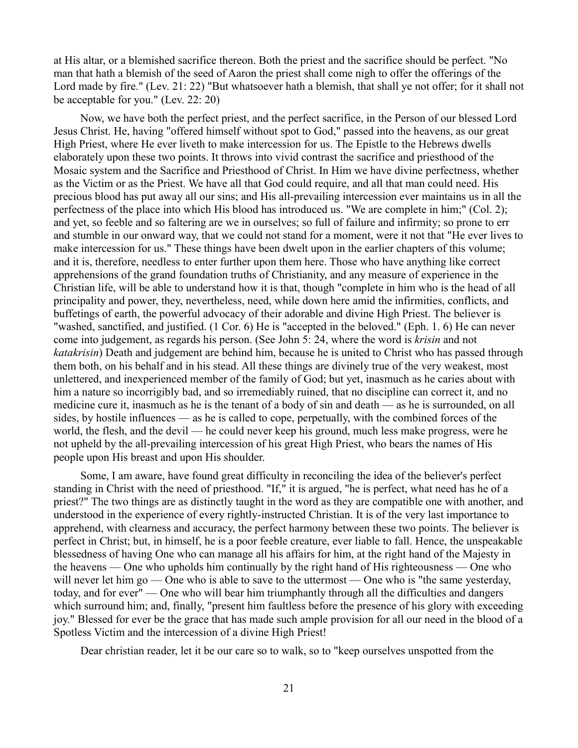at His altar, or a blemished sacrifice thereon. Both the priest and the sacrifice should be perfect. "No man that hath a blemish of the seed of Aaron the priest shall come nigh to offer the offerings of the Lord made by fire." (Lev. 21: 22) "But whatsoever hath a blemish, that shall ye not offer; for it shall not be acceptable for you." (Lev. 22: 20)

Now, we have both the perfect priest, and the perfect sacrifice, in the Person of our blessed Lord Jesus Christ. He, having "offered himself without spot to God," passed into the heavens, as our great High Priest, where He ever liveth to make intercession for us. The Epistle to the Hebrews dwells elaborately upon these two points. It throws into vivid contrast the sacrifice and priesthood of the Mosaic system and the Sacrifice and Priesthood of Christ. In Him we have divine perfectness, whether as the Victim or as the Priest. We have all that God could require, and all that man could need. His precious blood has put away all our sins; and His all-prevailing intercession ever maintains us in all the perfectness of the place into which His blood has introduced us. "We are complete in him;" (Col. 2); and yet, so feeble and so faltering are we in ourselves; so full of failure and infirmity; so prone to err and stumble in our onward way, that we could not stand for a moment, were it not that "He ever lives to make intercession for us." These things have been dwelt upon in the earlier chapters of this volume; and it is, therefore, needless to enter further upon them here. Those who have anything like correct apprehensions of the grand foundation truths of Christianity, and any measure of experience in the Christian life, will be able to understand how it is that, though "complete in him who is the head of all principality and power, they, nevertheless, need, while down here amid the infirmities, conflicts, and buffetings of earth, the powerful advocacy of their adorable and divine High Priest. The believer is "washed, sanctified, and justified. (1 Cor. 6) He is "accepted in the beloved." (Eph. 1. 6) He can never come into judgement, as regards his person. (See John 5: 24, where the word is *krisin* and not *katakrisin*) Death and judgement are behind him, because he is united to Christ who has passed through them both, on his behalf and in his stead. All these things are divinely true of the very weakest, most unlettered, and inexperienced member of the family of God; but yet, inasmuch as he caries about with him a nature so incorrigibly bad, and so irremediably ruined, that no discipline can correct it, and no medicine cure it, inasmuch as he is the tenant of a body of sin and death — as he is surrounded, on all sides, by hostile influences — as he is called to cope, perpetually, with the combined forces of the world, the flesh, and the devil — he could never keep his ground, much less make progress, were he not upheld by the all-prevailing intercession of his great High Priest, who bears the names of His people upon His breast and upon His shoulder.

Some, I am aware, have found great difficulty in reconciling the idea of the believer's perfect standing in Christ with the need of priesthood. "If," it is argued, "he is perfect, what need has he of a priest?" The two things are as distinctly taught in the word as they are compatible one with another, and understood in the experience of every rightly-instructed Christian. It is of the very last importance to apprehend, with clearness and accuracy, the perfect harmony between these two points. The believer is perfect in Christ; but, in himself, he is a poor feeble creature, ever liable to fall. Hence, the unspeakable blessedness of having One who can manage all his affairs for him, at the right hand of the Majesty in the heavens — One who upholds him continually by the right hand of His righteousness — One who will never let him go — One who is able to save to the uttermost — One who is "the same yesterday, today, and for ever" — One who will bear him triumphantly through all the difficulties and dangers which surround him; and, finally, "present him faultless before the presence of his glory with exceeding joy." Blessed for ever be the grace that has made such ample provision for all our need in the blood of a Spotless Victim and the intercession of a divine High Priest!

Dear christian reader, let it be our care so to walk, so to "keep ourselves unspotted from the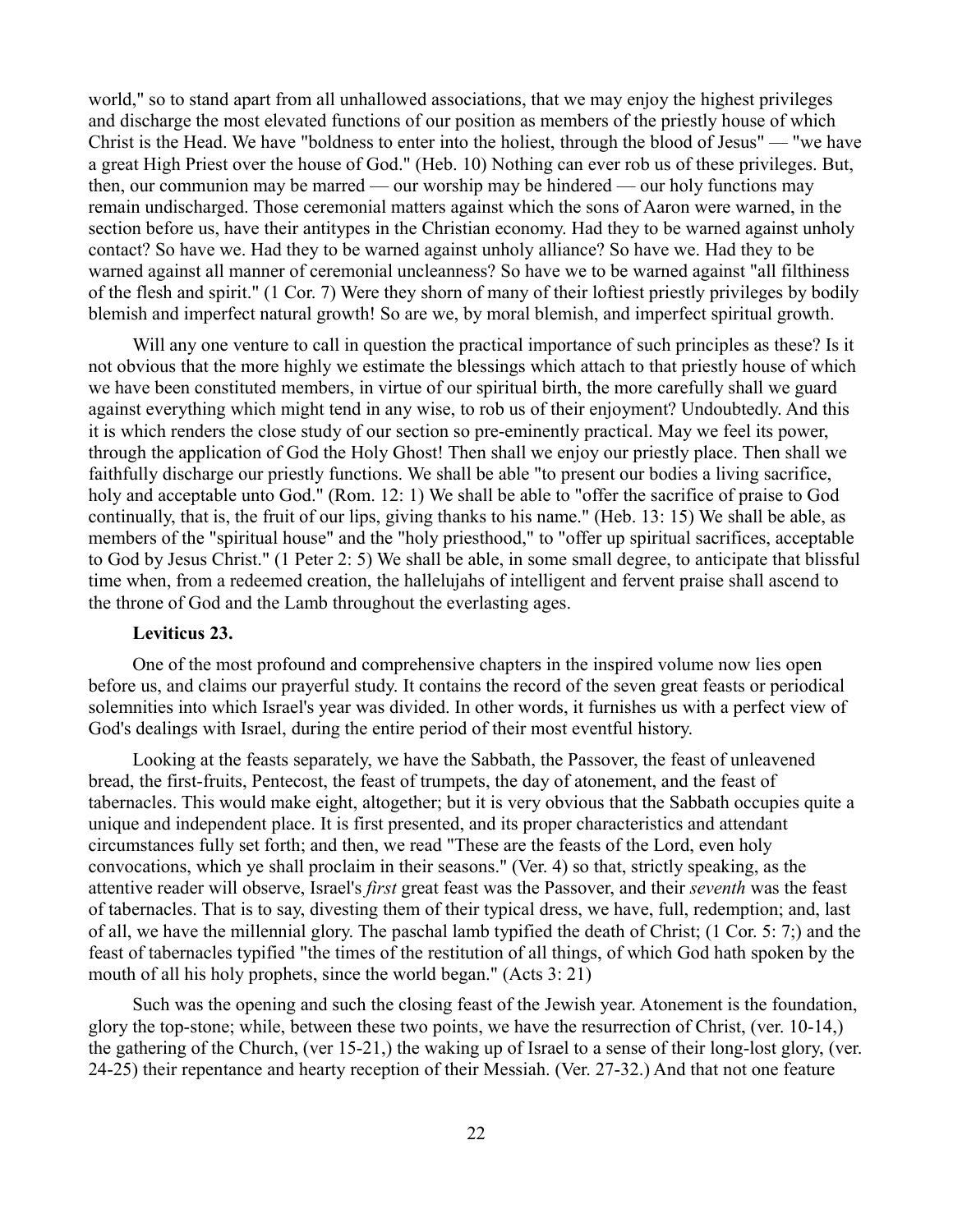world," so to stand apart from all unhallowed associations, that we may enjoy the highest privileges and discharge the most elevated functions of our position as members of the priestly house of which Christ is the Head. We have "boldness to enter into the holiest, through the blood of Jesus" — "we have a great High Priest over the house of God." (Heb. 10) Nothing can ever rob us of these privileges. But, then, our communion may be marred — our worship may be hindered — our holy functions may remain undischarged. Those ceremonial matters against which the sons of Aaron were warned, in the section before us, have their antitypes in the Christian economy. Had they to be warned against unholy contact? So have we. Had they to be warned against unholy alliance? So have we. Had they to be warned against all manner of ceremonial uncleanness? So have we to be warned against "all filthiness of the flesh and spirit." (1 Cor. 7) Were they shorn of many of their loftiest priestly privileges by bodily blemish and imperfect natural growth! So are we, by moral blemish, and imperfect spiritual growth.

Will any one venture to call in question the practical importance of such principles as these? Is it not obvious that the more highly we estimate the blessings which attach to that priestly house of which we have been constituted members, in virtue of our spiritual birth, the more carefully shall we guard against everything which might tend in any wise, to rob us of their enjoyment? Undoubtedly. And this it is which renders the close study of our section so pre-eminently practical. May we feel its power, through the application of God the Holy Ghost! Then shall we enjoy our priestly place. Then shall we faithfully discharge our priestly functions. We shall be able "to present our bodies a living sacrifice, holy and acceptable unto God." (Rom. 12: 1) We shall be able to "offer the sacrifice of praise to God continually, that is, the fruit of our lips, giving thanks to his name." (Heb. 13: 15) We shall be able, as members of the "spiritual house" and the "holy priesthood," to "offer up spiritual sacrifices, acceptable to God by Jesus Christ." (1 Peter 2: 5) We shall be able, in some small degree, to anticipate that blissful time when, from a redeemed creation, the hallelujahs of intelligent and fervent praise shall ascend to the throne of God and the Lamb throughout the everlasting ages.

**Leviticus 23.**

One of the most profound and comprehensive chapters in the inspired volume now lies open before us, and claims our prayerful study. It contains the record of the seven great feasts or periodical solemnities into which Israel's year was divided. In other words, it furnishes us with a perfect view of God's dealings with Israel, during the entire period of their most eventful history.

Looking at the feasts separately, we have the Sabbath, the Passover, the feast of unleavened bread, the first-fruits, Pentecost, the feast of trumpets, the day of atonement, and the feast of tabernacles. This would make eight, altogether; but it is very obvious that the Sabbath occupies quite a unique and independent place. It is first presented, and its proper characteristics and attendant circumstances fully set forth; and then, we read "These are the feasts of the Lord, even holy convocations, which ye shall proclaim in their seasons." (Ver. 4) so that, strictly speaking, as the attentive reader will observe, Israel's *first* great feast was the Passover, and their *seventh* was the feast of tabernacles. That is to say, divesting them of their typical dress, we have, full, redemption; and, last of all, we have the millennial glory. The paschal lamb typified the death of Christ; (1 Cor. 5: 7;) and the feast of tabernacles typified "the times of the restitution of all things, of which God hath spoken by the mouth of all his holy prophets, since the world began." (Acts 3: 21)

Such was the opening and such the closing feast of the Jewish year. Atonement is the foundation, glory the top-stone; while, between these two points, we have the resurrection of Christ, (ver. 10-14,) the gathering of the Church, (ver 15-21,) the waking up of Israel to a sense of their long-lost glory, (ver. 24-25) their repentance and hearty reception of their Messiah. (Ver. 27-32.) And that not one feature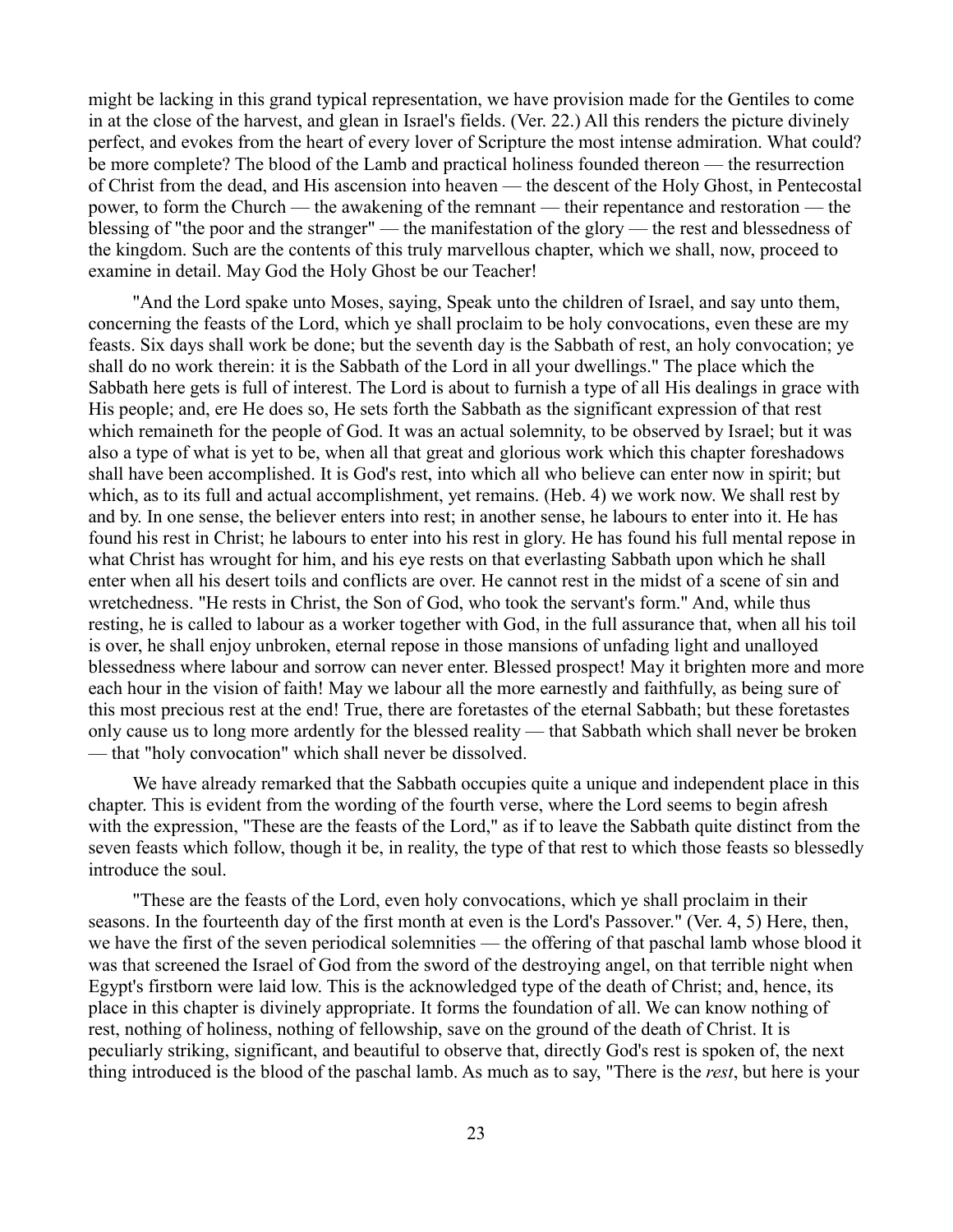might be lacking in this grand typical representation, we have provision made for the Gentiles to come in at the close of the harvest, and glean in Israel's fields. (Ver. 22.) All this renders the picture divinely perfect, and evokes from the heart of every lover of Scripture the most intense admiration. What could? be more complete? The blood of the Lamb and practical holiness founded thereon — the resurrection of Christ from the dead, and His ascension into heaven — the descent of the Holy Ghost, in Pentecostal power, to form the Church — the awakening of the remnant — their repentance and restoration — the blessing of "the poor and the stranger" — the manifestation of the glory — the rest and blessedness of the kingdom. Such are the contents of this truly marvellous chapter, which we shall, now, proceed to examine in detail. May God the Holy Ghost be our Teacher!

"And the Lord spake unto Moses, saying, Speak unto the children of Israel, and say unto them, concerning the feasts of the Lord, which ye shall proclaim to be holy convocations, even these are my feasts. Six days shall work be done; but the seventh day is the Sabbath of rest, an holy convocation; ye shall do no work therein: it is the Sabbath of the Lord in all your dwellings." The place which the Sabbath here gets is full of interest. The Lord is about to furnish a type of all His dealings in grace with His people; and, ere He does so, He sets forth the Sabbath as the significant expression of that rest which remaineth for the people of God. It was an actual solemnity, to be observed by Israel; but it was also a type of what is yet to be, when all that great and glorious work which this chapter foreshadows shall have been accomplished. It is God's rest, into which all who believe can enter now in spirit; but which, as to its full and actual accomplishment, yet remains. (Heb. 4) we work now. We shall rest by and by. In one sense, the believer enters into rest; in another sense, he labours to enter into it. He has found his rest in Christ; he labours to enter into his rest in glory. He has found his full mental repose in what Christ has wrought for him, and his eye rests on that everlasting Sabbath upon which he shall enter when all his desert toils and conflicts are over. He cannot rest in the midst of a scene of sin and wretchedness. "He rests in Christ, the Son of God, who took the servant's form." And, while thus resting, he is called to labour as a worker together with God, in the full assurance that, when all his toil is over, he shall enjoy unbroken, eternal repose in those mansions of unfading light and unalloyed blessedness where labour and sorrow can never enter. Blessed prospect! May it brighten more and more each hour in the vision of faith! May we labour all the more earnestly and faithfully, as being sure of this most precious rest at the end! True, there are foretastes of the eternal Sabbath; but these foretastes only cause us to long more ardently for the blessed reality — that Sabbath which shall never be broken — that "holy convocation" which shall never be dissolved.

We have already remarked that the Sabbath occupies quite a unique and independent place in this chapter. This is evident from the wording of the fourth verse, where the Lord seems to begin afresh with the expression, "These are the feasts of the Lord," as if to leave the Sabbath quite distinct from the seven feasts which follow, though it be, in reality, the type of that rest to which those feasts so blessedly introduce the soul.

"These are the feasts of the Lord, even holy convocations, which ye shall proclaim in their seasons. In the fourteenth day of the first month at even is the Lord's Passover." (Ver. 4, 5) Here, then, we have the first of the seven periodical solemnities — the offering of that paschal lamb whose blood it was that screened the Israel of God from the sword of the destroying angel, on that terrible night when Egypt's firstborn were laid low. This is the acknowledged type of the death of Christ; and, hence, its place in this chapter is divinely appropriate. It forms the foundation of all. We can know nothing of rest, nothing of holiness, nothing of fellowship, save on the ground of the death of Christ. It is peculiarly striking, significant, and beautiful to observe that, directly God's rest is spoken of, the next thing introduced is the blood of the paschal lamb. As much as to say, "There is the *rest*, but here is your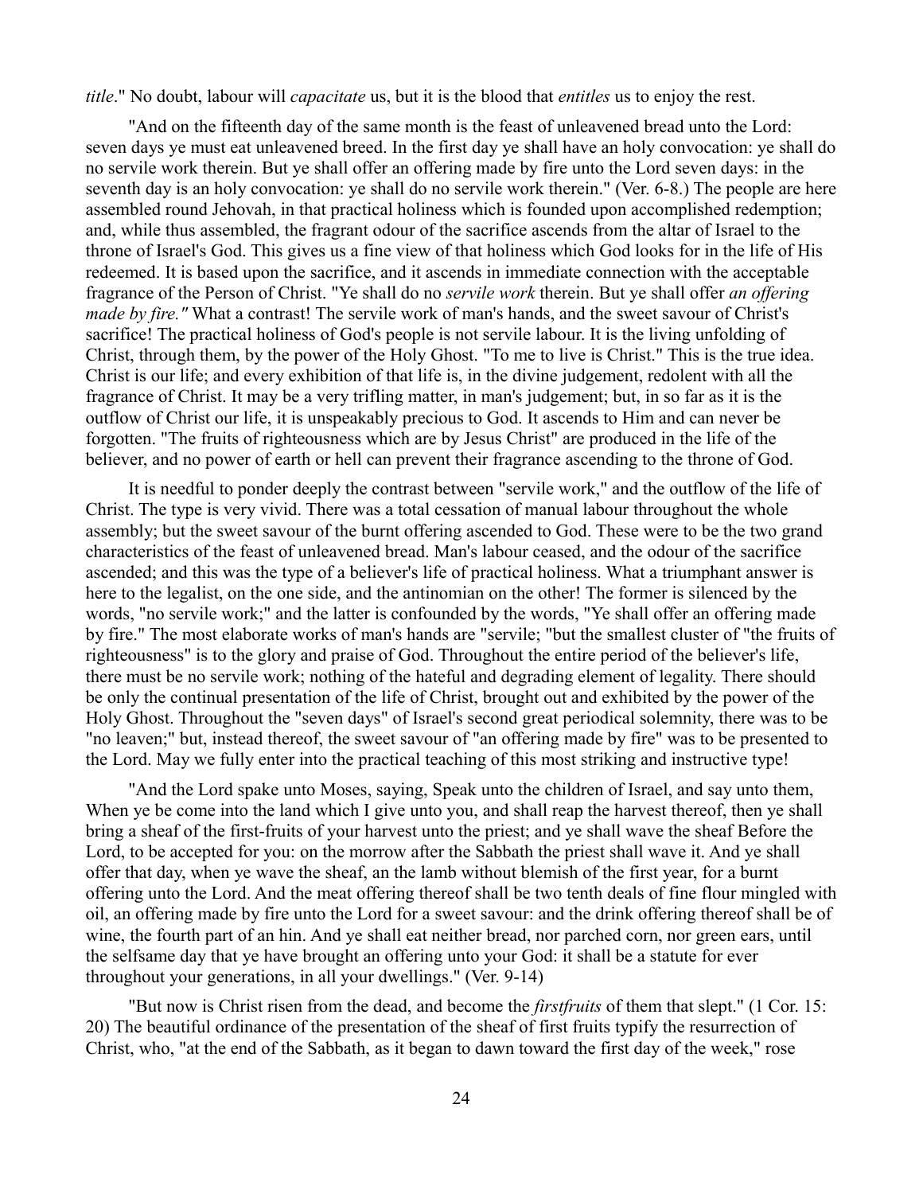*title*." No doubt, labour will *capacitate* us, but it is the blood that *entitles* us to enjoy the rest.

"And on the fifteenth day of the same month is the feast of unleavened bread unto the Lord: seven days ye must eat unleavened breed. In the first day ye shall have an holy convocation: ye shall do no servile work therein. But ye shall offer an offering made by fire unto the Lord seven days: in the seventh day is an holy convocation: ye shall do no servile work therein." (Ver. 6-8.) The people are here assembled round Jehovah, in that practical holiness which is founded upon accomplished redemption; and, while thus assembled, the fragrant odour of the sacrifice ascends from the altar of Israel to the throne of Israel's God. This gives us a fine view of that holiness which God looks for in the life of His redeemed. It is based upon the sacrifice, and it ascends in immediate connection with the acceptable fragrance of the Person of Christ. "Ye shall do no *servile work* therein. But ye shall offer *an offering made by fire."* What a contrast! The servile work of man's hands, and the sweet savour of Christ's sacrifice! The practical holiness of God's people is not servile labour. It is the living unfolding of Christ, through them, by the power of the Holy Ghost. "To me to live is Christ." This is the true idea. Christ is our life; and every exhibition of that life is, in the divine judgement, redolent with all the fragrance of Christ. It may be a very trifling matter, in man's judgement; but, in so far as it is the outflow of Christ our life, it is unspeakably precious to God. It ascends to Him and can never be forgotten. "The fruits of righteousness which are by Jesus Christ" are produced in the life of the believer, and no power of earth or hell can prevent their fragrance ascending to the throne of God.

It is needful to ponder deeply the contrast between "servile work," and the outflow of the life of Christ. The type is very vivid. There was a total cessation of manual labour throughout the whole assembly; but the sweet savour of the burnt offering ascended to God. These were to be the two grand characteristics of the feast of unleavened bread. Man's labour ceased, and the odour of the sacrifice ascended; and this was the type of a believer's life of practical holiness. What a triumphant answer is here to the legalist, on the one side, and the antinomian on the other! The former is silenced by the words, "no servile work;" and the latter is confounded by the words, "Ye shall offer an offering made by fire." The most elaborate works of man's hands are "servile; "but the smallest cluster of "the fruits of righteousness" is to the glory and praise of God. Throughout the entire period of the believer's life, there must be no servile work; nothing of the hateful and degrading element of legality. There should be only the continual presentation of the life of Christ, brought out and exhibited by the power of the Holy Ghost. Throughout the "seven days" of Israel's second great periodical solemnity, there was to be "no leaven;" but, instead thereof, the sweet savour of "an offering made by fire" was to be presented to the Lord. May we fully enter into the practical teaching of this most striking and instructive type!

"And the Lord spake unto Moses, saying, Speak unto the children of Israel, and say unto them, When ye be come into the land which I give unto you, and shall reap the harvest thereof, then ye shall bring a sheaf of the first-fruits of your harvest unto the priest; and ye shall wave the sheaf Before the Lord, to be accepted for you: on the morrow after the Sabbath the priest shall wave it. And ye shall offer that day, when ye wave the sheaf, an the lamb without blemish of the first year, for a burnt offering unto the Lord. And the meat offering thereof shall be two tenth deals of fine flour mingled with oil, an offering made by fire unto the Lord for a sweet savour: and the drink offering thereof shall be of wine, the fourth part of an hin. And ye shall eat neither bread, nor parched corn, nor green ears, until the selfsame day that ye have brought an offering unto your God: it shall be a statute for ever throughout your generations, in all your dwellings." (Ver. 9-14)

"But now is Christ risen from the dead, and become the *firstfruits* of them that slept." (1 Cor. 15: 20) The beautiful ordinance of the presentation of the sheaf of first fruits typify the resurrection of Christ, who, "at the end of the Sabbath, as it began to dawn toward the first day of the week," rose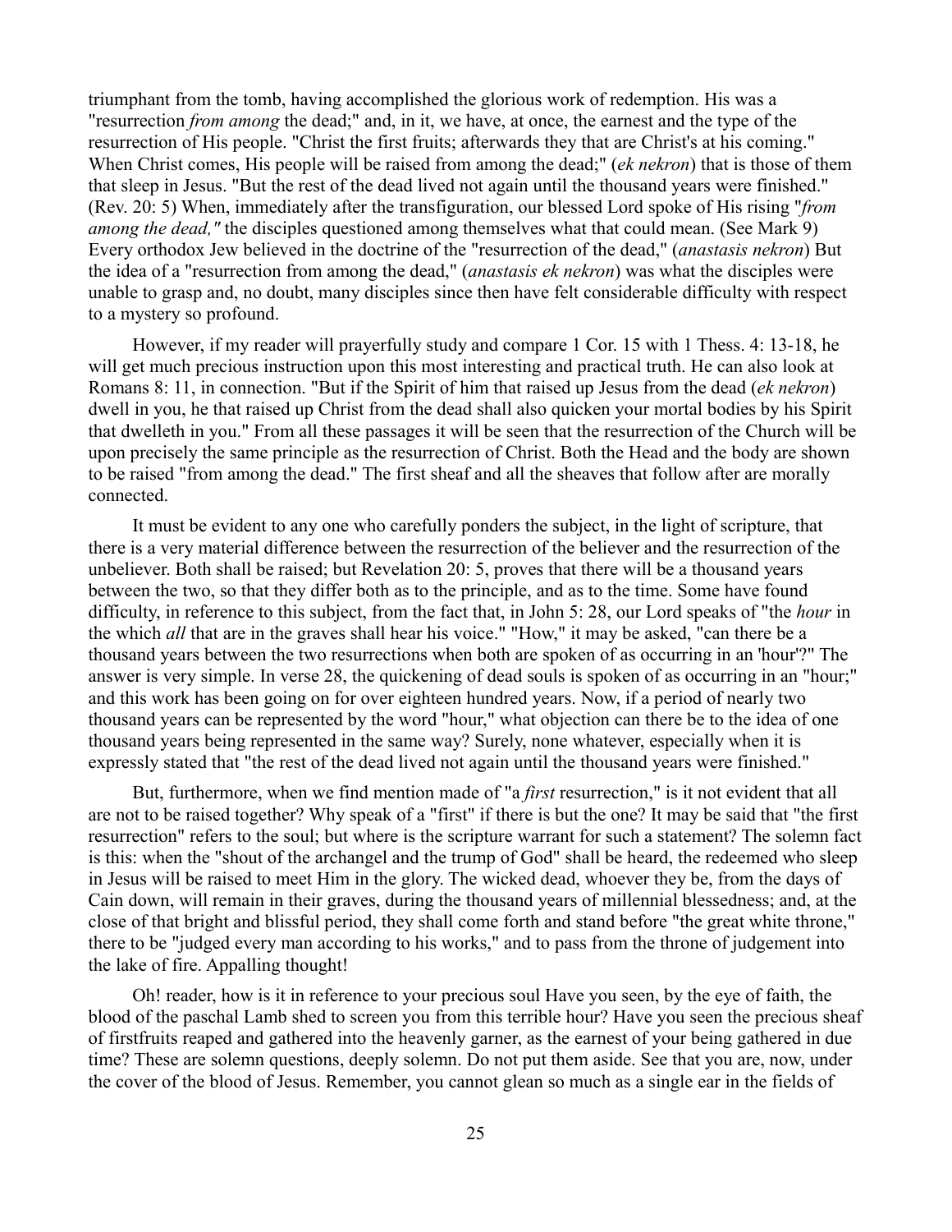triumphant from the tomb, having accomplished the glorious work of redemption. His was a "resurrection *from among* the dead;" and, in it, we have, at once, the earnest and the type of the resurrection of His people. "Christ the first fruits; afterwards they that are Christ's at his coming." When Christ comes, His people will be raised from among the dead;" (*ek nekron*) that is those of them that sleep in Jesus. "But the rest of the dead lived not again until the thousand years were finished." (Rev. 20: 5) When, immediately after the transfiguration, our blessed Lord spoke of His rising "*from among the dead,"* the disciples questioned among themselves what that could mean. (See Mark 9) Every orthodox Jew believed in the doctrine of the "resurrection of the dead," (*anastasis nekron*) But the idea of a "resurrection from among the dead," (*anastasis ek nekron*) was what the disciples were unable to grasp and, no doubt, many disciples since then have felt considerable difficulty with respect to a mystery so profound.

However, if my reader will prayerfully study and compare 1 Cor. 15 with 1 Thess. 4: 13-18, he will get much precious instruction upon this most interesting and practical truth. He can also look at Romans 8: 11, in connection. "But if the Spirit of him that raised up Jesus from the dead (*ek nekron*) dwell in you, he that raised up Christ from the dead shall also quicken your mortal bodies by his Spirit that dwelleth in you." From all these passages it will be seen that the resurrection of the Church will be upon precisely the same principle as the resurrection of Christ. Both the Head and the body are shown to be raised "from among the dead." The first sheaf and all the sheaves that follow after are morally connected.

It must be evident to any one who carefully ponders the subject, in the light of scripture, that there is a very material difference between the resurrection of the believer and the resurrection of the unbeliever. Both shall be raised; but Revelation 20: 5, proves that there will be a thousand years between the two, so that they differ both as to the principle, and as to the time. Some have found difficulty, in reference to this subject, from the fact that, in John 5: 28, our Lord speaks of "the *hour* in the which *all* that are in the graves shall hear his voice." "How," it may be asked, "can there be a thousand years between the two resurrections when both are spoken of as occurring in an 'hour'?" The answer is very simple. In verse 28, the quickening of dead souls is spoken of as occurring in an "hour;" and this work has been going on for over eighteen hundred years. Now, if a period of nearly two thousand years can be represented by the word "hour," what objection can there be to the idea of one thousand years being represented in the same way? Surely, none whatever, especially when it is expressly stated that "the rest of the dead lived not again until the thousand years were finished."

But, furthermore, when we find mention made of "a *first* resurrection," is it not evident that all are not to be raised together? Why speak of a "first" if there is but the one? It may be said that "the first resurrection" refers to the soul; but where is the scripture warrant for such a statement? The solemn fact is this: when the "shout of the archangel and the trump of God" shall be heard, the redeemed who sleep in Jesus will be raised to meet Him in the glory. The wicked dead, whoever they be, from the days of Cain down, will remain in their graves, during the thousand years of millennial blessedness; and, at the close of that bright and blissful period, they shall come forth and stand before "the great white throne," there to be "judged every man according to his works," and to pass from the throne of judgement into the lake of fire. Appalling thought!

Oh! reader, how is it in reference to your precious soul Have you seen, by the eye of faith, the blood of the paschal Lamb shed to screen you from this terrible hour? Have you seen the precious sheaf of firstfruits reaped and gathered into the heavenly garner, as the earnest of your being gathered in due time? These are solemn questions, deeply solemn. Do not put them aside. See that you are, now, under the cover of the blood of Jesus. Remember, you cannot glean so much as a single ear in the fields of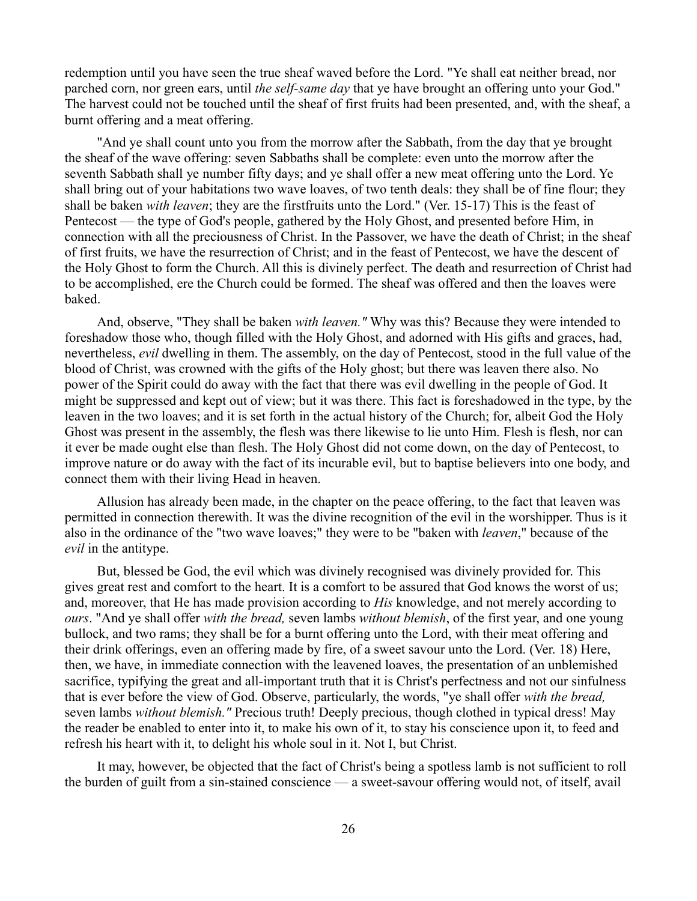redemption until you have seen the true sheaf waved before the Lord. "Ye shall eat neither bread, nor parched corn, nor green ears, until *the self-same day* that ye have brought an offering unto your God." The harvest could not be touched until the sheaf of first fruits had been presented, and, with the sheaf, a burnt offering and a meat offering.

"And ye shall count unto you from the morrow after the Sabbath, from the day that ye brought the sheaf of the wave offering: seven Sabbaths shall be complete: even unto the morrow after the seventh Sabbath shall ye number fifty days; and ye shall offer a new meat offering unto the Lord. Ye shall bring out of your habitations two wave loaves, of two tenth deals: they shall be of fine flour; they shall be baken *with leaven*; they are the firstfruits unto the Lord." (Ver. 15-17) This is the feast of Pentecost — the type of God's people, gathered by the Holy Ghost, and presented before Him, in connection with all the preciousness of Christ. In the Passover, we have the death of Christ; in the sheaf of first fruits, we have the resurrection of Christ; and in the feast of Pentecost, we have the descent of the Holy Ghost to form the Church. All this is divinely perfect. The death and resurrection of Christ had to be accomplished, ere the Church could be formed. The sheaf was offered and then the loaves were baked.

And, observe, "They shall be baken *with leaven."* Why was this? Because they were intended to foreshadow those who, though filled with the Holy Ghost, and adorned with His gifts and graces, had, nevertheless, *evil* dwelling in them. The assembly, on the day of Pentecost, stood in the full value of the blood of Christ, was crowned with the gifts of the Holy ghost; but there was leaven there also. No power of the Spirit could do away with the fact that there was evil dwelling in the people of God. It might be suppressed and kept out of view; but it was there. This fact is foreshadowed in the type, by the leaven in the two loaves; and it is set forth in the actual history of the Church; for, albeit God the Holy Ghost was present in the assembly, the flesh was there likewise to lie unto Him. Flesh is flesh, nor can it ever be made ought else than flesh. The Holy Ghost did not come down, on the day of Pentecost, to improve nature or do away with the fact of its incurable evil, but to baptise believers into one body, and connect them with their living Head in heaven.

Allusion has already been made, in the chapter on the peace offering, to the fact that leaven was permitted in connection therewith. It was the divine recognition of the evil in the worshipper. Thus is it also in the ordinance of the "two wave loaves;" they were to be "baken with *leaven*," because of the *evil* in the antitype.

But, blessed be God, the evil which was divinely recognised was divinely provided for. This gives great rest and comfort to the heart. It is a comfort to be assured that God knows the worst of us; and, moreover, that He has made provision according to *His* knowledge, and not merely according to *ours*. "And ye shall offer *with the bread,* seven lambs *without blemish*, of the first year, and one young bullock, and two rams; they shall be for a burnt offering unto the Lord, with their meat offering and their drink offerings, even an offering made by fire, of a sweet savour unto the Lord. (Ver. 18) Here, then, we have, in immediate connection with the leavened loaves, the presentation of an unblemished sacrifice, typifying the great and all-important truth that it is Christ's perfectness and not our sinfulness that is ever before the view of God. Observe, particularly, the words, "ye shall offer *with the bread,* seven lambs *without blemish."* Precious truth! Deeply precious, though clothed in typical dress! May the reader be enabled to enter into it, to make his own of it, to stay his conscience upon it, to feed and refresh his heart with it, to delight his whole soul in it. Not I, but Christ.

It may, however, be objected that the fact of Christ's being a spotless lamb is not sufficient to roll the burden of guilt from a sin-stained conscience — a sweet-savour offering would not, of itself, avail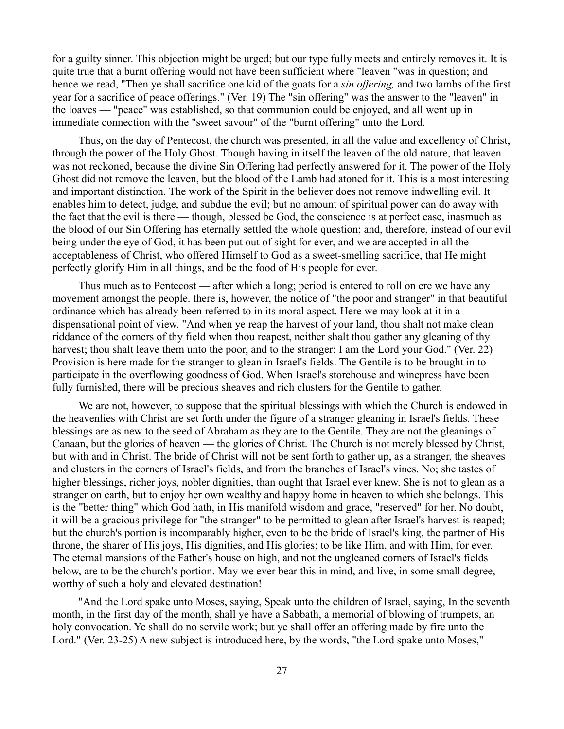for a guilty sinner. This objection might be urged; but our type fully meets and entirely removes it. It is quite true that a burnt offering would not have been sufficient where "leaven "was in question; and hence we read, "Then ye shall sacrifice one kid of the goats for a *sin offering,* and two lambs of the first year for a sacrifice of peace offerings." (Ver. 19) The "sin offering" was the answer to the "leaven" in the loaves — "peace" was established, so that communion could be enjoyed, and all went up in immediate connection with the "sweet savour" of the "burnt offering" unto the Lord.

Thus, on the day of Pentecost, the church was presented, in all the value and excellency of Christ, through the power of the Holy Ghost. Though having in itself the leaven of the old nature, that leaven was not reckoned, because the divine Sin Offering had perfectly answered for it. The power of the Holy Ghost did not remove the leaven, but the blood of the Lamb had atoned for it. This is a most interesting and important distinction. The work of the Spirit in the believer does not remove indwelling evil. It enables him to detect, judge, and subdue the evil; but no amount of spiritual power can do away with the fact that the evil is there — though, blessed be God, the conscience is at perfect ease, inasmuch as the blood of our Sin Offering has eternally settled the whole question; and, therefore, instead of our evil being under the eye of God, it has been put out of sight for ever, and we are accepted in all the acceptableness of Christ, who offered Himself to God as a sweet-smelling sacrifice, that He might perfectly glorify Him in all things, and be the food of His people for ever.

Thus much as to Pentecost — after which a long; period is entered to roll on ere we have any movement amongst the people. there is, however, the notice of "the poor and stranger" in that beautiful ordinance which has already been referred to in its moral aspect. Here we may look at it in a dispensational point of view. "And when ye reap the harvest of your land, thou shalt not make clean riddance of the corners of thy field when thou reapest, neither shalt thou gather any gleaning of thy harvest; thou shalt leave them unto the poor, and to the stranger: I am the Lord your God." (Ver. 22) Provision is here made for the stranger to glean in Israel's fields. The Gentile is to be brought in to participate in the overflowing goodness of God. When Israel's storehouse and winepress have been fully furnished, there will be precious sheaves and rich clusters for the Gentile to gather.

We are not, however, to suppose that the spiritual blessings with which the Church is endowed in the heavenlies with Christ are set forth under the figure of a stranger gleaning in Israel's fields. These blessings are as new to the seed of Abraham as they are to the Gentile. They are not the gleanings of Canaan, but the glories of heaven — the glories of Christ. The Church is not merely blessed by Christ, but with and in Christ. The bride of Christ will not be sent forth to gather up, as a stranger, the sheaves and clusters in the corners of Israel's fields, and from the branches of Israel's vines. No; she tastes of higher blessings, richer joys, nobler dignities, than ought that Israel ever knew. She is not to glean as a stranger on earth, but to enjoy her own wealthy and happy home in heaven to which she belongs. This is the "better thing" which God hath, in His manifold wisdom and grace, "reserved" for her. No doubt, it will be a gracious privilege for "the stranger" to be permitted to glean after Israel's harvest is reaped; but the church's portion is incomparably higher, even to be the bride of Israel's king, the partner of His throne, the sharer of His joys, His dignities, and His glories; to be like Him, and with Him, for ever. The eternal mansions of the Father's house on high, and not the ungleaned corners of Israel's fields below, are to be the church's portion. May we ever bear this in mind, and live, in some small degree, worthy of such a holy and elevated destination!

"And the Lord spake unto Moses, saying, Speak unto the children of Israel, saying, In the seventh month, in the first day of the month, shall ye have a Sabbath, a memorial of blowing of trumpets, an holy convocation. Ye shall do no servile work; but ye shall offer an offering made by fire unto the Lord." (Ver. 23-25) A new subject is introduced here, by the words, "the Lord spake unto Moses,"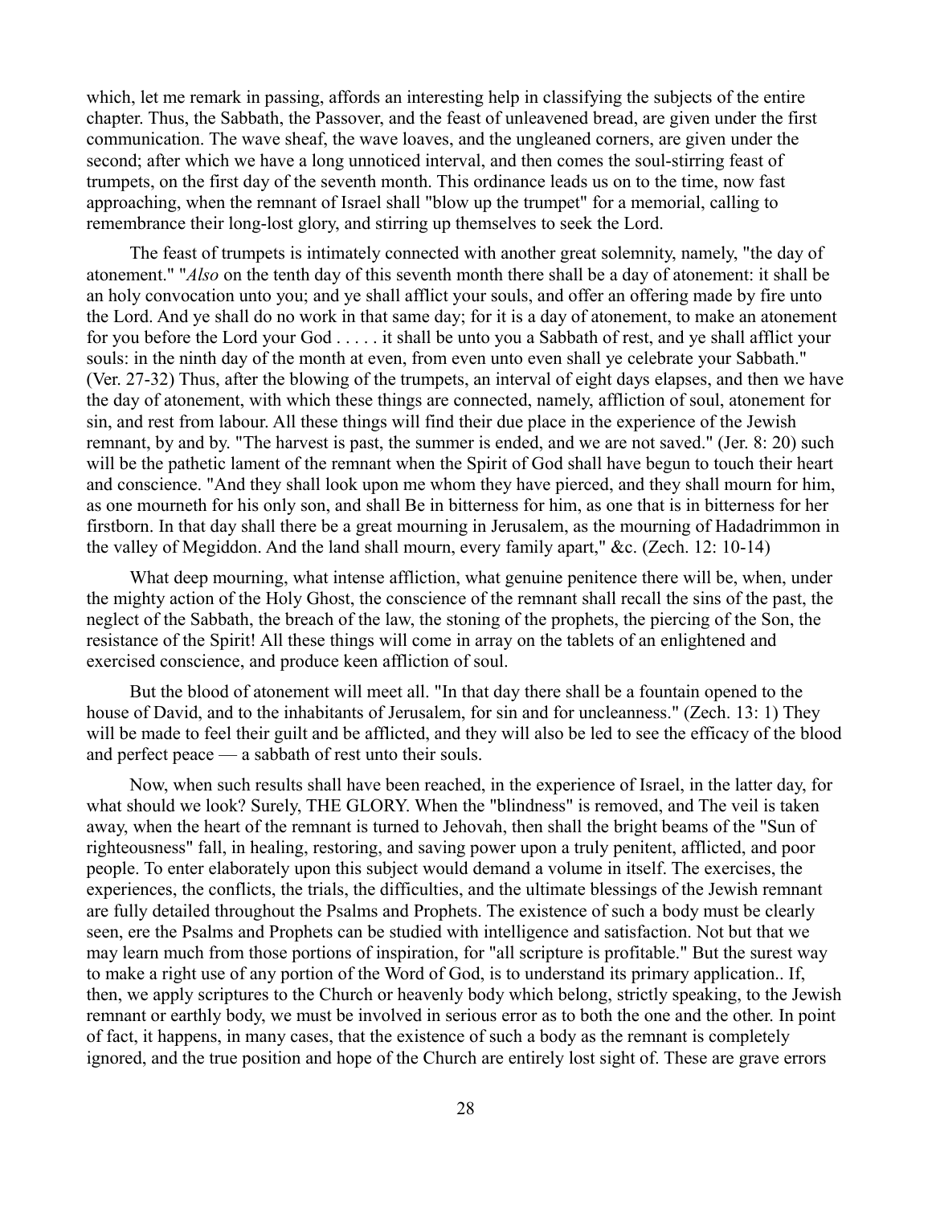which, let me remark in passing, affords an interesting help in classifying the subjects of the entire chapter. Thus, the Sabbath, the Passover, and the feast of unleavened bread, are given under the first communication. The wave sheaf, the wave loaves, and the ungleaned corners, are given under the second; after which we have a long unnoticed interval, and then comes the soul-stirring feast of trumpets, on the first day of the seventh month. This ordinance leads us on to the time, now fast approaching, when the remnant of Israel shall "blow up the trumpet" for a memorial, calling to remembrance their long-lost glory, and stirring up themselves to seek the Lord.

The feast of trumpets is intimately connected with another great solemnity, namely, "the day of atonement." "*Also* on the tenth day of this seventh month there shall be a day of atonement: it shall be an holy convocation unto you; and ye shall afflict your souls, and offer an offering made by fire unto the Lord. And ye shall do no work in that same day; for it is a day of atonement, to make an atonement for you before the Lord your God . . . . . it shall be unto you a Sabbath of rest, and ye shall afflict your souls: in the ninth day of the month at even, from even unto even shall ye celebrate your Sabbath." (Ver. 27-32) Thus, after the blowing of the trumpets, an interval of eight days elapses, and then we have the day of atonement, with which these things are connected, namely, affliction of soul, atonement for sin, and rest from labour. All these things will find their due place in the experience of the Jewish remnant, by and by. "The harvest is past, the summer is ended, and we are not saved." (Jer. 8: 20) such will be the pathetic lament of the remnant when the Spirit of God shall have begun to touch their heart and conscience. "And they shall look upon me whom they have pierced, and they shall mourn for him, as one mourneth for his only son, and shall Be in bitterness for him, as one that is in bitterness for her firstborn. In that day shall there be a great mourning in Jerusalem, as the mourning of Hadadrimmon in the valley of Megiddon. And the land shall mourn, every family apart," &c. (Zech. 12: 10-14)

What deep mourning, what intense affliction, what genuine penitence there will be, when, under the mighty action of the Holy Ghost, the conscience of the remnant shall recall the sins of the past, the neglect of the Sabbath, the breach of the law, the stoning of the prophets, the piercing of the Son, the resistance of the Spirit! All these things will come in array on the tablets of an enlightened and exercised conscience, and produce keen affliction of soul.

But the blood of atonement will meet all. "In that day there shall be a fountain opened to the house of David, and to the inhabitants of Jerusalem, for sin and for uncleanness." (Zech. 13: 1) They will be made to feel their guilt and be afflicted, and they will also be led to see the efficacy of the blood and perfect peace — a sabbath of rest unto their souls.

Now, when such results shall have been reached, in the experience of Israel, in the latter day, for what should we look? Surely, THE GLORY. When the "blindness" is removed, and The veil is taken away, when the heart of the remnant is turned to Jehovah, then shall the bright beams of the "Sun of righteousness" fall, in healing, restoring, and saving power upon a truly penitent, afflicted, and poor people. To enter elaborately upon this subject would demand a volume in itself. The exercises, the experiences, the conflicts, the trials, the difficulties, and the ultimate blessings of the Jewish remnant are fully detailed throughout the Psalms and Prophets. The existence of such a body must be clearly seen, ere the Psalms and Prophets can be studied with intelligence and satisfaction. Not but that we may learn much from those portions of inspiration, for "all scripture is profitable." But the surest way to make a right use of any portion of the Word of God, is to understand its primary application.. If, then, we apply scriptures to the Church or heavenly body which belong, strictly speaking, to the Jewish remnant or earthly body, we must be involved in serious error as to both the one and the other. In point of fact, it happens, in many cases, that the existence of such a body as the remnant is completely ignored, and the true position and hope of the Church are entirely lost sight of. These are grave errors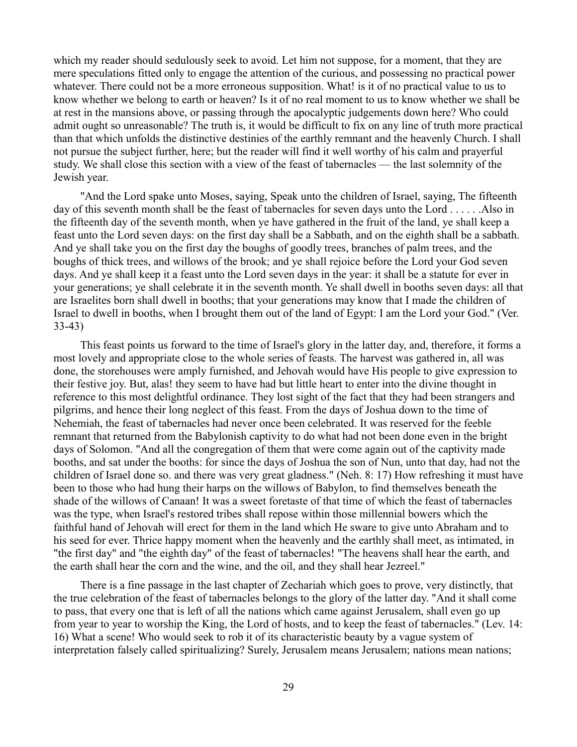which my reader should sedulously seek to avoid. Let him not suppose, for a moment, that they are mere speculations fitted only to engage the attention of the curious, and possessing no practical power whatever. There could not be a more erroneous supposition. What! is it of no practical value to us to know whether we belong to earth or heaven? Is it of no real moment to us to know whether we shall be at rest in the mansions above, or passing through the apocalyptic judgements down here? Who could admit ought so unreasonable? The truth is, it would be difficult to fix on any line of truth more practical than that which unfolds the distinctive destinies of the earthly remnant and the heavenly Church. I shall not pursue the subject further, here; but the reader will find it well worthy of his calm and prayerful study. We shall close this section with a view of the feast of tabernacles — the last solemnity of the Jewish year.

"And the Lord spake unto Moses, saying, Speak unto the children of Israel, saying, The fifteenth day of this seventh month shall be the feast of tabernacles for seven days unto the Lord . . . . . .Also in the fifteenth day of the seventh month, when ye have gathered in the fruit of the land, ye shall keep a feast unto the Lord seven days: on the first day shall be a Sabbath, and on the eighth shall be a sabbath. And ye shall take you on the first day the boughs of goodly trees, branches of palm trees, and the boughs of thick trees, and willows of the brook; and ye shall rejoice before the Lord your God seven days. And ye shall keep it a feast unto the Lord seven days in the year: it shall be a statute for ever in your generations; ye shall celebrate it in the seventh month. Ye shall dwell in booths seven days: all that are Israelites born shall dwell in booths; that your generations may know that I made the children of Israel to dwell in booths, when I brought them out of the land of Egypt: I am the Lord your God." (Ver. 33-43)

This feast points us forward to the time of Israel's glory in the latter day, and, therefore, it forms a most lovely and appropriate close to the whole series of feasts. The harvest was gathered in, all was done, the storehouses were amply furnished, and Jehovah would have His people to give expression to their festive joy. But, alas! they seem to have had but little heart to enter into the divine thought in reference to this most delightful ordinance. They lost sight of the fact that they had been strangers and pilgrims, and hence their long neglect of this feast. From the days of Joshua down to the time of Nehemiah, the feast of tabernacles had never once been celebrated. It was reserved for the feeble remnant that returned from the Babylonish captivity to do what had not been done even in the bright days of Solomon. "And all the congregation of them that were come again out of the captivity made booths, and sat under the booths: for since the days of Joshua the son of Nun, unto that day, had not the children of Israel done so. and there was very great gladness." (Neh. 8: 17) How refreshing it must have been to those who had hung their harps on the willows of Babylon, to find themselves beneath the shade of the willows of Canaan! It was a sweet foretaste of that time of which the feast of tabernacles was the type, when Israel's restored tribes shall repose within those millennial bowers which the faithful hand of Jehovah will erect for them in the land which He sware to give unto Abraham and to his seed for ever. Thrice happy moment when the heavenly and the earthly shall meet, as intimated, in "the first day" and "the eighth day" of the feast of tabernacles! "The heavens shall hear the earth, and the earth shall hear the corn and the wine, and the oil, and they shall hear Jezreel."

There is a fine passage in the last chapter of Zechariah which goes to prove, very distinctly, that the true celebration of the feast of tabernacles belongs to the glory of the latter day. "And it shall come to pass, that every one that is left of all the nations which came against Jerusalem, shall even go up from year to year to worship the King, the Lord of hosts, and to keep the feast of tabernacles." (Lev. 14: 16) What a scene! Who would seek to rob it of its characteristic beauty by a vague system of interpretation falsely called spiritualizing? Surely, Jerusalem means Jerusalem; nations mean nations;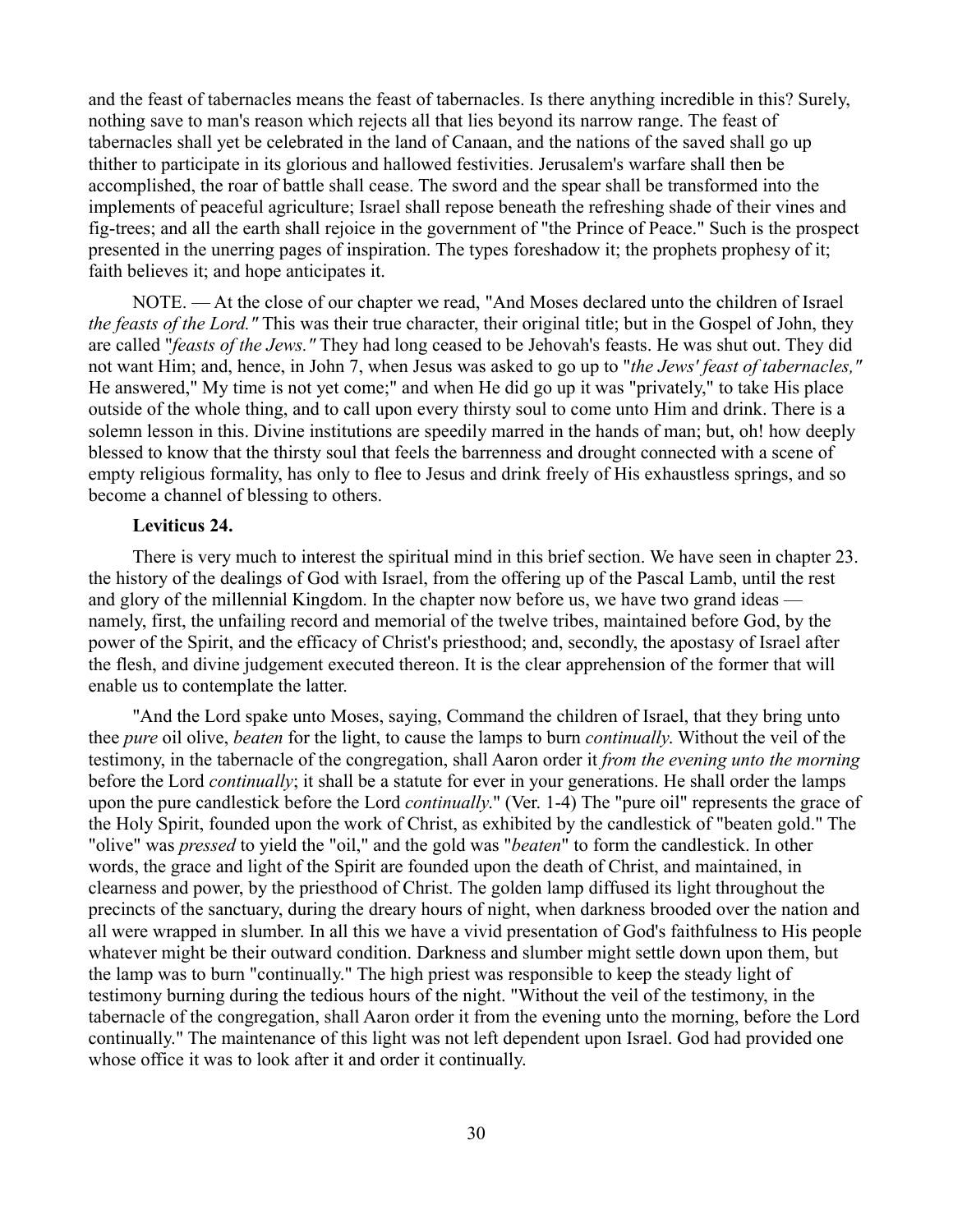and the feast of tabernacles means the feast of tabernacles. Is there anything incredible in this? Surely, nothing save to man's reason which rejects all that lies beyond its narrow range. The feast of tabernacles shall yet be celebrated in the land of Canaan, and the nations of the saved shall go up thither to participate in its glorious and hallowed festivities. Jerusalem's warfare shall then be accomplished, the roar of battle shall cease. The sword and the spear shall be transformed into the implements of peaceful agriculture; Israel shall repose beneath the refreshing shade of their vines and fig-trees; and all the earth shall rejoice in the government of "the Prince of Peace." Such is the prospect presented in the unerring pages of inspiration. The types foreshadow it; the prophets prophesy of it; faith believes it; and hope anticipates it.

NOTE. — At the close of our chapter we read, "And Moses declared unto the children of Israel *the feasts of the Lord."* This was their true character, their original title; but in the Gospel of John, they are called "*feasts of the Jews."* They had long ceased to be Jehovah's feasts. He was shut out. They did not want Him; and, hence, in John 7, when Jesus was asked to go up to "*the Jews' feast of tabernacles,"* He answered," My time is not yet come;" and when He did go up it was "privately," to take His place outside of the whole thing, and to call upon every thirsty soul to come unto Him and drink. There is a solemn lesson in this. Divine institutions are speedily marred in the hands of man; but, oh! how deeply blessed to know that the thirsty soul that feels the barrenness and drought connected with a scene of empty religious formality, has only to flee to Jesus and drink freely of His exhaustless springs, and so become a channel of blessing to others.

**Leviticus 24.**

There is very much to interest the spiritual mind in this brief section. We have seen in chapter 23. the history of the dealings of God with Israel, from the offering up of the Pascal Lamb, until the rest and glory of the millennial Kingdom. In the chapter now before us, we have two grand ideas — namely, first, the unfailing record and memorial of the twelve tribes, maintained before God, by the power of the Spirit, and the efficacy of Christ's priesthood; and, secondly, the apostasy of Israel after the flesh, and divine judgement executed thereon. It is the clear apprehension of the former that will enable us to contemplate the latter.

"And the Lord spake unto Moses, saying, Command the children of Israel, that they bring unto thee *pure* oil olive, *beaten* for the light, to cause the lamps to burn *continually*. Without the veil of the testimony, in the tabernacle of the congregation, shall Aaron order it *from the evening unto the morning* before the Lord *continually*; it shall be a statute for ever in your generations. He shall order the lamps upon the pure candlestick before the Lord *continually*." (Ver. 1-4) The "pure oil" represents the grace of the Holy Spirit, founded upon the work of Christ, as exhibited by the candlestick of "beaten gold." The "olive" was *pressed* to yield the "oil," and the gold was "*beaten*" to form the candlestick. In other words, the grace and light of the Spirit are founded upon the death of Christ, and maintained, in clearness and power, by the priesthood of Christ. The golden lamp diffused its light throughout the precincts of the sanctuary, during the dreary hours of night, when darkness brooded over the nation and all were wrapped in slumber. In all this we have a vivid presentation of God's faithfulness to His people whatever might be their outward condition. Darkness and slumber might settle down upon them, but the lamp was to burn "continually." The high priest was responsible to keep the steady light of testimony burning during the tedious hours of the night. "Without the veil of the testimony, in the tabernacle of the congregation, shall Aaron order it from the evening unto the morning, before the Lord continually." The maintenance of this light was not left dependent upon Israel. God had provided one whose office it was to look after it and order it continually.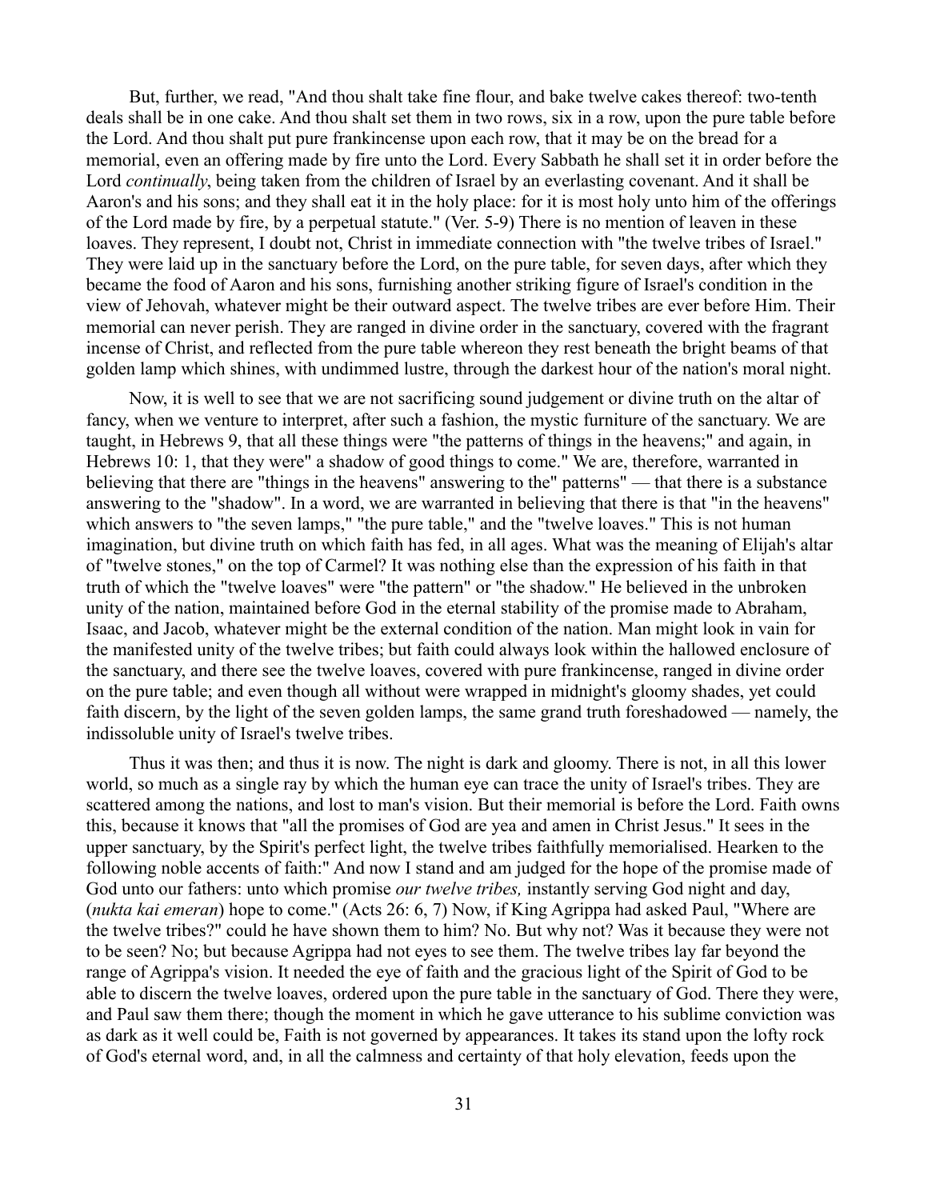But, further, we read, "And thou shalt take fine flour, and bake twelve cakes thereof: two-tenth deals shall be in one cake. And thou shalt set them in two rows, six in a row, upon the pure table before the Lord. And thou shalt put pure frankincense upon each row, that it may be on the bread for a memorial, even an offering made by fire unto the Lord. Every Sabbath he shall set it in order before the Lord *continually*, being taken from the children of Israel by an everlasting covenant. And it shall be Aaron's and his sons; and they shall eat it in the holy place: for it is most holy unto him of the offerings of the Lord made by fire, by a perpetual statute." (Ver. 5-9) There is no mention of leaven in these loaves. They represent, I doubt not, Christ in immediate connection with "the twelve tribes of Israel." They were laid up in the sanctuary before the Lord, on the pure table, for seven days, after which they became the food of Aaron and his sons, furnishing another striking figure of Israel's condition in the view of Jehovah, whatever might be their outward aspect. The twelve tribes are ever before Him. Their memorial can never perish. They are ranged in divine order in the sanctuary, covered with the fragrant incense of Christ, and reflected from the pure table whereon they rest beneath the bright beams of that golden lamp which shines, with undimmed lustre, through the darkest hour of the nation's moral night.

Now, it is well to see that we are not sacrificing sound judgement or divine truth on the altar of fancy, when we venture to interpret, after such a fashion, the mystic furniture of the sanctuary. We are taught, in Hebrews 9, that all these things were "the patterns of things in the heavens;" and again, in Hebrews 10: 1, that they were" a shadow of good things to come." We are, therefore, warranted in believing that there are "things in the heavens" answering to the" patterns" — that there is a substance answering to the "shadow". In a word, we are warranted in believing that there is that "in the heavens" which answers to "the seven lamps," "the pure table," and the "twelve loaves." This is not human imagination, but divine truth on which faith has fed, in all ages. What was the meaning of Elijah's altar of "twelve stones," on the top of Carmel? It was nothing else than the expression of his faith in that truth of which the "twelve loaves" were "the pattern" or "the shadow." He believed in the unbroken unity of the nation, maintained before God in the eternal stability of the promise made to Abraham, Isaac, and Jacob, whatever might be the external condition of the nation. Man might look in vain for the manifested unity of the twelve tribes; but faith could always look within the hallowed enclosure of the sanctuary, and there see the twelve loaves, covered with pure frankincense, ranged in divine order on the pure table; and even though all without were wrapped in midnight's gloomy shades, yet could faith discern, by the light of the seven golden lamps, the same grand truth foreshadowed — namely, the indissoluble unity of Israel's twelve tribes.

Thus it was then; and thus it is now. The night is dark and gloomy. There is not, in all this lower world, so much as a single ray by which the human eye can trace the unity of Israel's tribes. They are scattered among the nations, and lost to man's vision. But their memorial is before the Lord. Faith owns this, because it knows that "all the promises of God are yea and amen in Christ Jesus." It sees in the upper sanctuary, by the Spirit's perfect light, the twelve tribes faithfully memorialised. Hearken to the following noble accents of faith:" And now I stand and am judged for the hope of the promise made of God unto our fathers: unto which promise *our twelve tribes,* instantly serving God night and day, (*nukta kai emeran*) hope to come." (Acts 26: 6, 7) Now, if King Agrippa had asked Paul, "Where are the twelve tribes?" could he have shown them to him? No. But why not? Was it because they were not to be seen? No; but because Agrippa had not eyes to see them. The twelve tribes lay far beyond the range of Agrippa's vision. It needed the eye of faith and the gracious light of the Spirit of God to be able to discern the twelve loaves, ordered upon the pure table in the sanctuary of God. There they were, and Paul saw them there; though the moment in which he gave utterance to his sublime conviction was as dark as it well could be, Faith is not governed by appearances. It takes its stand upon the lofty rock of God's eternal word, and, in all the calmness and certainty of that holy elevation, feeds upon the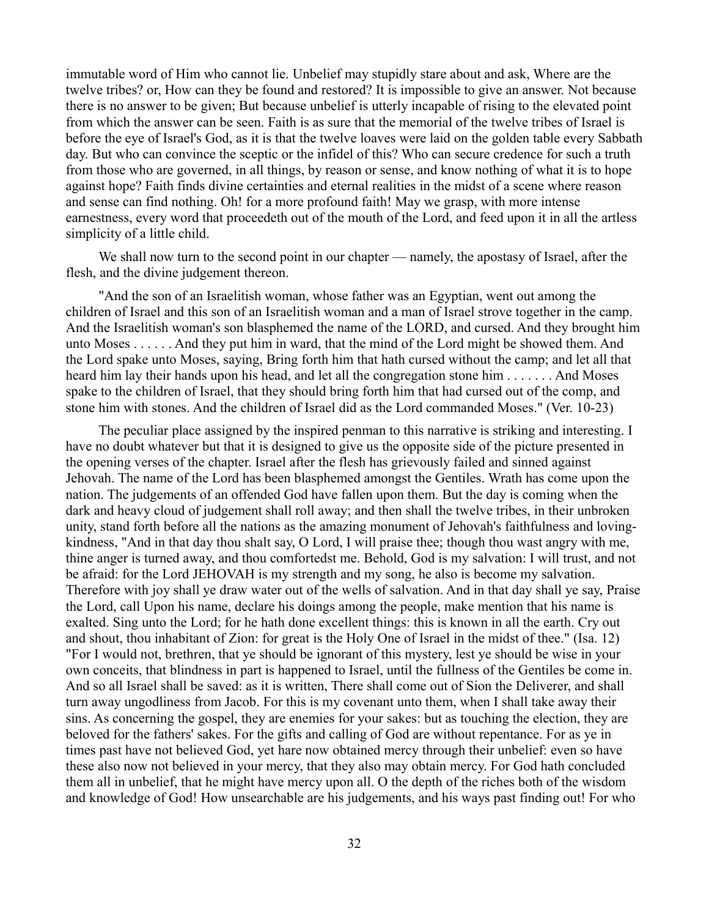immutable word of Him who cannot lie. Unbelief may stupidly stare about and ask, Where are the twelve tribes? or, How can they be found and restored? It is impossible to give an answer. Not because there is no answer to be given; But because unbelief is utterly incapable of rising to the elevated point from which the answer can be seen. Faith is as sure that the memorial of the twelve tribes of Israel is before the eye of Israel's God, as it is that the twelve loaves were laid on the golden table every Sabbath day. But who can convince the sceptic or the infidel of this? Who can secure credence for such a truth from those who are governed, in all things, by reason or sense, and know nothing of what it is to hope against hope? Faith finds divine certainties and eternal realities in the midst of a scene where reason and sense can find nothing. Oh! for a more profound faith! May we grasp, with more intense earnestness, every word that proceedeth out of the mouth of the Lord, and feed upon it in all the artless simplicity of a little child.

We shall now turn to the second point in our chapter — namely, the apostasy of Israel, after the flesh, and the divine judgement thereon.

"And the son of an Israelitish woman, whose father was an Egyptian, went out among the children of Israel and this son of an Israelitish woman and a man of Israel strove together in the camp. And the Israelitish woman's son blasphemed the name of the LORD, and cursed. And they brought him unto Moses . . . . . . And they put him in ward, that the mind of the Lord might be showed them. And the Lord spake unto Moses, saying, Bring forth him that hath cursed without the camp; and let all that heard him lay their hands upon his head, and let all the congregation stone him . . . . . . . And Moses spake to the children of Israel, that they should bring forth him that had cursed out of the comp, and stone him with stones. And the children of Israel did as the Lord commanded Moses." (Ver. 10-23)

The peculiar place assigned by the inspired penman to this narrative is striking and interesting. I have no doubt whatever but that it is designed to give us the opposite side of the picture presented in the opening verses of the chapter. Israel after the flesh has grievously failed and sinned against Jehovah. The name of the Lord has been blasphemed amongst the Gentiles. Wrath has come upon the nation. The judgements of an offended God have fallen upon them. But the day is coming when the dark and heavy cloud of judgement shall roll away; and then shall the twelve tribes, in their unbroken unity, stand forth before all the nations as the amazing monument of Jehovah's faithfulness and loving-kindness, "And in that day thou shalt say, O Lord, I will praise thee; though thou wast angry with me, thine anger is turned away, and thou comfortedst me. Behold, God is my salvation: I will trust, and not be afraid: for the Lord JEHOVAH is my strength and my song, he also is become my salvation. Therefore with joy shall ye draw water out of the wells of salvation. And in that day shall ye say, Praise the Lord, call Upon his name, declare his doings among the people, make mention that his name is exalted. Sing unto the Lord; for he hath done excellent things: this is known in all the earth. Cry out and shout, thou inhabitant of Zion: for great is the Holy One of Israel in the midst of thee." (Isa. 12) "For I would not, brethren, that ye should be ignorant of this mystery, lest ye should be wise in your own conceits, that blindness in part is happened to Israel, until the fullness of the Gentiles be come in. And so all Israel shall be saved: as it is written, There shall come out of Sion the Deliverer, and shall turn away ungodliness from Jacob. For this is my covenant unto them, when I shall take away their sins. As concerning the gospel, they are enemies for your sakes: but as touching the election, they are beloved for the fathers' sakes. For the gifts and calling of God are without repentance. For as ye in times past have not believed God, yet hare now obtained mercy through their unbelief: even so have these also now not believed in your mercy, that they also may obtain mercy. For God hath concluded them all in unbelief, that he might have mercy upon all. O the depth of the riches both of the wisdom and knowledge of God! How unsearchable are his judgements, and his ways past finding out! For who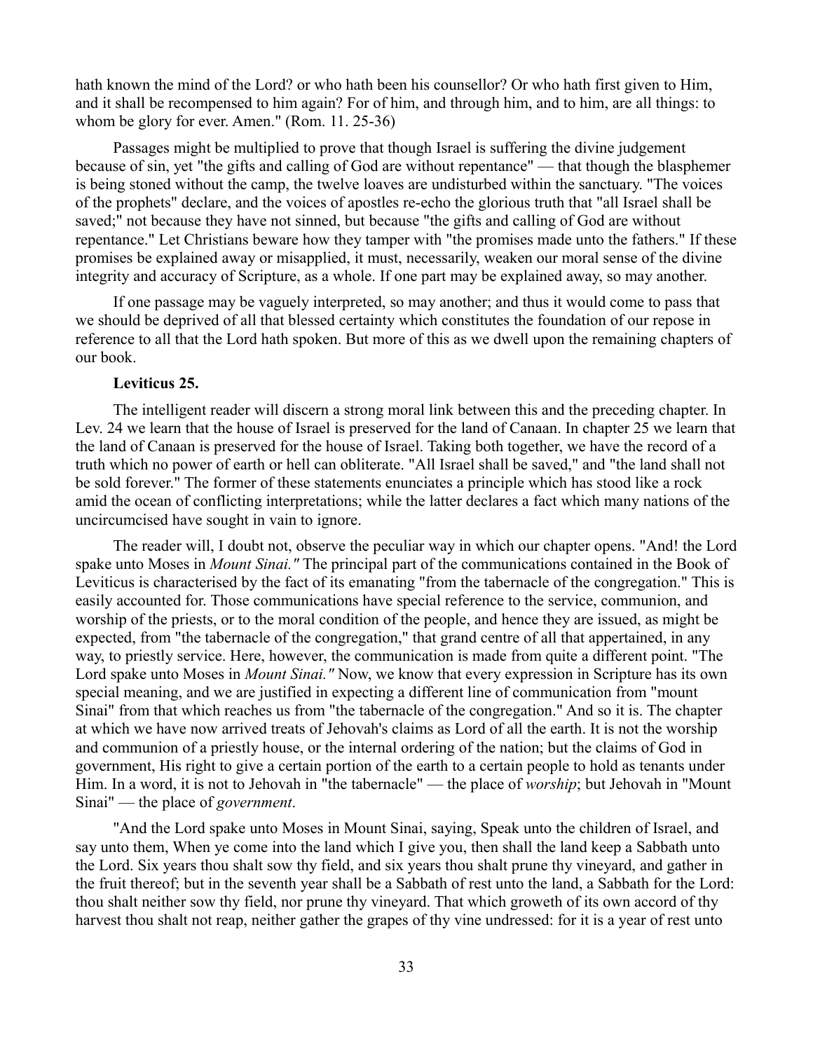hath known the mind of the Lord? or who hath been his counsellor? Or who hath first given to Him, and it shall be recompensed to him again? For of him, and through him, and to him, are all things: to whom be glory for ever. Amen." (Rom. 11. 25-36)

Passages might be multiplied to prove that though Israel is suffering the divine judgement because of sin, yet "the gifts and calling of God are without repentance" — that though the blasphemer is being stoned without the camp, the twelve loaves are undisturbed within the sanctuary. "The voices of the prophets" declare, and the voices of apostles re-echo the glorious truth that "all Israel shall be saved;" not because they have not sinned, but because "the gifts and calling of God are without repentance." Let Christians beware how they tamper with "the promises made unto the fathers." If these promises be explained away or misapplied, it must, necessarily, weaken our moral sense of the divine integrity and accuracy of Scripture, as a whole. If one part may be explained away, so may another.

If one passage may be vaguely interpreted, so may another; and thus it would come to pass that we should be deprived of all that blessed certainty which constitutes the foundation of our repose in reference to all that the Lord hath spoken. But more of this as we dwell upon the remaining chapters of our book.

**Leviticus 25.**

The intelligent reader will discern a strong moral link between this and the preceding chapter. In Lev. 24 we learn that the house of Israel is preserved for the land of Canaan. In chapter 25 we learn that the land of Canaan is preserved for the house of Israel. Taking both together, we have the record of a truth which no power of earth or hell can obliterate. "All Israel shall be saved," and "the land shall not be sold forever." The former of these statements enunciates a principle which has stood like a rock amid the ocean of conflicting interpretations; while the latter declares a fact which many nations of the uncircumcised have sought in vain to ignore.

The reader will, I doubt not, observe the peculiar way in which our chapter opens. "And! the Lord spake unto Moses in *Mount Sinai."* The principal part of the communications contained in the Book of Leviticus is characterised by the fact of its emanating "from the tabernacle of the congregation." This is easily accounted for. Those communications have special reference to the service, communion, and worship of the priests, or to the moral condition of the people, and hence they are issued, as might be expected, from "the tabernacle of the congregation," that grand centre of all that appertained, in any way, to priestly service. Here, however, the communication is made from quite a different point. "The Lord spake unto Moses in *Mount Sinai."* Now, we know that every expression in Scripture has its own special meaning, and we are justified in expecting a different line of communication from "mount Sinai" from that which reaches us from "the tabernacle of the congregation." And so it is. The chapter at which we have now arrived treats of Jehovah's claims as Lord of all the earth. It is not the worship and communion of a priestly house, or the internal ordering of the nation; but the claims of God in government, His right to give a certain portion of the earth to a certain people to hold as tenants under Him. In a word, it is not to Jehovah in "the tabernacle" — the place of *worship*; but Jehovah in "Mount Sinai" — the place of *government*.

"And the Lord spake unto Moses in Mount Sinai, saying, Speak unto the children of Israel, and say unto them, When ye come into the land which I give you, then shall the land keep a Sabbath unto the Lord. Six years thou shalt sow thy field, and six years thou shalt prune thy vineyard, and gather in the fruit thereof; but in the seventh year shall be a Sabbath of rest unto the land, a Sabbath for the Lord: thou shalt neither sow thy field, nor prune thy vineyard. That which groweth of its own accord of thy harvest thou shalt not reap, neither gather the grapes of thy vine undressed: for it is a year of rest unto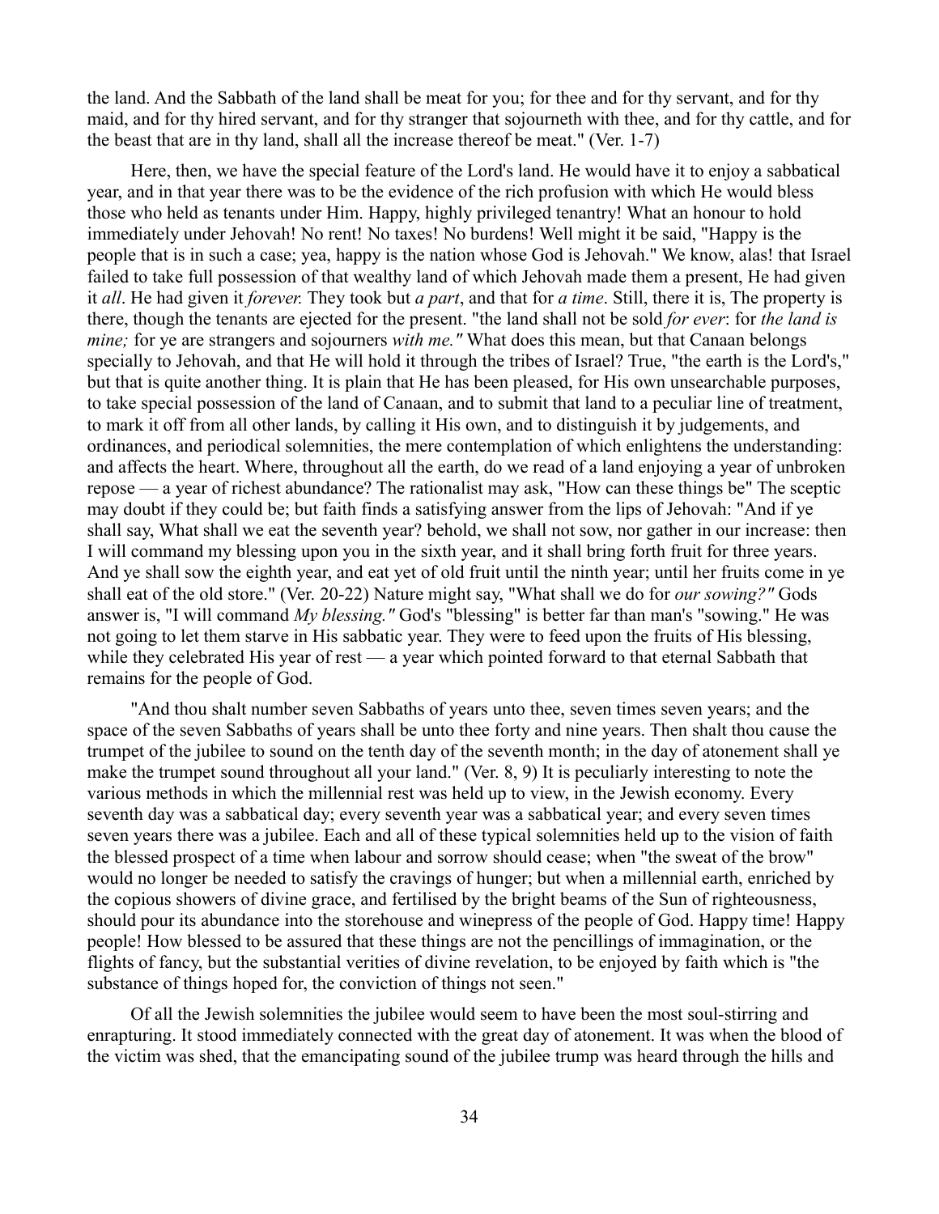the land. And the Sabbath of the land shall be meat for you; for thee and for thy servant, and for thy maid, and for thy hired servant, and for thy stranger that sojourneth with thee, and for thy cattle, and for the beast that are in thy land, shall all the increase thereof be meat." (Ver. 1-7)

Here, then, we have the special feature of the Lord's land. He would have it to enjoy a sabbatical year, and in that year there was to be the evidence of the rich profusion with which He would bless those who held as tenants under Him. Happy, highly privileged tenantry! What an honour to hold immediately under Jehovah! No rent! No taxes! No burdens! Well might it be said, "Happy is the people that is in such a case; yea, happy is the nation whose God is Jehovah." We know, alas! that Israel failed to take full possession of that wealthy land of which Jehovah made them a present, He had given it *all*. He had given it *forever.* They took but *a part*, and that for *a time*. Still, there it is, The property is there, though the tenants are ejected for the present. "the land shall not be sold *for ever*: for *the land is mine;* for ye are strangers and sojourners *with me."* What does this mean, but that Canaan belongs specially to Jehovah, and that He will hold it through the tribes of Israel? True, "the earth is the Lord's," but that is quite another thing. It is plain that He has been pleased, for His own unsearchable purposes, to take special possession of the land of Canaan, and to submit that land to a peculiar line of treatment, to mark it off from all other lands, by calling it His own, and to distinguish it by judgements, and ordinances, and periodical solemnities, the mere contemplation of which enlightens the understanding: and affects the heart. Where, throughout all the earth, do we read of a land enjoying a year of unbroken repose — a year of richest abundance? The rationalist may ask, "How can these things be" The sceptic may doubt if they could be; but faith finds a satisfying answer from the lips of Jehovah: "And if ye shall say, What shall we eat the seventh year? behold, we shall not sow, nor gather in our increase: then I will command my blessing upon you in the sixth year, and it shall bring forth fruit for three years. And ye shall sow the eighth year, and eat yet of old fruit until the ninth year; until her fruits come in ye shall eat of the old store." (Ver. 20-22) Nature might say, "What shall we do for *our sowing?"* Gods answer is, "I will command *My blessing."* God's "blessing" is better far than man's "sowing." He was not going to let them starve in His sabbatic year. They were to feed upon the fruits of His blessing, while they celebrated His year of rest — a year which pointed forward to that eternal Sabbath that remains for the people of God.

"And thou shalt number seven Sabbaths of years unto thee, seven times seven years; and the space of the seven Sabbaths of years shall be unto thee forty and nine years. Then shalt thou cause the trumpet of the jubilee to sound on the tenth day of the seventh month; in the day of atonement shall ye make the trumpet sound throughout all your land." (Ver. 8, 9) It is peculiarly interesting to note the various methods in which the millennial rest was held up to view, in the Jewish economy. Every seventh day was a sabbatical day; every seventh year was a sabbatical year; and every seven times seven years there was a jubilee. Each and all of these typical solemnities held up to the vision of faith the blessed prospect of a time when labour and sorrow should cease; when "the sweat of the brow" would no longer be needed to satisfy the cravings of hunger; but when a millennial earth, enriched by the copious showers of divine grace, and fertilised by the bright beams of the Sun of righteousness, should pour its abundance into the storehouse and winepress of the people of God. Happy time! Happy people! How blessed to be assured that these things are not the pencillings of immagination, or the flights of fancy, but the substantial verities of divine revelation, to be enjoyed by faith which is "the substance of things hoped for, the conviction of things not seen."

Of all the Jewish solemnities the jubilee would seem to have been the most soul-stirring and enrapturing. It stood immediately connected with the great day of atonement. It was when the blood of the victim was shed, that the emancipating sound of the jubilee trump was heard through the hills and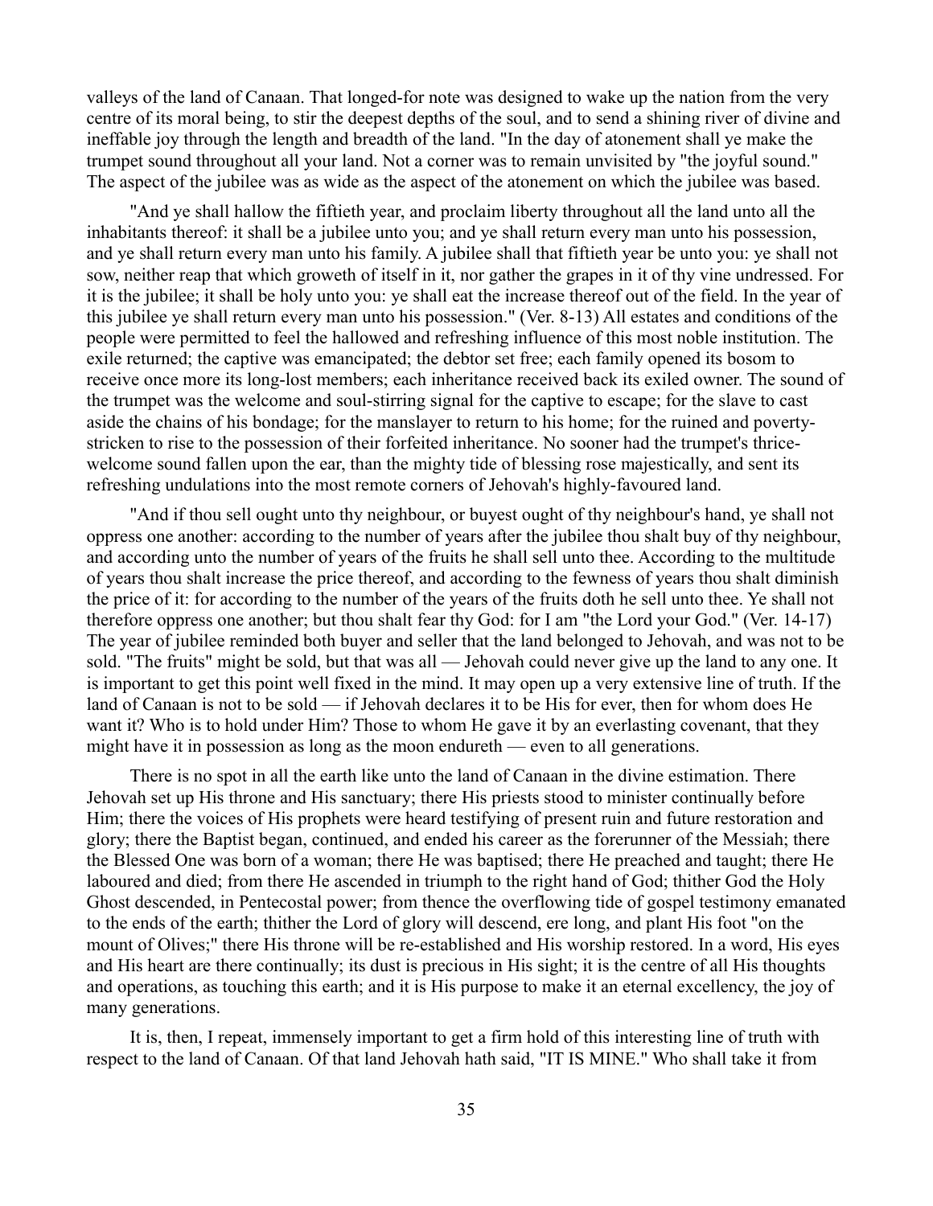valleys of the land of Canaan. That longed-for note was designed to wake up the nation from the very centre of its moral being, to stir the deepest depths of the soul, and to send a shining river of divine and ineffable joy through the length and breadth of the land. "In the day of atonement shall ye make the trumpet sound throughout all your land. Not a corner was to remain unvisited by "the joyful sound." The aspect of the jubilee was as wide as the aspect of the atonement on which the jubilee was based.

"And ye shall hallow the fiftieth year, and proclaim liberty throughout all the land unto all the inhabitants thereof: it shall be a jubilee unto you; and ye shall return every man unto his possession, and ye shall return every man unto his family. A jubilee shall that fiftieth year be unto you: ye shall not sow, neither reap that which groweth of itself in it, nor gather the grapes in it of thy vine undressed. For it is the jubilee; it shall be holy unto you: ye shall eat the increase thereof out of the field. In the year of this jubilee ye shall return every man unto his possession." (Ver. 8-13) All estates and conditions of the people were permitted to feel the hallowed and refreshing influence of this most noble institution. The exile returned; the captive was emancipated; the debtor set free; each family opened its bosom to receive once more its long-lost members; each inheritance received back its exiled owner. The sound of the trumpet was the welcome and soul-stirring signal for the captive to escape; for the slave to cast aside the chains of his bondage; for the manslayer to return to his home; for the ruined and poverty-stricken to rise to the possession of their forfeited inheritance. No sooner had the trumpet's thrice-welcome sound fallen upon the ear, than the mighty tide of blessing rose majestically, and sent its refreshing undulations into the most remote corners of Jehovah's highly-favoured land.

"And if thou sell ought unto thy neighbour, or buyest ought of thy neighbour's hand, ye shall not oppress one another: according to the number of years after the jubilee thou shalt buy of thy neighbour, and according unto the number of years of the fruits he shall sell unto thee. According to the multitude of years thou shalt increase the price thereof, and according to the fewness of years thou shalt diminish the price of it: for according to the number of the years of the fruits doth he sell unto thee. Ye shall not therefore oppress one another; but thou shalt fear thy God: for I am "the Lord your God." (Ver. 14-17) The year of jubilee reminded both buyer and seller that the land belonged to Jehovah, and was not to be sold. "The fruits" might be sold, but that was all — Jehovah could never give up the land to any one. It is important to get this point well fixed in the mind. It may open up a very extensive line of truth. If the land of Canaan is not to be sold — if Jehovah declares it to be His for ever, then for whom does He want it? Who is to hold under Him? Those to whom He gave it by an everlasting covenant, that they might have it in possession as long as the moon endureth — even to all generations.

There is no spot in all the earth like unto the land of Canaan in the divine estimation. There Jehovah set up His throne and His sanctuary; there His priests stood to minister continually before Him; there the voices of His prophets were heard testifying of present ruin and future restoration and glory; there the Baptist began, continued, and ended his career as the forerunner of the Messiah; there the Blessed One was born of a woman; there He was baptised; there He preached and taught; there He laboured and died; from there He ascended in triumph to the right hand of God; thither God the Holy Ghost descended, in Pentecostal power; from thence the overflowing tide of gospel testimony emanated to the ends of the earth; thither the Lord of glory will descend, ere long, and plant His foot "on the mount of Olives;" there His throne will be re-established and His worship restored. In a word, His eyes and His heart are there continually; its dust is precious in His sight; it is the centre of all His thoughts and operations, as touching this earth; and it is His purpose to make it an eternal excellency, the joy of many generations.

It is, then, I repeat, immensely important to get a firm hold of this interesting line of truth with respect to the land of Canaan. Of that land Jehovah hath said, "IT IS MINE." Who shall take it from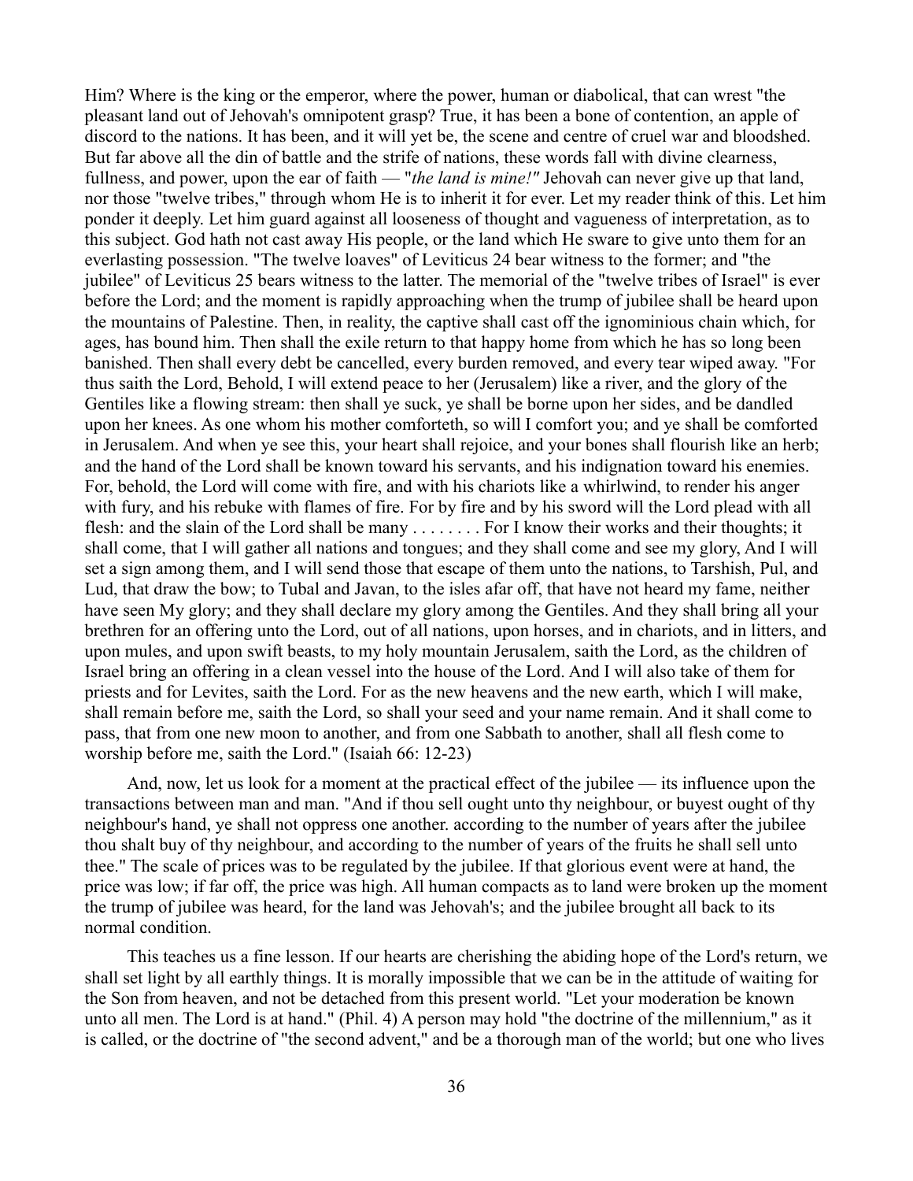Him? Where is the king or the emperor, where the power, human or diabolical, that can wrest "the pleasant land out of Jehovah's omnipotent grasp? True, it has been a bone of contention, an apple of discord to the nations. It has been, and it will yet be, the scene and centre of cruel war and bloodshed. But far above all the din of battle and the strife of nations, these words fall with divine clearness, fullness, and power, upon the ear of faith — "*the land is mine!"* Jehovah can never give up that land, nor those "twelve tribes," through whom He is to inherit it for ever. Let my reader think of this. Let him ponder it deeply. Let him guard against all looseness of thought and vagueness of interpretation, as to this subject. God hath not cast away His people, or the land which He sware to give unto them for an everlasting possession. "The twelve loaves" of Leviticus 24 bear witness to the former; and "the jubilee" of Leviticus 25 bears witness to the latter. The memorial of the "twelve tribes of Israel" is ever before the Lord; and the moment is rapidly approaching when the trump of jubilee shall be heard upon the mountains of Palestine. Then, in reality, the captive shall cast off the ignominious chain which, for ages, has bound him. Then shall the exile return to that happy home from which he has so long been banished. Then shall every debt be cancelled, every burden removed, and every tear wiped away. "For thus saith the Lord, Behold, I will extend peace to her (Jerusalem) like a river, and the glory of the Gentiles like a flowing stream: then shall ye suck, ye shall be borne upon her sides, and be dandled upon her knees. As one whom his mother comforteth, so will I comfort you; and ye shall be comforted in Jerusalem. And when ye see this, your heart shall rejoice, and your bones shall flourish like an herb; and the hand of the Lord shall be known toward his servants, and his indignation toward his enemies. For, behold, the Lord will come with fire, and with his chariots like a whirlwind, to render his anger with fury, and his rebuke with flames of fire. For by fire and by his sword will the Lord plead with all flesh: and the slain of the Lord shall be many . . . . . . . . For I know their works and their thoughts; it shall come, that I will gather all nations and tongues; and they shall come and see my glory, And I will set a sign among them, and I will send those that escape of them unto the nations, to Tarshish, Pul, and Lud, that draw the bow; to Tubal and Javan, to the isles afar off, that have not heard my fame, neither have seen My glory; and they shall declare my glory among the Gentiles. And they shall bring all your brethren for an offering unto the Lord, out of all nations, upon horses, and in chariots, and in litters, and upon mules, and upon swift beasts, to my holy mountain Jerusalem, saith the Lord, as the children of Israel bring an offering in a clean vessel into the house of the Lord. And I will also take of them for priests and for Levites, saith the Lord. For as the new heavens and the new earth, which I will make, shall remain before me, saith the Lord, so shall your seed and your name remain. And it shall come to pass, that from one new moon to another, and from one Sabbath to another, shall all flesh come to worship before me, saith the Lord." (Isaiah 66: 12-23)

And, now, let us look for a moment at the practical effect of the jubilee — its influence upon the transactions between man and man. "And if thou sell ought unto thy neighbour, or buyest ought of thy neighbour's hand, ye shall not oppress one another. according to the number of years after the jubilee thou shalt buy of thy neighbour, and according to the number of years of the fruits he shall sell unto thee." The scale of prices was to be regulated by the jubilee. If that glorious event were at hand, the price was low; if far off, the price was high. All human compacts as to land were broken up the moment the trump of jubilee was heard, for the land was Jehovah's; and the jubilee brought all back to its normal condition.

This teaches us a fine lesson. If our hearts are cherishing the abiding hope of the Lord's return, we shall set light by all earthly things. It is morally impossible that we can be in the attitude of waiting for the Son from heaven, and not be detached from this present world. "Let your moderation be known unto all men. The Lord is at hand." (Phil. 4) A person may hold "the doctrine of the millennium," as it is called, or the doctrine of "the second advent," and be a thorough man of the world; but one who lives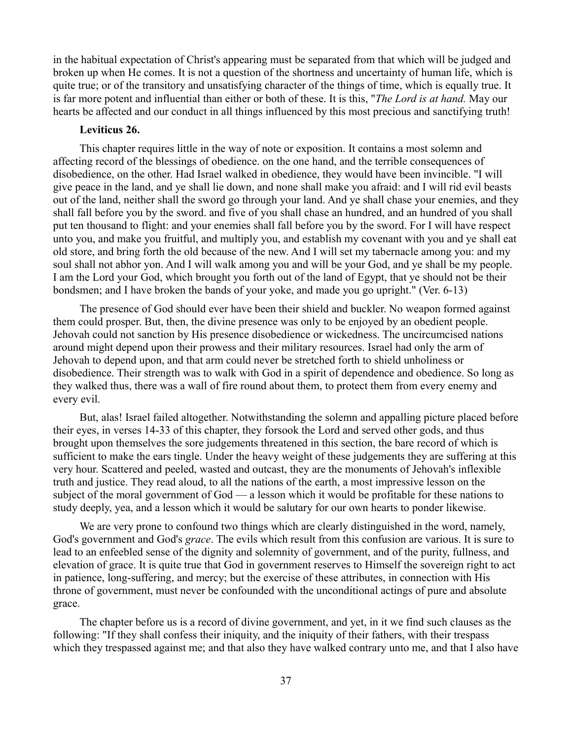in the habitual expectation of Christ's appearing must be separated from that which will be judged and broken up when He comes. It is not a question of the shortness and uncertainty of human life, which is quite true; or of the transitory and unsatisfying character of the things of time, which is equally true. It is far more potent and influential than either or both of these. It is this, "*The Lord is at hand.* May our hearts be affected and our conduct in all things influenced by this most precious and sanctifying truth!

**Leviticus 26.**

This chapter requires little in the way of note or exposition. It contains a most solemn and affecting record of the blessings of obedience. on the one hand, and the terrible consequences of disobedience, on the other. Had Israel walked in obedience, they would have been invincible. "I will give peace in the land, and ye shall lie down, and none shall make you afraid: and I will rid evil beasts out of the land, neither shall the sword go through your land. And ye shall chase your enemies, and they shall fall before you by the sword. and five of you shall chase an hundred, and an hundred of you shall put ten thousand to flight: and your enemies shall fall before you by the sword. For I will have respect unto you, and make you fruitful, and multiply you, and establish my covenant with you and ye shall eat old store, and bring forth the old because of the new. And I will set my tabernacle among you: and my soul shall not abhor yon. And I will walk among you and will be your God, and ye shall be my people. I am the Lord your God, which brought you forth out of the land of Egypt, that ye should not be their bondsmen; and I have broken the bands of your yoke, and made you go upright." (Ver. 6-13)

The presence of God should ever have been their shield and buckler. No weapon formed against them could prosper. But, then, the divine presence was only to be enjoyed by an obedient people. Jehovah could not sanction by His presence disobedience or wickedness. The uncircumcised nations around might depend upon their prowess and their military resources. Israel had only the arm of Jehovah to depend upon, and that arm could never be stretched forth to shield unholiness or disobedience. Their strength was to walk with God in a spirit of dependence and obedience. So long as they walked thus, there was a wall of fire round about them, to protect them from every enemy and every evil.

But, alas! Israel failed altogether. Notwithstanding the solemn and appalling picture placed before their eyes, in verses 14-33 of this chapter, they forsook the Lord and served other gods, and thus brought upon themselves the sore judgements threatened in this section, the bare record of which is sufficient to make the ears tingle. Under the heavy weight of these judgements they are suffering at this very hour. Scattered and peeled, wasted and outcast, they are the monuments of Jehovah's inflexible truth and justice. They read aloud, to all the nations of the earth, a most impressive lesson on the subject of the moral government of God — a lesson which it would be profitable for these nations to study deeply, yea, and a lesson which it would be salutary for our own hearts to ponder likewise.

We are very prone to confound two things which are clearly distinguished in the word, namely, God's government and God's *grace*. The evils which result from this confusion are various. It is sure to lead to an enfeebled sense of the dignity and solemnity of government, and of the purity, fullness, and elevation of grace. It is quite true that God in government reserves to Himself the sovereign right to act in patience, long-suffering, and mercy; but the exercise of these attributes, in connection with His throne of government, must never be confounded with the unconditional actings of pure and absolute grace.

The chapter before us is a record of divine government, and yet, in it we find such clauses as the following: "If they shall confess their iniquity, and the iniquity of their fathers, with their trespass which they trespassed against me; and that also they have walked contrary unto me, and that I also have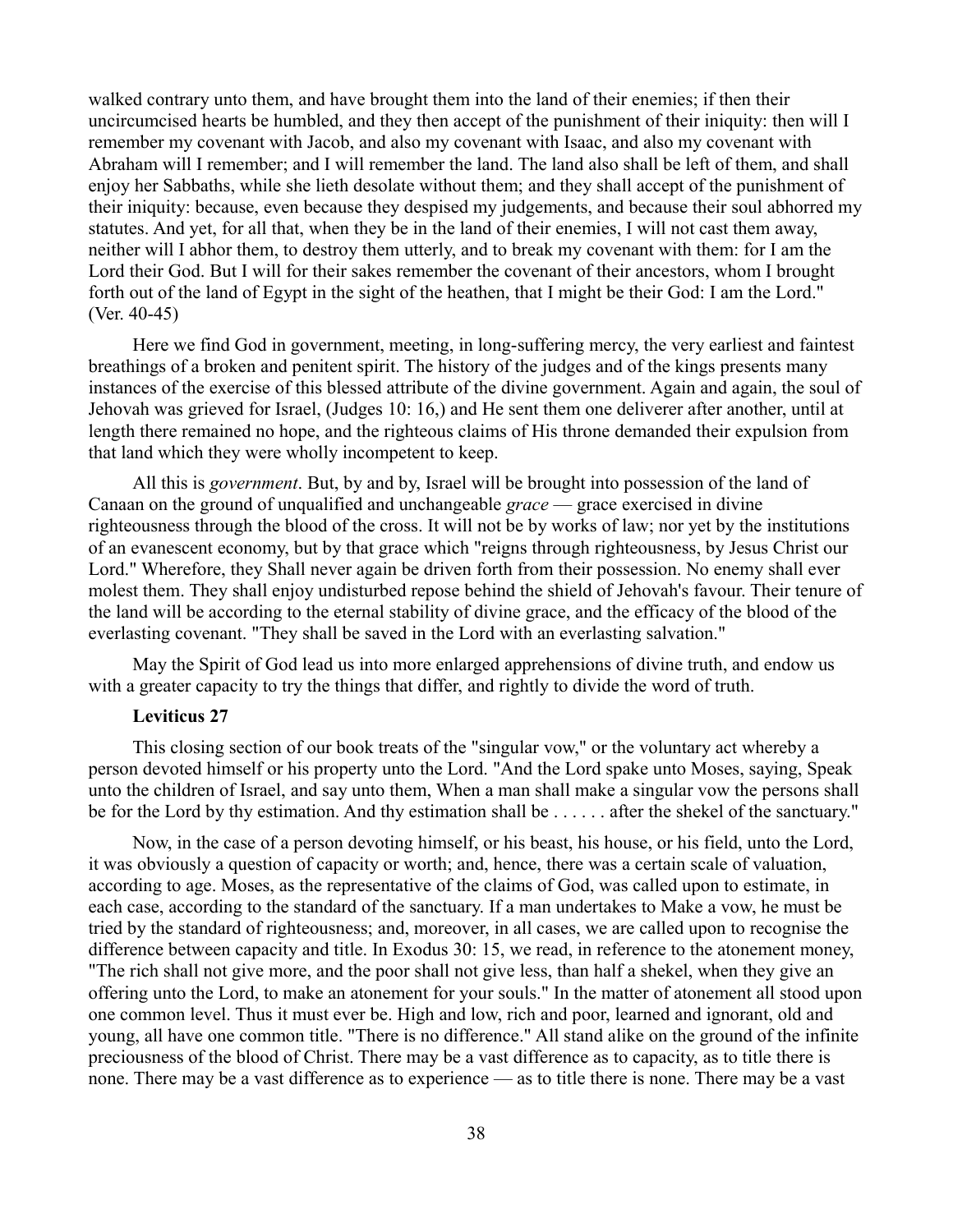walked contrary unto them, and have brought them into the land of their enemies; if then their uncircumcised hearts be humbled, and they then accept of the punishment of their iniquity: then will I remember my covenant with Jacob, and also my covenant with Isaac, and also my covenant with Abraham will I remember; and I will remember the land. The land also shall be left of them, and shall enjoy her Sabbaths, while she lieth desolate without them; and they shall accept of the punishment of their iniquity: because, even because they despised my judgements, and because their soul abhorred my statutes. And yet, for all that, when they be in the land of their enemies, I will not cast them away, neither will I abhor them, to destroy them utterly, and to break my covenant with them: for I am the Lord their God. But I will for their sakes remember the covenant of their ancestors, whom I brought forth out of the land of Egypt in the sight of the heathen, that I might be their God: I am the Lord." (Ver. 40-45)

Here we find God in government, meeting, in long-suffering mercy, the very earliest and faintest breathings of a broken and penitent spirit. The history of the judges and of the kings presents many instances of the exercise of this blessed attribute of the divine government. Again and again, the soul of Jehovah was grieved for Israel, (Judges 10: 16,) and He sent them one deliverer after another, until at length there remained no hope, and the righteous claims of His throne demanded their expulsion from that land which they were wholly incompetent to keep.

All this is *government*. But, by and by, Israel will be brought into possession of the land of Canaan on the ground of unqualified and unchangeable *grace* — grace exercised in divine righteousness through the blood of the cross. It will not be by works of law; nor yet by the institutions of an evanescent economy, but by that grace which "reigns through righteousness, by Jesus Christ our Lord." Wherefore, they Shall never again be driven forth from their possession. No enemy shall ever molest them. They shall enjoy undisturbed repose behind the shield of Jehovah's favour. Their tenure of the land will be according to the eternal stability of divine grace, and the efficacy of the blood of the everlasting covenant. "They shall be saved in the Lord with an everlasting salvation."

May the Spirit of God lead us into more enlarged apprehensions of divine truth, and endow us with a greater capacity to try the things that differ, and rightly to divide the word of truth.

**Leviticus 27**

This closing section of our book treats of the "singular vow," or the voluntary act whereby a person devoted himself or his property unto the Lord. "And the Lord spake unto Moses, saying, Speak unto the children of Israel, and say unto them, When a man shall make a singular vow the persons shall be for the Lord by thy estimation. And thy estimation shall be . . . . . . after the shekel of the sanctuary."

Now, in the case of a person devoting himself, or his beast, his house, or his field, unto the Lord, it was obviously a question of capacity or worth; and, hence, there was a certain scale of valuation, according to age. Moses, as the representative of the claims of God, was called upon to estimate, in each case, according to the standard of the sanctuary. If a man undertakes to Make a vow, he must be tried by the standard of righteousness; and, moreover, in all cases, we are called upon to recognise the difference between capacity and title. In Exodus 30: 15, we read, in reference to the atonement money, "The rich shall not give more, and the poor shall not give less, than half a shekel, when they give an offering unto the Lord, to make an atonement for your souls." In the matter of atonement all stood upon one common level. Thus it must ever be. High and low, rich and poor, learned and ignorant, old and young, all have one common title. "There is no difference." All stand alike on the ground of the infinite preciousness of the blood of Christ. There may be a vast difference as to capacity, as to title there is none. There may be a vast difference as to experience — as to title there is none. There may be a vast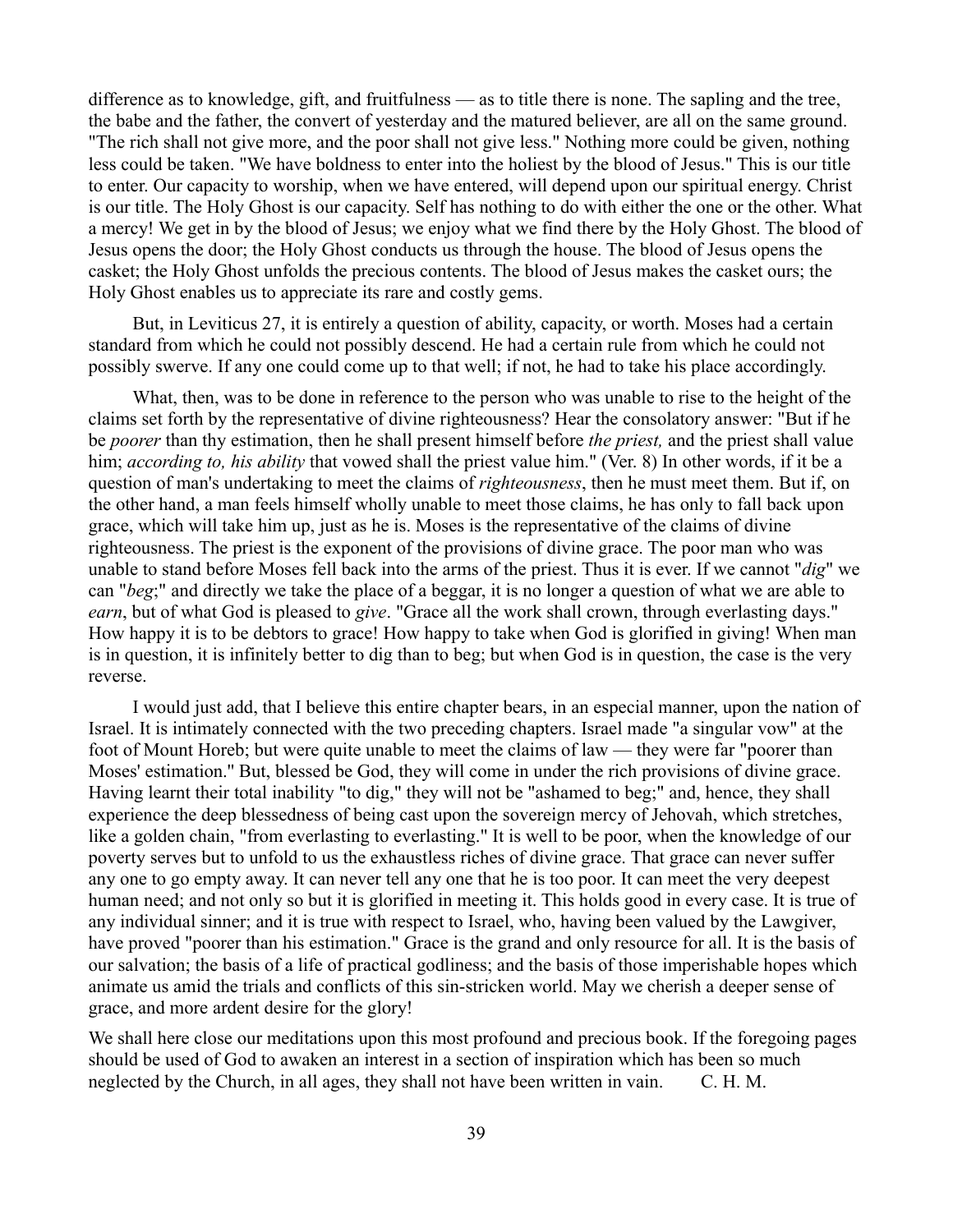difference as to knowledge, gift, and fruitfulness — as to title there is none. The sapling and the tree, the babe and the father, the convert of yesterday and the matured believer, are all on the same ground. "The rich shall not give more, and the poor shall not give less." Nothing more could be given, nothing less could be taken. "We have boldness to enter into the holiest by the blood of Jesus." This is our title to enter. Our capacity to worship, when we have entered, will depend upon our spiritual energy. Christ is our title. The Holy Ghost is our capacity. Self has nothing to do with either the one or the other. What a mercy! We get in by the blood of Jesus; we enjoy what we find there by the Holy Ghost. The blood of Jesus opens the door; the Holy Ghost conducts us through the house. The blood of Jesus opens the casket; the Holy Ghost unfolds the precious contents. The blood of Jesus makes the casket ours; the Holy Ghost enables us to appreciate its rare and costly gems.

But, in Leviticus 27, it is entirely a question of ability, capacity, or worth. Moses had a certain standard from which he could not possibly descend. He had a certain rule from which he could not possibly swerve. If any one could come up to that well; if not, he had to take his place accordingly.

What, then, was to be done in reference to the person who was unable to rise to the height of the claims set forth by the representative of divine righteousness? Hear the consolatory answer: "But if he be *poorer* than thy estimation, then he shall present himself before *the priest,* and the priest shall value him; *according to, his ability* that vowed shall the priest value him." (Ver. 8) In other words, if it be a question of man's undertaking to meet the claims of *righteousness*, then he must meet them. But if, on the other hand, a man feels himself wholly unable to meet those claims, he has only to fall back upon grace, which will take him up, just as he is. Moses is the representative of the claims of divine righteousness. The priest is the exponent of the provisions of divine grace. The poor man who was unable to stand before Moses fell back into the arms of the priest. Thus it is ever. If we cannot "*dig*" we can "*beg*;" and directly we take the place of a beggar, it is no longer a question of what we are able to *earn*, but of what God is pleased to *give*. "Grace all the work shall crown, through everlasting days." How happy it is to be debtors to grace! How happy to take when God is glorified in giving! When man is in question, it is infinitely better to dig than to beg; but when God is in question, the case is the very reverse.

I would just add, that I believe this entire chapter bears, in an especial manner, upon the nation of Israel. It is intimately connected with the two preceding chapters. Israel made "a singular vow" at the foot of Mount Horeb; but were quite unable to meet the claims of law — they were far "poorer than Moses' estimation." But, blessed be God, they will come in under the rich provisions of divine grace. Having learnt their total inability "to dig," they will not be "ashamed to beg;" and, hence, they shall experience the deep blessedness of being cast upon the sovereign mercy of Jehovah, which stretches, like a golden chain, "from everlasting to everlasting." It is well to be poor, when the knowledge of our poverty serves but to unfold to us the exhaustless riches of divine grace. That grace can never suffer any one to go empty away. It can never tell any one that he is too poor. It can meet the very deepest human need; and not only so but it is glorified in meeting it. This holds good in every case. It is true of any individual sinner; and it is true with respect to Israel, who, having been valued by the Lawgiver, have proved "poorer than his estimation." Grace is the grand and only resource for all. It is the basis of our salvation; the basis of a life of practical godliness; and the basis of those imperishable hopes which animate us amid the trials and conflicts of this sin-stricken world. May we cherish a deeper sense of grace, and more ardent desire for the glory!

We shall here close our meditations upon this most profound and precious book. If the foregoing pages should be used of God to awaken an interest in a section of inspiration which has been so much neglected by the Church, in all ages, they shall not have been written in vain. C. H. M.